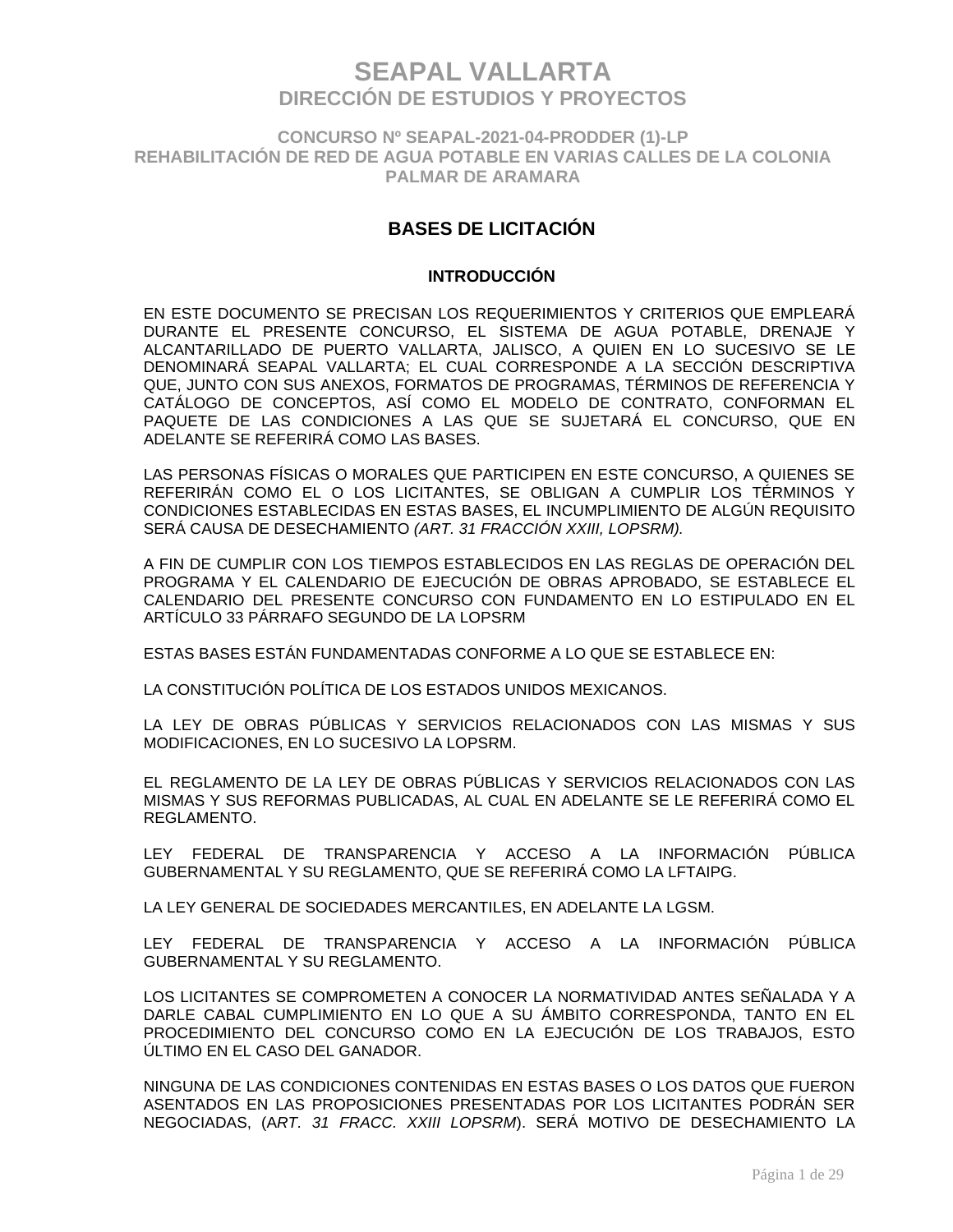# SEAPAL VALLARTA
## DIRECCIÓN DE ESTUDIOS Y PROYECTOS

### CONCURSO Nº SEAPAL-2021-04-PRODDER (1)-LP
### REHABILITACIÓN DE RED DE AGUA POTABLE EN VARIAS CALLES DE LA COLONIA PALMAR DE ARAMARA

## BASES DE LICITACIÓN

### INTRODUCCIÓN

EN ESTE DOCUMENTO SE PRECISAN LOS REQUERIMIENTOS Y CRITERIOS QUE EMPLEARÁ DURANTE EL PRESENTE CONCURSO, EL SISTEMA DE AGUA POTABLE, DRENAJE Y ALCANTARILLADO DE PUERTO VALLARTA, JALISCO, A QUIEN EN LO SUCESIVO SE LE DENOMINARÁ SEAPAL VALLARTA; EL CUAL CORRESPONDE A LA SECCIÓN DESCRIPTIVA QUE, JUNTO CON SUS ANEXOS, FORMATOS DE PROGRAMAS, TÉRMINOS DE REFERENCIA Y CATÁLOGO DE CONCEPTOS, ASÍ COMO EL MODELO DE CONTRATO, CONFORMAN EL PAQUETE DE LAS CONDICIONES A LAS QUE SE SUJETARÁ EL CONCURSO, QUE EN ADELANTE SE REFERIRÁ COMO LAS BASES.

LAS PERSONAS FÍSICAS O MORALES QUE PARTICIPEN EN ESTE CONCURSO, A QUIENES SE REFERIRÁN COMO EL O LOS LICITANTES, SE OBLIGAN A CUMPLIR LOS TÉRMINOS Y CONDICIONES ESTABLECIDAS EN ESTAS BASES, EL INCUMPLIMIENTO DE ALGÚN REQUISITO SERÁ CAUSA DE DESECHAMIENTO *(ART. 31 FRACCIÓN XXIII, LOPSRM).*

A FIN DE CUMPLIR CON LOS TIEMPOS ESTABLECIDOS EN LAS REGLAS DE OPERACIÓN DEL PROGRAMA Y EL CALENDARIO DE EJECUCIÓN DE OBRAS APROBADO, SE ESTABLECE EL CALENDARIO DEL PRESENTE CONCURSO CON FUNDAMENTO EN LO ESTIPULADO EN EL ARTÍCULO 33 PÁRRAFO SEGUNDO DE LA LOPSRM

ESTAS BASES ESTÁN FUNDAMENTADAS CONFORME A LO QUE SE ESTABLECE EN:

LA CONSTITUCIÓN POLÍTICA DE LOS ESTADOS UNIDOS MEXICANOS.

LA LEY DE OBRAS PÚBLICAS Y SERVICIOS RELACIONADOS CON LAS MISMAS Y SUS MODIFICACIONES, EN LO SUCESIVO LA LOPSRM.

EL REGLAMENTO DE LA LEY DE OBRAS PÚBLICAS Y SERVICIOS RELACIONADOS CON LAS MISMAS Y SUS REFORMAS PUBLICADAS, AL CUAL EN ADELANTE SE LE REFERIRÁ COMO EL REGLAMENTO.

LEY FEDERAL DE TRANSPARENCIA Y ACCESO A LA INFORMACIÓN PÚBLICA GUBERNAMENTAL Y SU REGLAMENTO, QUE SE REFERIRÁ COMO LA LFTAIPG.

LA LEY GENERAL DE SOCIEDADES MERCANTILES, EN ADELANTE LA LGSM.

LEY FEDERAL DE TRANSPARENCIA Y ACCESO A LA INFORMACIÓN PÚBLICA GUBERNAMENTAL Y SU REGLAMENTO.

LOS LICITANTES SE COMPROMETEN A CONOCER LA NORMATIVIDAD ANTES SEÑALADA Y A DARLE CABAL CUMPLIMIENTO EN LO QUE A SU ÁMBITO CORRESPONDA, TANTO EN EL PROCEDIMIENTO DEL CONCURSO COMO EN LA EJECUCIÓN DE LOS TRABAJOS, ESTO ÚLTIMO EN EL CASO DEL GANADOR.

NINGUNA DE LAS CONDICIONES CONTENIDAS EN ESTAS BASES O LOS DATOS QUE FUERON ASENTADOS EN LAS PROPOSICIONES PRESENTADAS POR LOS LICITANTES PODRÁN SER NEGOCIADAS, (*ART. 31 FRACC. XXIII LOPSRM*). SERÁ MOTIVO DE DESECHAMIENTO LA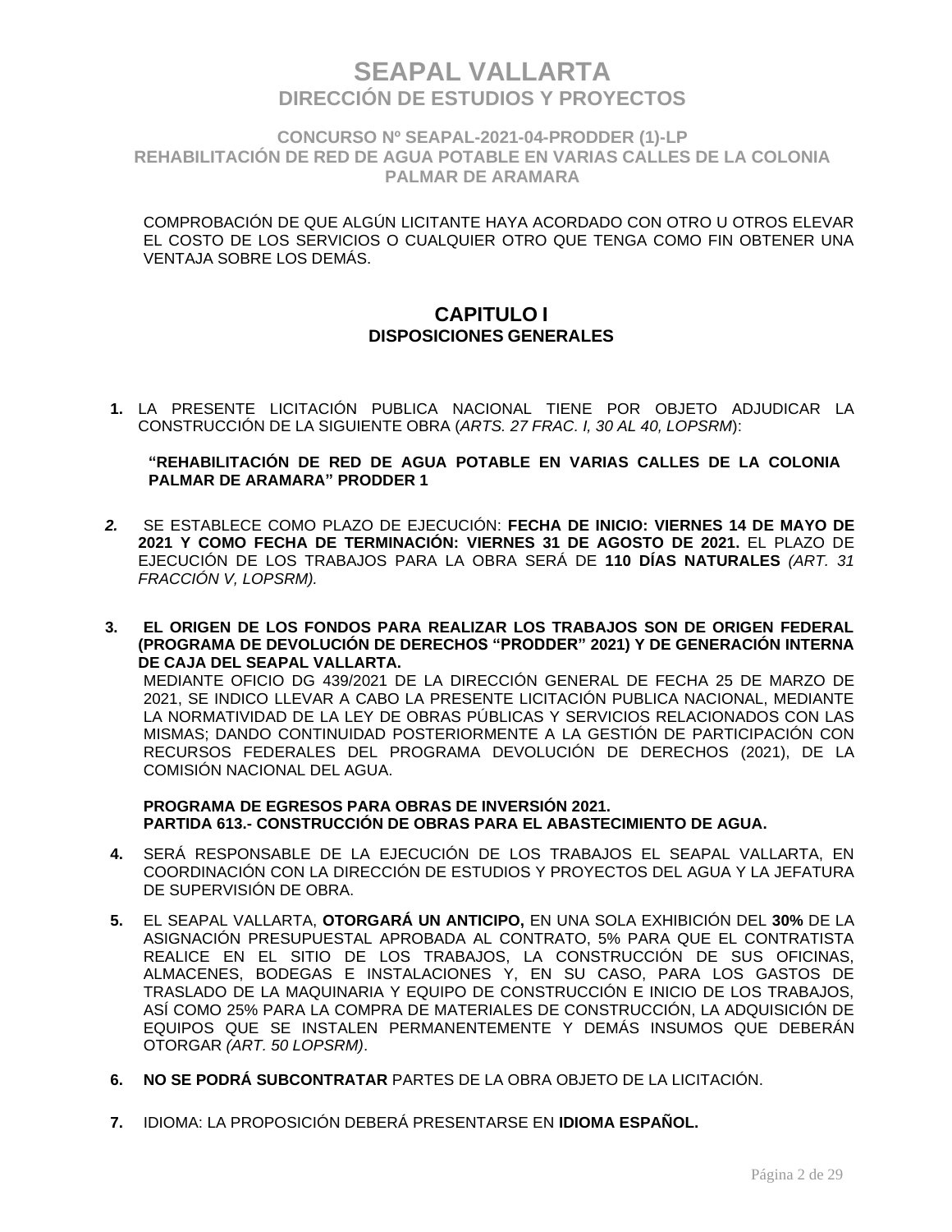COMPROBACIÓN DE QUE ALGÚN LICITANTE HAYA ACORDADO CON OTRO U OTROS ELEVAR EL COSTO DE LOS SERVICIOS O CUALQUIER OTRO QUE TENGA COMO FIN OBTENER UNA VENTAJA SOBRE LOS DEMÁS.

## CAPITULO I
### DISPOSICIONES GENERALES

**1.** LA PRESENTE LICITACIÓN PUBLICA NACIONAL TIENE POR OBJETO ADJUDICAR LA CONSTRUCCIÓN DE LA SIGUIENTE OBRA (*ARTS. 27 FRAC. I, 30 AL 40, LOPSRM*):

**“REHABILITACIÓN DE RED DE AGUA POTABLE EN VARIAS CALLES DE LA COLONIA PALMAR DE ARAMARA” PRODDER 1**

***2.*** SE ESTABLECE COMO PLAZO DE EJECUCIÓN: **FECHA DE INICIO: VIERNES 14 DE MAYO DE 2021 Y COMO FECHA DE TERMINACIÓN: VIERNES 31 DE AGOSTO DE 2021.** EL PLAZO DE EJECUCIÓN DE LOS TRABAJOS PARA LA OBRA SERÁ DE **110 DÍAS NATURALES** *(ART. 31 FRACCIÓN V, LOPSRM).*

**3. EL ORIGEN DE LOS FONDOS PARA REALIZAR LOS TRABAJOS SON DE ORIGEN FEDERAL (PROGRAMA DE DEVOLUCIÓN DE DERECHOS “PRODDER” 2021) Y DE GENERACIÓN INTERNA DE CAJA DEL SEAPAL VALLARTA.**
MEDIANTE OFICIO DG 439/2021 DE LA DIRECCIÓN GENERAL DE FECHA 25 DE MARZO DE 2021, SE INDICO LLEVAR A CABO LA PRESENTE LICITACIÓN PUBLICA NACIONAL, MEDIANTE LA NORMATIVIDAD DE LA LEY DE OBRAS PÚBLICAS Y SERVICIOS RELACIONADOS CON LAS MISMAS; DANDO CONTINUIDAD POSTERIORMENTE A LA GESTIÓN DE PARTICIPACIÓN CON RECURSOS FEDERALES DEL PROGRAMA DEVOLUCIÓN DE DERECHOS (2021), DE LA COMISIÓN NACIONAL DEL AGUA.

**PROGRAMA DE EGRESOS PARA OBRAS DE INVERSIÓN 2021.**
**PARTIDA 613.- CONSTRUCCIÓN DE OBRAS PARA EL ABASTECIMIENTO DE AGUA.**

**4.** SERÁ RESPONSABLE DE LA EJECUCIÓN DE LOS TRABAJOS EL SEAPAL VALLARTA, EN COORDINACIÓN CON LA DIRECCIÓN DE ESTUDIOS Y PROYECTOS DEL AGUA Y LA JEFATURA DE SUPERVISIÓN DE OBRA.

**5.** EL SEAPAL VALLARTA, **OTORGARÁ UN ANTICIPO,** EN UNA SOLA EXHIBICIÓN DEL **30%** DE LA ASIGNACIÓN PRESUPUESTAL APROBADA AL CONTRATO, 5% PARA QUE EL CONTRATISTA REALICE EN EL SITIO DE LOS TRABAJOS, LA CONSTRUCCIÓN DE SUS OFICINAS, ALMACENES, BODEGAS E INSTALACIONES Y, EN SU CASO, PARA LOS GASTOS DE TRASLADO DE LA MAQUINARIA Y EQUIPO DE CONSTRUCCIÓN E INICIO DE LOS TRABAJOS, ASÍ COMO 25% PARA LA COMPRA DE MATERIALES DE CONSTRUCCIÓN, LA ADQUISICIÓN DE EQUIPOS QUE SE INSTALEN PERMANENTEMENTE Y DEMÁS INSUMOS QUE DEBERÁN OTORGAR *(ART. 50 LOPSRM)*.

**6. NO SE PODRÁ SUBCONTRATAR** PARTES DE LA OBRA OBJETO DE LA LICITACIÓN.

**7.** IDIOMA: LA PROPOSICIÓN DEBERÁ PRESENTARSE EN **IDIOMA ESPAÑOL.**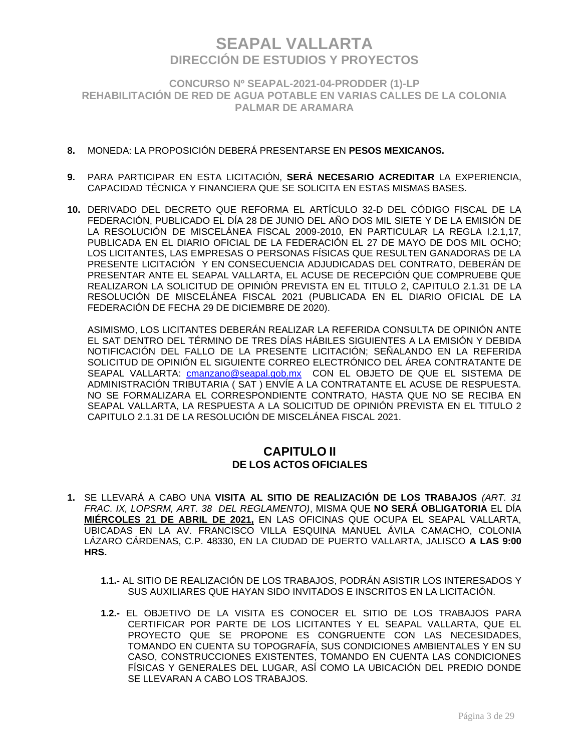**8.** MONEDA: LA PROPOSICIÓN DEBERÁ PRESENTARSE EN **PESOS MEXICANOS.**

**9.** PARA PARTICIPAR EN ESTA LICITACIÓN, **SERÁ NECESARIO ACREDITAR** LA EXPERIENCIA, CAPACIDAD TÉCNICA Y FINANCIERA QUE SE SOLICITA EN ESTAS MISMAS BASES.

**10.** DERIVADO DEL DECRETO QUE REFORMA EL ARTÍCULO 32-D DEL CÓDIGO FISCAL DE LA FEDERACIÓN, PUBLICADO EL DÍA 28 DE JUNIO DEL AÑO DOS MIL SIETE Y DE LA EMISIÓN DE LA RESOLUCIÓN DE MISCELÁNEA FISCAL 2009-2010, EN PARTICULAR LA REGLA I.2.1,17, PUBLICADA EN EL DIARIO OFICIAL DE LA FEDERACIÓN EL 27 DE MAYO DE DOS MIL OCHO; LOS LICITANTES, LAS EMPRESAS O PERSONAS FÍSICAS QUE RESULTEN GANADORAS DE LA PRESENTE LICITACIÓN Y EN CONSECUENCIA ADJUDICADAS DEL CONTRATO, DEBERÁN DE PRESENTAR ANTE EL SEAPAL VALLARTA, EL ACUSE DE RECEPCIÓN QUE COMPRUEBE QUE REALIZARON LA SOLICITUD DE OPINIÓN PREVISTA EN EL TITULO 2, CAPITULO 2.1.31 DE LA RESOLUCIÓN DE MISCELÁNEA FISCAL 2021 (PUBLICADA EN EL DIARIO OFICIAL DE LA FEDERACIÓN DE FECHA 29 DE DICIEMBRE DE 2020).

ASIMISMO, LOS LICITANTES DEBERÁN REALIZAR LA REFERIDA CONSULTA DE OPINIÓN ANTE EL SAT DENTRO DEL TÉRMINO DE TRES DÍAS HÁBILES SIGUIENTES A LA EMISIÓN Y DEBIDA NOTIFICACIÓN DEL FALLO DE LA PRESENTE LICITACIÓN; SEÑALANDO EN LA REFERIDA SOLICITUD DE OPINIÓN EL SIGUIENTE CORREO ELECTRÓNICO DEL ÁREA CONTRATANTE DE SEAPAL VALLARTA: cmanzano@seapal.gob.mx CON EL OBJETO DE QUE EL SISTEMA DE ADMINISTRACIÓN TRIBUTARIA ( SAT ) ENVÍE A LA CONTRATANTE EL ACUSE DE RESPUESTA. NO SE FORMALIZARA EL CORRESPONDIENTE CONTRATO, HASTA QUE NO SE RECIBA EN SEAPAL VALLARTA, LA RESPUESTA A LA SOLICITUD DE OPINIÓN PREVISTA EN EL TITULO 2 CAPITULO 2.1.31 DE LA RESOLUCIÓN DE MISCELÁNEA FISCAL 2021.

## CAPITULO II
### DE LOS ACTOS OFICIALES

**1.** SE LLEVARÁ A CABO UNA **VISITA AL SITIO DE REALIZACIÓN DE LOS TRABAJOS** *(ART. 31 FRAC. IX, LOPSRM, ART. 38 DEL REGLAMENTO)*, MISMA QUE **NO SERÁ OBLIGATORIA** EL DÍA **MIÉRCOLES 21 DE ABRIL DE 2021,** EN LAS OFICINAS QUE OCUPA EL SEAPAL VALLARTA, UBICADAS EN LA AV. FRANCISCO VILLA ESQUINA MANUEL ÁVILA CAMACHO, COLONIA LÁZARO CÁRDENAS, C.P. 48330, EN LA CIUDAD DE PUERTO VALLARTA, JALISCO **A LAS 9:00 HRS.**

**1.1.-** AL SITIO DE REALIZACIÓN DE LOS TRABAJOS, PODRÁN ASISTIR LOS INTERESADOS Y SUS AUXILIARES QUE HAYAN SIDO INVITADOS E INSCRITOS EN LA LICITACIÓN.

**1.2.-** EL OBJETIVO DE LA VISITA ES CONOCER EL SITIO DE LOS TRABAJOS PARA CERTIFICAR POR PARTE DE LOS LICITANTES Y EL SEAPAL VALLARTA, QUE EL PROYECTO QUE SE PROPONE ES CONGRUENTE CON LAS NECESIDADES, TOMANDO EN CUENTA SU TOPOGRAFÍA, SUS CONDICIONES AMBIENTALES Y EN SU CASO, CONSTRUCCIONES EXISTENTES, TOMANDO EN CUENTA LAS CONDICIONES FÍSICAS Y GENERALES DEL LUGAR, ASÍ COMO LA UBICACIÓN DEL PREDIO DONDE SE LLEVARAN A CABO LOS TRABAJOS.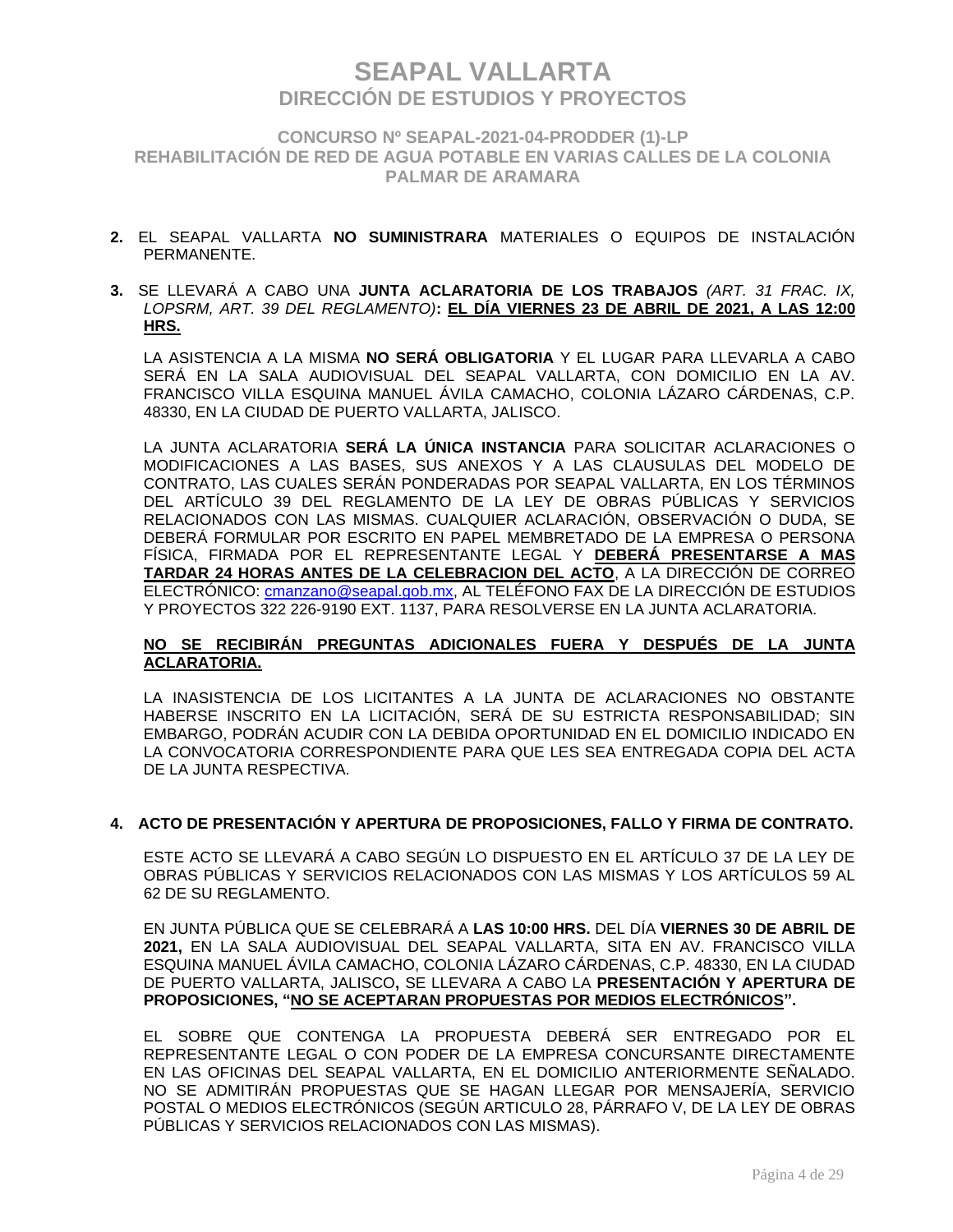2. EL SEAPAL VALLARTA **NO SUMINISTRARA** MATERIALES O EQUIPOS DE INSTALACIÓN PERMANENTE.

3. SE LLEVARÁ A CABO UNA **JUNTA ACLARATORIA DE LOS TRABAJOS** *(ART. 31 FRAC. IX, LOPSRM, ART. 39 DEL REGLAMENTO)*: **<u>EL DÍA VIERNES 23 DE ABRIL DE 2021, A LAS 12:00 HRS.</u>**

   LA ASISTENCIA A LA MISMA **NO SERÁ OBLIGATORIA** Y EL LUGAR PARA LLEVARLA A CABO SERÁ EN LA SALA AUDIOVISUAL DEL SEAPAL VALLARTA, CON DOMICILIO EN LA AV. FRANCISCO VILLA ESQUINA MANUEL ÁVILA CAMACHO, COLONIA LÁZARO CÁRDENAS, C.P. 48330, EN LA CIUDAD DE PUERTO VALLARTA, JALISCO.

   LA JUNTA ACLARATORIA **SERÁ LA ÚNICA INSTANCIA** PARA SOLICITAR ACLARACIONES O MODIFICACIONES A LAS BASES, SUS ANEXOS Y A LAS CLAUSULAS DEL MODELO DE CONTRATO, LAS CUALES SERÁN PONDERADAS POR SEAPAL VALLARTA, EN LOS TÉRMINOS DEL ARTÍCULO 39 DEL REGLAMENTO DE LA LEY DE OBRAS PÚBLICAS Y SERVICIOS RELACIONADOS CON LAS MISMAS. CUALQUIER ACLARACIÓN, OBSERVACIÓN O DUDA, SE DEBERÁ FORMULAR POR ESCRITO EN PAPEL MEMBRETADO DE LA EMPRESA O PERSONA FÍSICA, FIRMADA POR EL REPRESENTANTE LEGAL Y **<u>DEBERÁ PRESENTARSE A MAS TARDAR 24 HORAS ANTES DE LA CELEBRACION DEL ACTO</u>**, A LA DIRECCIÓN DE CORREO ELECTRÓNICO: cmanzano@seapal.gob.mx, AL TELÉFONO FAX DE LA DIRECCIÓN DE ESTUDIOS Y PROYECTOS 322 226-9190 EXT. 1137, PARA RESOLVERSE EN LA JUNTA ACLARATORIA.

   **<u>NO SE RECIBIRÁN PREGUNTAS ADICIONALES FUERA Y DESPUÉS DE LA JUNTA ACLARATORIA.</u>**

   LA INASISTENCIA DE LOS LICITANTES A LA JUNTA DE ACLARACIONES NO OBSTANTE HABERSE INSCRITO EN LA LICITACIÓN, SERÁ DE SU ESTRICTA RESPONSABILIDAD; SIN EMBARGO, PODRÁN ACUDIR CON LA DEBIDA OPORTUNIDAD EN EL DOMICILIO INDICADO EN LA CONVOCATORIA CORRESPONDIENTE PARA QUE LES SEA ENTREGADA COPIA DEL ACTA DE LA JUNTA RESPECTIVA.

4. **ACTO DE PRESENTACIÓN Y APERTURA DE PROPOSICIONES, FALLO Y FIRMA DE CONTRATO.**

   ESTE ACTO SE LLEVARÁ A CABO SEGÚN LO DISPUESTO EN EL ARTÍCULO 37 DE LA LEY DE OBRAS PÚBLICAS Y SERVICIOS RELACIONADOS CON LAS MISMAS Y LOS ARTÍCULOS 59 AL 62 DE SU REGLAMENTO.

   EN JUNTA PÚBLICA QUE SE CELEBRARÁ A **LAS 10:00 HRS.** DEL DÍA **VIERNES 30 DE ABRIL DE 2021,** EN LA SALA AUDIOVISUAL DEL SEAPAL VALLARTA, SITA EN AV. FRANCISCO VILLA ESQUINA MANUEL ÁVILA CAMACHO, COLONIA LÁZARO CÁRDENAS, C.P. 48330, EN LA CIUDAD DE PUERTO VALLARTA, JALISCO**,** SE LLEVARA A CABO LA **PRESENTACIÓN Y APERTURA DE PROPOSICIONES, "<u>NO SE ACEPTARAN PROPUESTAS POR MEDIOS ELECTRÓNICOS</u>".**

   EL SOBRE QUE CONTENGA LA PROPUESTA DEBERÁ SER ENTREGADO POR EL REPRESENTANTE LEGAL O CON PODER DE LA EMPRESA CONCURSANTE DIRECTAMENTE EN LAS OFICINAS DEL SEAPAL VALLARTA, EN EL DOMICILIO ANTERIORMENTE SEÑALADO. NO SE ADMITIRÁN PROPUESTAS QUE SE HAGAN LLEGAR POR MENSAJERÍA, SERVICIO POSTAL O MEDIOS ELECTRÓNICOS (SEGÚN ARTICULO 28, PÁRRAFO V, DE LA LEY DE OBRAS PÚBLICAS Y SERVICIOS RELACIONADOS CON LAS MISMAS).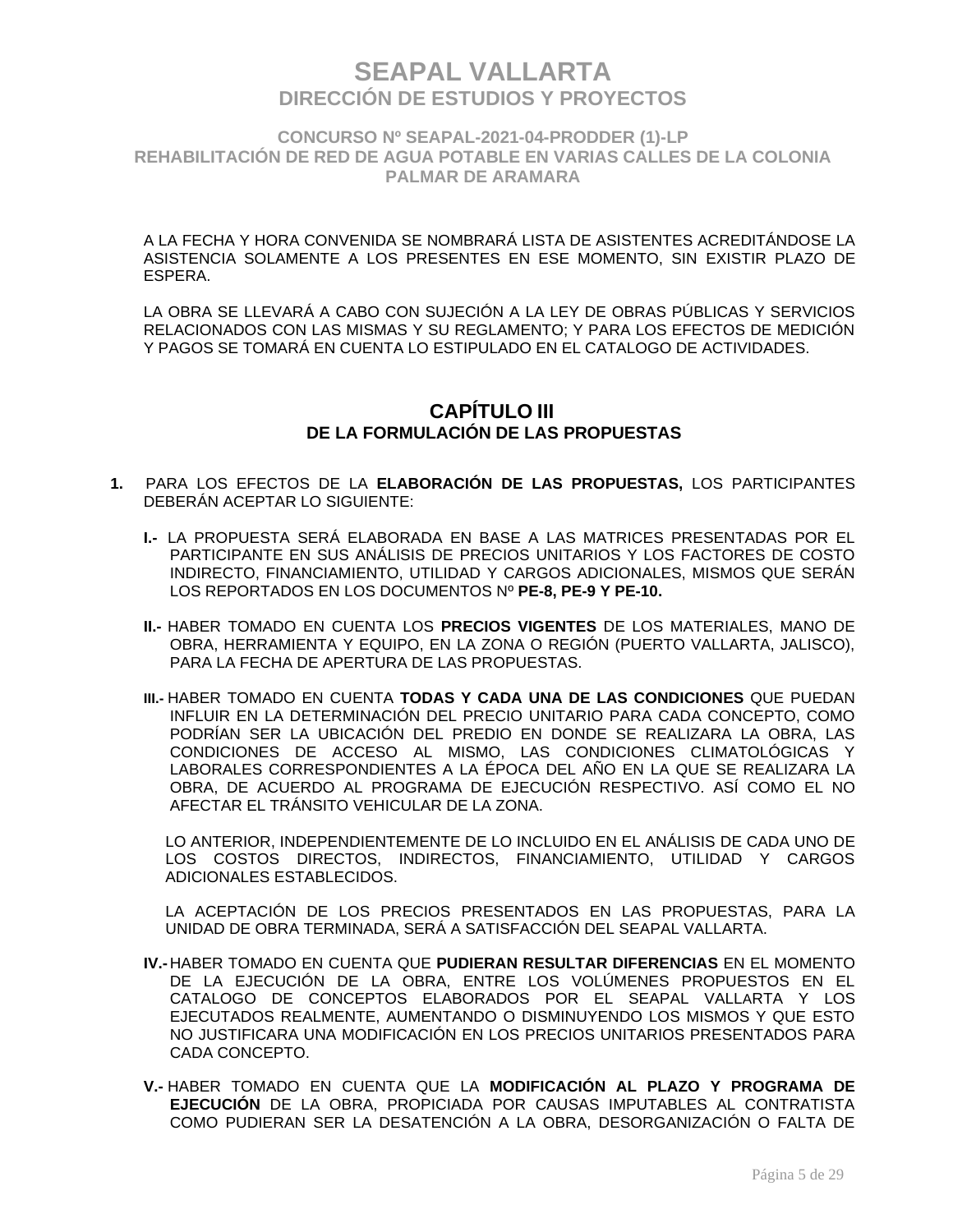A LA FECHA Y HORA CONVENIDA SE NOMBRARÁ LISTA DE ASISTENTES ACREDITÁNDOSE LA ASISTENCIA SOLAMENTE A LOS PRESENTES EN ESE MOMENTO, SIN EXISTIR PLAZO DE ESPERA.

LA OBRA SE LLEVARÁ A CABO CON SUJECIÓN A LA LEY DE OBRAS PÚBLICAS Y SERVICIOS RELACIONADOS CON LAS MISMAS Y SU REGLAMENTO; Y PARA LOS EFECTOS DE MEDICIÓN Y PAGOS SE TOMARÁ EN CUENTA LO ESTIPULADO EN EL CATALOGO DE ACTIVIDADES.

## CAPÍTULO III
### DE LA FORMULACIÓN DE LAS PROPUESTAS

**1.** PARA LOS EFECTOS DE LA **ELABORACIÓN DE LAS PROPUESTAS,** LOS PARTICIPANTES DEBERÁN ACEPTAR LO SIGUIENTE:

**I.-** LA PROPUESTA SERÁ ELABORADA EN BASE A LAS MATRICES PRESENTADAS POR EL PARTICIPANTE EN SUS ANÁLISIS DE PRECIOS UNITARIOS Y LOS FACTORES DE COSTO INDIRECTO, FINANCIAMIENTO, UTILIDAD Y CARGOS ADICIONALES, MISMOS QUE SERÁN LOS REPORTADOS EN LOS DOCUMENTOS Nº **PE-8, PE-9 Y PE-10.**

**II.-** HABER TOMADO EN CUENTA LOS **PRECIOS VIGENTES** DE LOS MATERIALES, MANO DE OBRA, HERRAMIENTA Y EQUIPO, EN LA ZONA O REGIÓN (PUERTO VALLARTA, JALISCO), PARA LA FECHA DE APERTURA DE LAS PROPUESTAS.

**III.-** HABER TOMADO EN CUENTA **TODAS Y CADA UNA DE LAS CONDICIONES** QUE PUEDAN INFLUIR EN LA DETERMINACIÓN DEL PRECIO UNITARIO PARA CADA CONCEPTO, COMO PODRÍAN SER LA UBICACIÓN DEL PREDIO EN DONDE SE REALIZARA LA OBRA, LAS CONDICIONES DE ACCESO AL MISMO, LAS CONDICIONES CLIMATOLÓGICAS Y LABORALES CORRESPONDIENTES A LA ÉPOCA DEL AÑO EN LA QUE SE REALIZARA LA OBRA, DE ACUERDO AL PROGRAMA DE EJECUCIÓN RESPECTIVO. ASÍ COMO EL NO AFECTAR EL TRÁNSITO VEHICULAR DE LA ZONA.

LO ANTERIOR, INDEPENDIENTEMENTE DE LO INCLUIDO EN EL ANÁLISIS DE CADA UNO DE LOS COSTOS DIRECTOS, INDIRECTOS, FINANCIAMIENTO, UTILIDAD Y CARGOS ADICIONALES ESTABLECIDOS.

LA ACEPTACIÓN DE LOS PRECIOS PRESENTADOS EN LAS PROPUESTAS, PARA LA UNIDAD DE OBRA TERMINADA, SERÁ A SATISFACCIÓN DEL SEAPAL VALLARTA.

**IV.-** HABER TOMADO EN CUENTA QUE **PUDIERAN RESULTAR DIFERENCIAS** EN EL MOMENTO DE LA EJECUCIÓN DE LA OBRA, ENTRE LOS VOLÚMENES PROPUESTOS EN EL CATALOGO DE CONCEPTOS ELABORADOS POR EL SEAPAL VALLARTA Y LOS EJECUTADOS REALMENTE, AUMENTANDO O DISMINUYENDO LOS MISMOS Y QUE ESTO NO JUSTIFICARA UNA MODIFICACIÓN EN LOS PRECIOS UNITARIOS PRESENTADOS PARA CADA CONCEPTO.

**V.-** HABER TOMADO EN CUENTA QUE LA **MODIFICACIÓN AL PLAZO Y PROGRAMA DE EJECUCIÓN** DE LA OBRA, PROPICIADA POR CAUSAS IMPUTABLES AL CONTRATISTA COMO PUDIERAN SER LA DESATENCIÓN A LA OBRA, DESORGANIZACIÓN O FALTA DE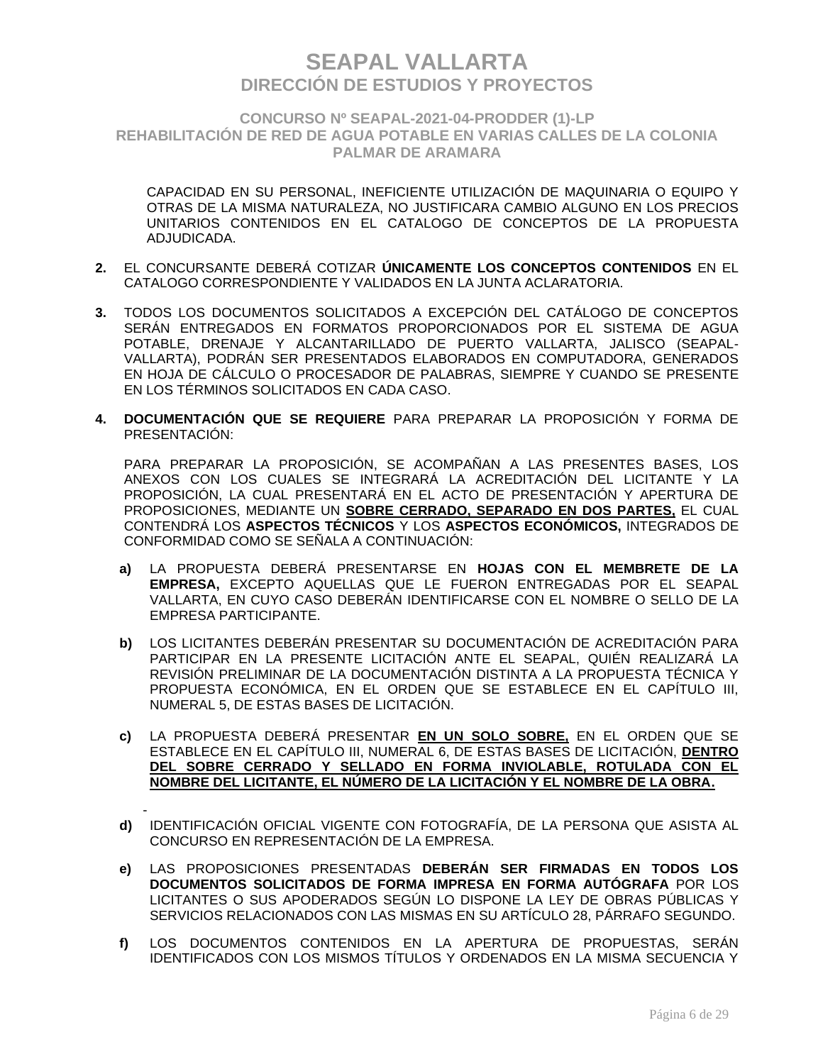CAPACIDAD EN SU PERSONAL, INEFICIENTE UTILIZACIÓN DE MAQUINARIA O EQUIPO Y OTRAS DE LA MISMA NATURALEZA, NO JUSTIFICARA CAMBIO ALGUNO EN LOS PRECIOS UNITARIOS CONTENIDOS EN EL CATALOGO DE CONCEPTOS DE LA PROPUESTA ADJUDICADA.

**2.** EL CONCURSANTE DEBERÁ COTIZAR **ÚNICAMENTE LOS CONCEPTOS CONTENIDOS** EN EL CATALOGO CORRESPONDIENTE Y VALIDADOS EN LA JUNTA ACLARATORIA.

**3.** TODOS LOS DOCUMENTOS SOLICITADOS A EXCEPCIÓN DEL CATÁLOGO DE CONCEPTOS SERÁN ENTREGADOS EN FORMATOS PROPORCIONADOS POR EL SISTEMA DE AGUA POTABLE, DRENAJE Y ALCANTARILLADO DE PUERTO VALLARTA, JALISCO (SEAPAL-VALLARTA), PODRÁN SER PRESENTADOS ELABORADOS EN COMPUTADORA, GENERADOS EN HOJA DE CÁLCULO O PROCESADOR DE PALABRAS, SIEMPRE Y CUANDO SE PRESENTE EN LOS TÉRMINOS SOLICITADOS EN CADA CASO.

**4.** **DOCUMENTACIÓN QUE SE REQUIERE** PARA PREPARAR LA PROPOSICIÓN Y FORMA DE PRESENTACIÓN:

PARA PREPARAR LA PROPOSICIÓN, SE ACOMPAÑAN A LAS PRESENTES BASES, LOS ANEXOS CON LOS CUALES SE INTEGRARÁ LA ACREDITACIÓN DEL LICITANTE Y LA PROPOSICIÓN, LA CUAL PRESENTARÁ EN EL ACTO DE PRESENTACIÓN Y APERTURA DE PROPOSICIONES, MEDIANTE UN **SOBRE CERRADO, SEPARADO EN DOS PARTES,** EL CUAL CONTENDRÁ LOS **ASPECTOS TÉCNICOS** Y LOS **ASPECTOS ECONÓMICOS,** INTEGRADOS DE CONFORMIDAD COMO SE SEÑALA A CONTINUACIÓN:

**a)** LA PROPUESTA DEBERÁ PRESENTARSE EN **HOJAS CON EL MEMBRETE DE LA EMPRESA,** EXCEPTO AQUELLAS QUE LE FUERON ENTREGADAS POR EL SEAPAL VALLARTA, EN CUYO CASO DEBERÁN IDENTIFICARSE CON EL NOMBRE O SELLO DE LA EMPRESA PARTICIPANTE.

**b)** LOS LICITANTES DEBERÁN PRESENTAR SU DOCUMENTACIÓN DE ACREDITACIÓN PARA PARTICIPAR EN LA PRESENTE LICITACIÓN ANTE EL SEAPAL, QUIÉN REALIZARÁ LA REVISIÓN PRELIMINAR DE LA DOCUMENTACIÓN DISTINTA A LA PROPUESTA TÉCNICA Y PROPUESTA ECONÓMICA, EN EL ORDEN QUE SE ESTABLECE EN EL CAPÍTULO III, NUMERAL 5, DE ESTAS BASES DE LICITACIÓN.

**c)** LA PROPUESTA DEBERÁ PRESENTAR **EN UN SOLO SOBRE,** EN EL ORDEN QUE SE ESTABLECE EN EL CAPÍTULO III, NUMERAL 6, DE ESTAS BASES DE LICITACIÓN, **DENTRO DEL SOBRE CERRADO Y SELLADO EN FORMA INVIOLABLE, ROTULADA CON EL NOMBRE DEL LICITANTE, EL NÚMERO DE LA LICITACIÓN Y EL NOMBRE DE LA OBRA.**

-

**d)** IDENTIFICACIÓN OFICIAL VIGENTE CON FOTOGRAFÍA, DE LA PERSONA QUE ASISTA AL CONCURSO EN REPRESENTACIÓN DE LA EMPRESA.

**e)** LAS PROPOSICIONES PRESENTADAS **DEBERÁN SER FIRMADAS EN TODOS LOS DOCUMENTOS SOLICITADOS DE FORMA IMPRESA EN FORMA AUTÓGRAFA** POR LOS LICITANTES O SUS APODERADOS SEGÚN LO DISPONE LA LEY DE OBRAS PÚBLICAS Y SERVICIOS RELACIONADOS CON LAS MISMAS EN SU ARTÍCULO 28, PÁRRAFO SEGUNDO.

**f)** LOS DOCUMENTOS CONTENIDOS EN LA APERTURA DE PROPUESTAS, SERÁN IDENTIFICADOS CON LOS MISMOS TÍTULOS Y ORDENADOS EN LA MISMA SECUENCIA Y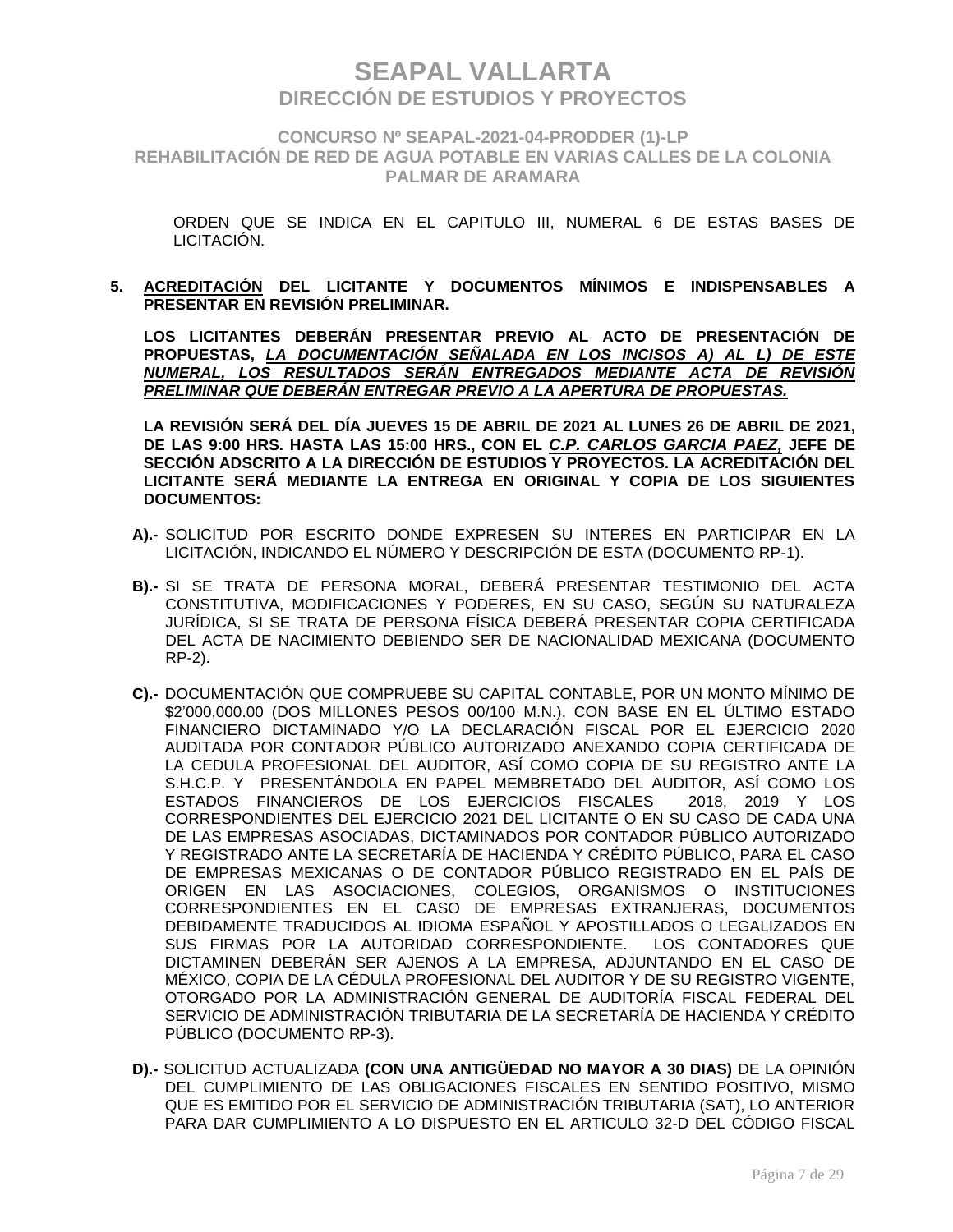ORDEN QUE SE INDICA EN EL CAPITULO III, NUMERAL 6 DE ESTAS BASES DE LICITACIÓN.

**5. <u>ACREDITACIÓN</u> DEL LICITANTE Y DOCUMENTOS MÍNIMOS E INDISPENSABLES A PRESENTAR EN REVISIÓN PRELIMINAR.**

**LOS LICITANTES DEBERÁN PRESENTAR PREVIO AL ACTO DE PRESENTACIÓN DE PROPUESTAS, *<u>LA DOCUMENTACIÓN SEÑALADA EN LOS INCISOS A) AL L) DE ESTE NUMERAL, LOS RESULTADOS SERÁN ENTREGADOS MEDIANTE ACTA DE REVISIÓN PRELIMINAR QUE DEBERÁN ENTREGAR PREVIO A LA APERTURA DE PROPUESTAS.</u>***

**LA REVISIÓN SERÁ DEL DÍA JUEVES 15 DE ABRIL DE 2021 AL LUNES 26 DE ABRIL DE 2021, DE LAS 9:00 HRS. HASTA LAS 15:00 HRS., CON EL *<u>C.P. CARLOS GARCIA PAEZ,</u>* JEFE DE SECCIÓN ADSCRITO A LA DIRECCIÓN DE ESTUDIOS Y PROYECTOS. LA ACREDITACIÓN DEL LICITANTE SERÁ MEDIANTE LA ENTREGA EN ORIGINAL Y COPIA DE LOS SIGUIENTES DOCUMENTOS:**

**A).-** SOLICITUD POR ESCRITO DONDE EXPRESEN SU INTERES EN PARTICIPAR EN LA LICITACIÓN, INDICANDO EL NÚMERO Y DESCRIPCIÓN DE ESTA (DOCUMENTO RP-1).

**B).-** SI SE TRATA DE PERSONA MORAL, DEBERÁ PRESENTAR TESTIMONIO DEL ACTA CONSTITUTIVA, MODIFICACIONES Y PODERES, EN SU CASO, SEGÚN SU NATURALEZA JURÍDICA, SI SE TRATA DE PERSONA FÍSICA DEBERÁ PRESENTAR COPIA CERTIFICADA DEL ACTA DE NACIMIENTO DEBIENDO SER DE NACIONALIDAD MEXICANA (DOCUMENTO RP-2).

**C).-** DOCUMENTACIÓN QUE COMPRUEBE SU CAPITAL CONTABLE, POR UN MONTO MÍNIMO DE $2'000,000.00 (DOS MILLONES PESOS 00/100 M.N.), CON BASE EN EL ÚLTIMO ESTADO FINANCIERO DICTAMINADO Y/O LA DECLARACIÓN FISCAL POR EL EJERCICIO 2020 AUDITADA POR CONTADOR PÚBLICO AUTORIZADO ANEXANDO COPIA CERTIFICADA DE LA CEDULA PROFESIONAL DEL AUDITOR, ASÍ COMO COPIA DE SU REGISTRO ANTE LA S.H.C.P. Y PRESENTÁNDOLA EN PAPEL MEMBRETADO DEL AUDITOR, ASÍ COMO LOS ESTADOS FINANCIEROS DE LOS EJERCICIOS FISCALES 2018, 2019 Y LOS CORRESPONDIENTES DEL EJERCICIO 2021 DEL LICITANTE O EN SU CASO DE CADA UNA DE LAS EMPRESAS ASOCIADAS, DICTAMINADOS POR CONTADOR PÚBLICO AUTORIZADO Y REGISTRADO ANTE LA SECRETARÍA DE HACIENDA Y CRÉDITO PÚBLICO, PARA EL CASO DE EMPRESAS MEXICANAS O DE CONTADOR PÚBLICO REGISTRADO EN EL PAÍS DE ORIGEN EN LAS ASOCIACIONES, COLEGIOS, ORGANISMOS O INSTITUCIONES CORRESPONDIENTES EN EL CASO DE EMPRESAS EXTRANJERAS, DOCUMENTOS DEBIDAMENTE TRADUCIDOS AL IDIOMA ESPAÑOL Y APOSTILLADOS O LEGALIZADOS EN SUS FIRMAS POR LA AUTORIDAD CORRESPONDIENTE. LOS CONTADORES QUE DICTAMINEN DEBERÁN SER AJENOS A LA EMPRESA, ADJUNTANDO EN EL CASO DE MÉXICO, COPIA DE LA CÉDULA PROFESIONAL DEL AUDITOR Y DE SU REGISTRO VIGENTE, OTORGADO POR LA ADMINISTRACIÓN GENERAL DE AUDITORÍA FISCAL FEDERAL DEL SERVICIO DE ADMINISTRACIÓN TRIBUTARIA DE LA SECRETARÍA DE HACIENDA Y CRÉDITO PÚBLICO (DOCUMENTO RP-3).

**D).-** SOLICITUD ACTUALIZADA **(CON UNA ANTIGÜEDAD NO MAYOR A 30 DIAS)** DE LA OPINIÓN DEL CUMPLIMIENTO DE LAS OBLIGACIONES FISCALES EN SENTIDO POSITIVO, MISMO QUE ES EMITIDO POR EL SERVICIO DE ADMINISTRACIÓN TRIBUTARIA (SAT), LO ANTERIOR PARA DAR CUMPLIMIENTO A LO DISPUESTO EN EL ARTICULO 32-D DEL CÓDIGO FISCAL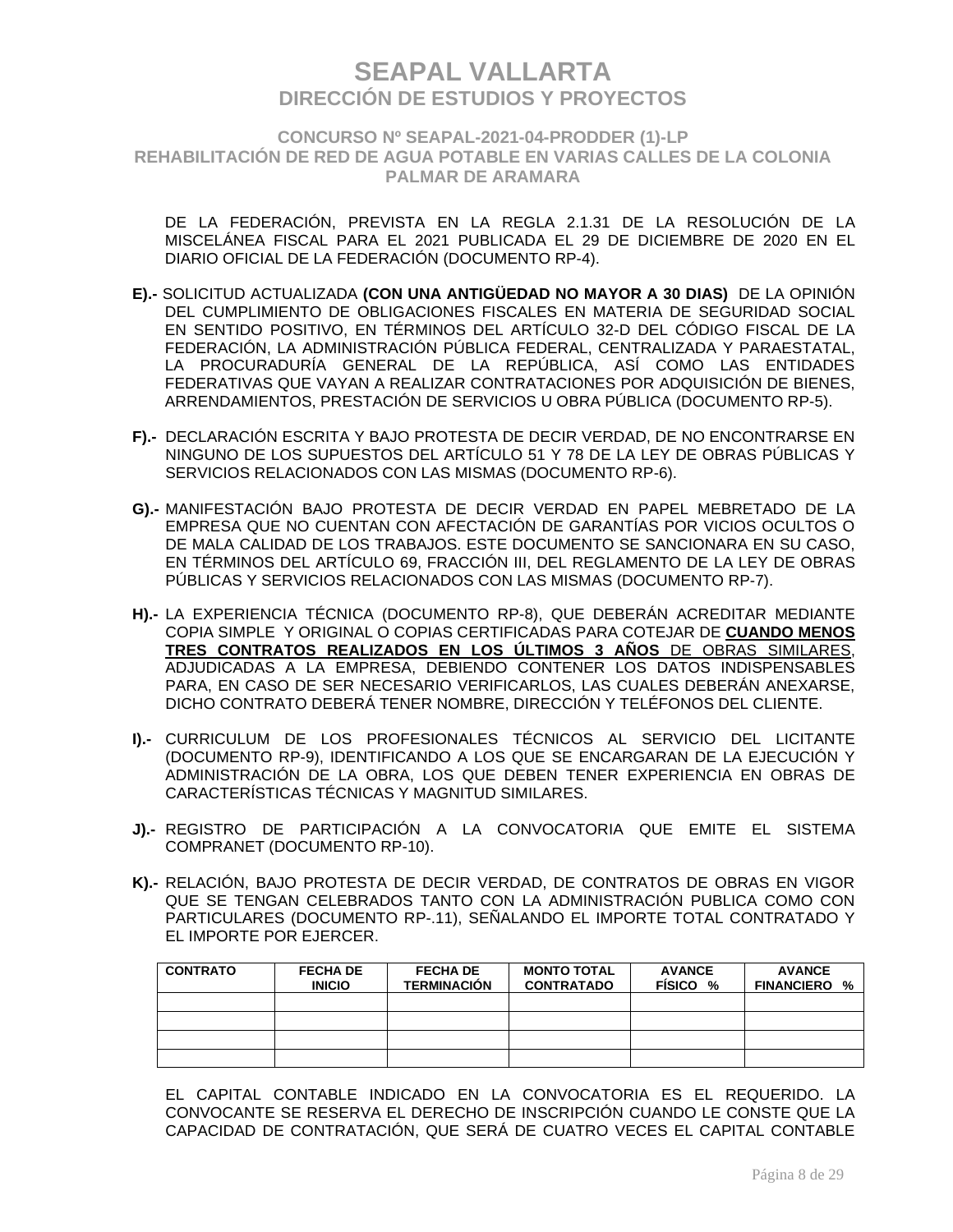DE LA FEDERACIÓN, PREVISTA EN LA REGLA 2.1.31 DE LA RESOLUCIÓN DE LA MISCELÁNEA FISCAL PARA EL 2021 PUBLICADA EL 29 DE DICIEMBRE DE 2020 EN EL DIARIO OFICIAL DE LA FEDERACIÓN (DOCUMENTO RP-4).

**E).-** SOLICITUD ACTUALIZADA **(CON UNA ANTIGÜEDAD NO MAYOR A 30 DIAS)** DE LA OPINIÓN DEL CUMPLIMIENTO DE OBLIGACIONES FISCALES EN MATERIA DE SEGURIDAD SOCIAL EN SENTIDO POSITIVO, EN TÉRMINOS DEL ARTÍCULO 32-D DEL CÓDIGO FISCAL DE LA FEDERACIÓN, LA ADMINISTRACIÓN PÚBLICA FEDERAL, CENTRALIZADA Y PARAESTATAL, LA PROCURADURÍA GENERAL DE LA REPÚBLICA, ASÍ COMO LAS ENTIDADES FEDERATIVAS QUE VAYAN A REALIZAR CONTRATACIONES POR ADQUISICIÓN DE BIENES, ARRENDAMIENTOS, PRESTACIÓN DE SERVICIOS U OBRA PÚBLICA (DOCUMENTO RP-5).

**F).-** DECLARACIÓN ESCRITA Y BAJO PROTESTA DE DECIR VERDAD, DE NO ENCONTRARSE EN NINGUNO DE LOS SUPUESTOS DEL ARTÍCULO 51 Y 78 DE LA LEY DE OBRAS PÚBLICAS Y SERVICIOS RELACIONADOS CON LAS MISMAS (DOCUMENTO RP-6).

**G).-** MANIFESTACIÓN BAJO PROTESTA DE DECIR VERDAD EN PAPEL MEBRETADO DE LA EMPRESA QUE NO CUENTAN CON AFECTACIÓN DE GARANTÍAS POR VICIOS OCULTOS O DE MALA CALIDAD DE LOS TRABAJOS. ESTE DOCUMENTO SE SANCIONARA EN SU CASO, EN TÉRMINOS DEL ARTÍCULO 69, FRACCIÓN III, DEL REGLAMENTO DE LA LEY DE OBRAS PÚBLICAS Y SERVICIOS RELACIONADOS CON LAS MISMAS (DOCUMENTO RP-7).

**H).-** LA EXPERIENCIA TÉCNICA (DOCUMENTO RP-8), QUE DEBERÁN ACREDITAR MEDIANTE COPIA SIMPLE Y ORIGINAL O COPIAS CERTIFICADAS PARA COTEJAR DE **CUANDO MENOS TRES CONTRATOS REALIZADOS EN LOS ÚLTIMOS 3 AÑOS** DE OBRAS SIMILARES, ADJUDICADAS A LA EMPRESA, DEBIENDO CONTENER LOS DATOS INDISPENSABLES PARA, EN CASO DE SER NECESARIO VERIFICARLOS, LAS CUALES DEBERÁN ANEXARSE, DICHO CONTRATO DEBERÁ TENER NOMBRE, DIRECCIÓN Y TELÉFONOS DEL CLIENTE.

**I).-** CURRICULUM DE LOS PROFESIONALES TÉCNICOS AL SERVICIO DEL LICITANTE (DOCUMENTO RP-9), IDENTIFICANDO A LOS QUE SE ENCARGARAN DE LA EJECUCIÓN Y ADMINISTRACIÓN DE LA OBRA, LOS QUE DEBEN TENER EXPERIENCIA EN OBRAS DE CARACTERÍSTICAS TÉCNICAS Y MAGNITUD SIMILARES.

**J).-** REGISTRO DE PARTICIPACIÓN A LA CONVOCATORIA QUE EMITE EL SISTEMA COMPRANET (DOCUMENTO RP-10).

**K).-** RELACIÓN, BAJO PROTESTA DE DECIR VERDAD, DE CONTRATOS DE OBRAS EN VIGOR QUE SE TENGAN CELEBRADOS TANTO CON LA ADMINISTRACIÓN PUBLICA COMO CON PARTICULARES (DOCUMENTO RP-.11), SEÑALANDO EL IMPORTE TOTAL CONTRATADO Y EL IMPORTE POR EJERCER.

| CONTRATO | FECHA DE INICIO | FECHA DE TERMINACIÓN | MONTO TOTAL CONTRATADO | AVANCE FÍSICO % | AVANCE FINANCIERO % |
|---|---|---|---|---|---|
| | | | | | |
| | | | | | |
| | | | | | |
| | | | | | |

EL CAPITAL CONTABLE INDICADO EN LA CONVOCATORIA ES EL REQUERIDO. LA CONVOCANTE SE RESERVA EL DERECHO DE INSCRIPCIÓN CUANDO LE CONSTE QUE LA CAPACIDAD DE CONTRATACIÓN, QUE SERÁ DE CUATRO VECES EL CAPITAL CONTABLE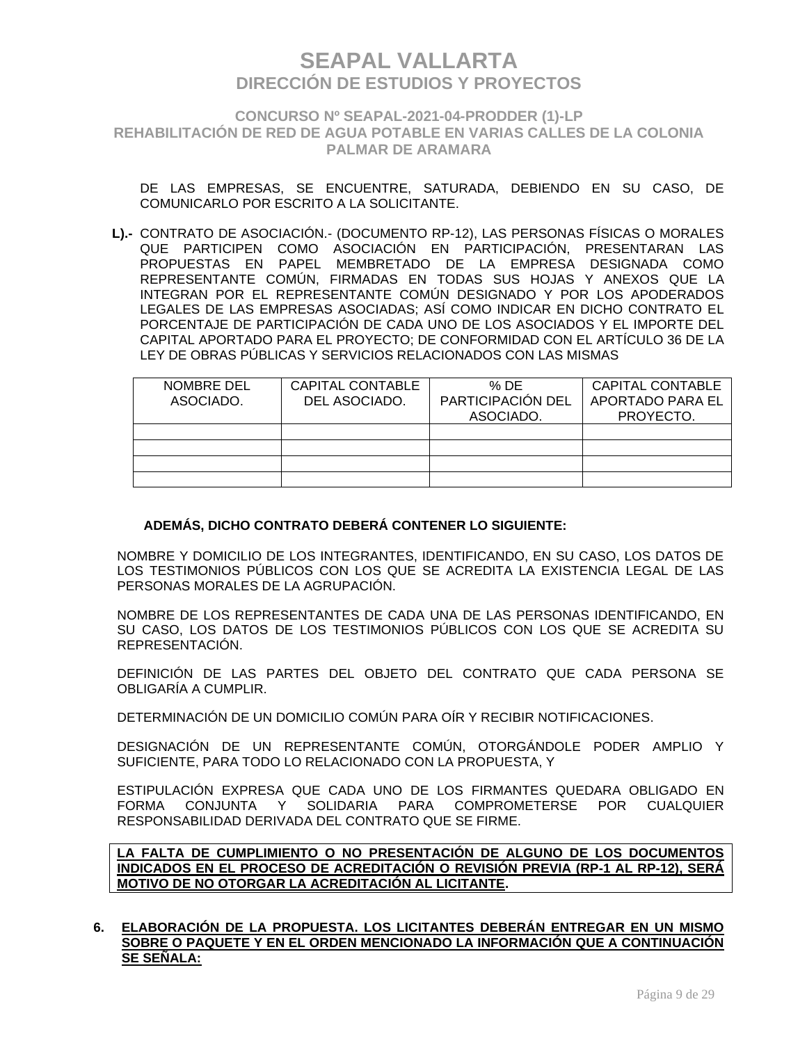DE LAS EMPRESAS, SE ENCUENTRE, SATURADA, DEBIENDO EN SU CASO, DE COMUNICARLO POR ESCRITO A LA SOLICITANTE.

**L).-** CONTRATO DE ASOCIACIÓN.- (DOCUMENTO RP-12), LAS PERSONAS FÍSICAS O MORALES QUE PARTICIPEN COMO ASOCIACIÓN EN PARTICIPACIÓN, PRESENTARAN LAS PROPUESTAS EN PAPEL MEMBRETADO DE LA EMPRESA DESIGNADA COMO REPRESENTANTE COMÚN, FIRMADAS EN TODAS SUS HOJAS Y ANEXOS QUE LA INTEGRAN POR EL REPRESENTANTE COMÚN DESIGNADO Y POR LOS APODERADOS LEGALES DE LAS EMPRESAS ASOCIADAS; ASÍ COMO INDICAR EN DICHO CONTRATO EL PORCENTAJE DE PARTICIPACIÓN DE CADA UNO DE LOS ASOCIADOS Y EL IMPORTE DEL CAPITAL APORTADO PARA EL PROYECTO; DE CONFORMIDAD CON EL ARTÍCULO 36 DE LA LEY DE OBRAS PÚBLICAS Y SERVICIOS RELACIONADOS CON LAS MISMAS

| NOMBRE DEL ASOCIADO. | CAPITAL CONTABLE DEL ASOCIADO. | % DE PARTICIPACIÓN DEL ASOCIADO. | CAPITAL CONTABLE APORTADO PARA EL PROYECTO. |
|---|---|---|---|
| | | | |
| | | | |
| | | | |
| | | | |

**ADEMÁS, DICHO CONTRATO DEBERÁ CONTENER LO SIGUIENTE:**

NOMBRE Y DOMICILIO DE LOS INTEGRANTES, IDENTIFICANDO, EN SU CASO, LOS DATOS DE LOS TESTIMONIOS PÚBLICOS CON LOS QUE SE ACREDITA LA EXISTENCIA LEGAL DE LAS PERSONAS MORALES DE LA AGRUPACIÓN.

NOMBRE DE LOS REPRESENTANTES DE CADA UNA DE LAS PERSONAS IDENTIFICANDO, EN SU CASO, LOS DATOS DE LOS TESTIMONIOS PÚBLICOS CON LOS QUE SE ACREDITA SU REPRESENTACIÓN.

DEFINICIÓN DE LAS PARTES DEL OBJETO DEL CONTRATO QUE CADA PERSONA SE OBLIGARÍA A CUMPLIR.

DETERMINACIÓN DE UN DOMICILIO COMÚN PARA OÍR Y RECIBIR NOTIFICACIONES.

DESIGNACIÓN DE UN REPRESENTANTE COMÚN, OTORGÁNDOLE PODER AMPLIO Y SUFICIENTE, PARA TODO LO RELACIONADO CON LA PROPUESTA, Y

ESTIPULACIÓN EXPRESA QUE CADA UNO DE LOS FIRMANTES QUEDARA OBLIGADO EN FORMA CONJUNTA Y SOLIDARIA PARA COMPROMETERSE POR CUALQUIER RESPONSABILIDAD DERIVADA DEL CONTRATO QUE SE FIRME.

**LA FALTA DE CUMPLIMIENTO O NO PRESENTACIÓN DE ALGUNO DE LOS DOCUMENTOS INDICADOS EN EL PROCESO DE ACREDITACIÓN O REVISIÓN PREVIA (RP-1 AL RP-12), SERÁ MOTIVO DE NO OTORGAR LA ACREDITACIÓN AL LICITANTE.**

**6. ELABORACIÓN DE LA PROPUESTA. LOS LICITANTES DEBERÁN ENTREGAR EN UN MISMO SOBRE O PAQUETE Y EN EL ORDEN MENCIONADO LA INFORMACIÓN QUE A CONTINUACIÓN SE SEÑALA:**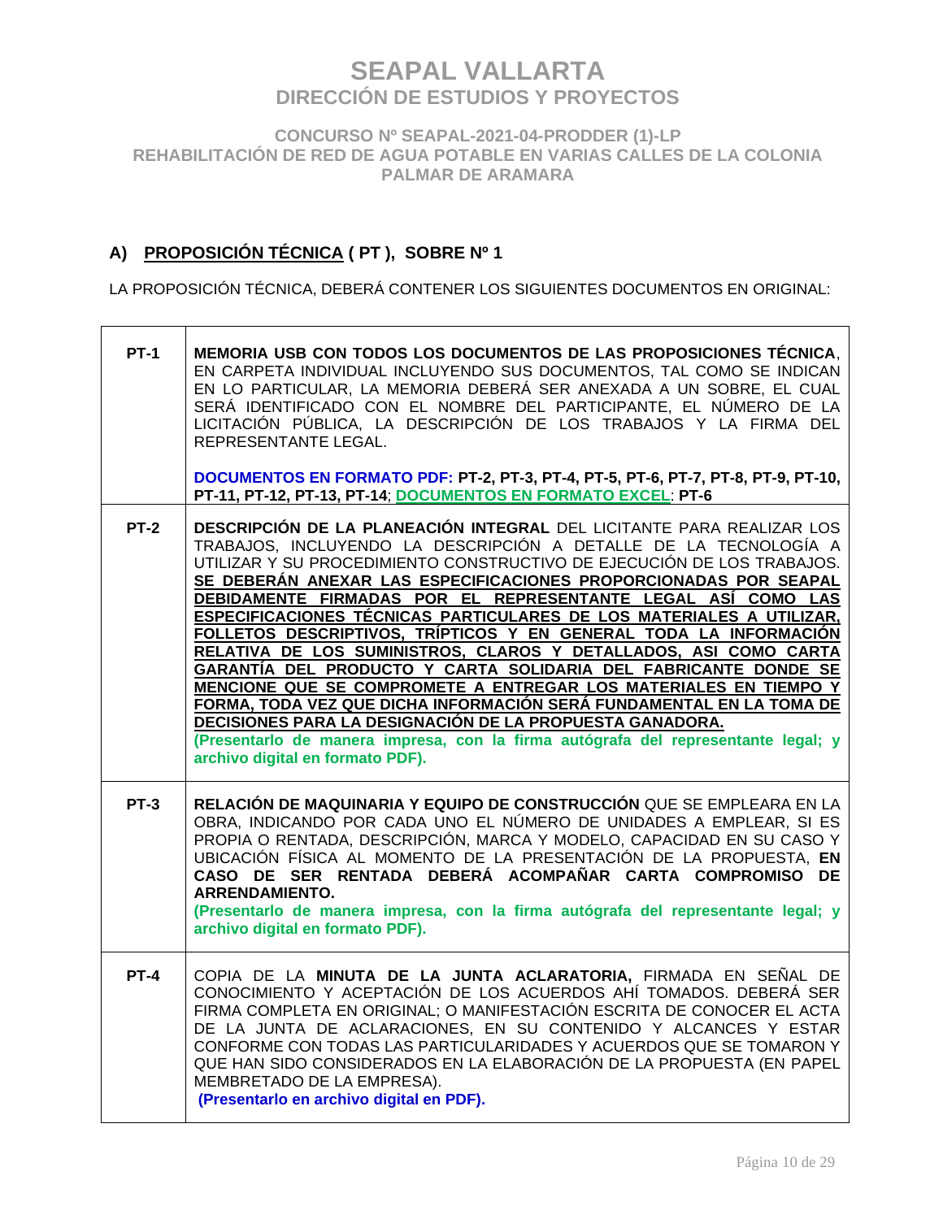# SEAPAL VALLARTA
## DIRECCIÓN DE ESTUDIOS Y PROYECTOS

### CONCURSO Nº SEAPAL-2021-04-PRODDER (1)-LP
### REHABILITACIÓN DE RED DE AGUA POTABLE EN VARIAS CALLES DE LA COLONIA PALMAR DE ARAMARA

## A) PROPOSICIÓN TÉCNICA ( PT ), SOBRE Nº 1

LA PROPOSICIÓN TÉCNICA, DEBERÁ CONTENER LOS SIGUIENTES DOCUMENTOS EN ORIGINAL:

| | |
|---|---|
| **PT-1** | **MEMORIA USB CON TODOS LOS DOCUMENTOS DE LAS PROPOSICIONES TÉCNICA**, EN CARPETA INDIVIDUAL INCLUYENDO SUS DOCUMENTOS, TAL COMO SE INDICAN EN LO PARTICULAR, LA MEMORIA DEBERÁ SER ANEXADA A UN SOBRE, EL CUAL SERÁ IDENTIFICADO CON EL NOMBRE DEL PARTICIPANTE, EL NÚMERO DE LA LICITACIÓN PÚBLICA, LA DESCRIPCIÓN DE LOS TRABAJOS Y LA FIRMA DEL REPRESENTANTE LEGAL.<br><br>**DOCUMENTOS EN FORMATO PDF: PT-2, PT-3, PT-4, PT-5, PT-6, PT-7, PT-8, PT-9, PT-10, PT-11, PT-12, PT-13, PT-14**; **DOCUMENTOS EN FORMATO EXCEL**: **PT-6** |
| **PT-2** | **DESCRIPCIÓN DE LA PLANEACIÓN INTEGRAL** DEL LICITANTE PARA REALIZAR LOS TRABAJOS, INCLUYENDO LA DESCRIPCIÓN A DETALLE DE LA TECNOLOGÍA A UTILIZAR Y SU PROCEDIMIENTO CONSTRUCTIVO DE EJECUCIÓN DE LOS TRABAJOS. **SE DEBERÁN ANEXAR LAS ESPECIFICACIONES PROPORCIONADAS POR SEAPAL DEBIDAMENTE FIRMADAS POR EL REPRESENTANTE LEGAL ASÍ COMO LAS ESPECIFICACIONES TÉCNICAS PARTICULARES DE LOS MATERIALES A UTILIZAR, FOLLETOS DESCRIPTIVOS, TRÍPTICOS Y EN GENERAL TODA LA INFORMACIÓN RELATIVA DE LOS SUMINISTROS, CLAROS Y DETALLADOS, ASI COMO CARTA GARANTÍA DEL PRODUCTO Y CARTA SOLIDARIA DEL FABRICANTE DONDE SE MENCIONE QUE SE COMPROMETE A ENTREGAR LOS MATERIALES EN TIEMPO Y FORMA, TODA VEZ QUE DICHA INFORMACIÓN SERÁ FUNDAMENTAL EN LA TOMA DE DECISIONES PARA LA DESIGNACIÓN DE LA PROPUESTA GANADORA.**<br>**(Presentarlo de manera impresa, con la firma autógrafa del representante legal; y archivo digital en formato PDF).** |
| **PT-3** | **RELACIÓN DE MAQUINARIA Y EQUIPO DE CONSTRUCCIÓN** QUE SE EMPLEARA EN LA OBRA, INDICANDO POR CADA UNO EL NÚMERO DE UNIDADES A EMPLEAR, SI ES PROPIA O RENTADA, DESCRIPCIÓN, MARCA Y MODELO, CAPACIDAD EN SU CASO Y UBICACIÓN FÍSICA AL MOMENTO DE LA PRESENTACIÓN DE LA PROPUESTA, **EN CASO DE SER RENTADA DEBERÁ ACOMPAÑAR CARTA COMPROMISO DE ARRENDAMIENTO.**<br>**(Presentarlo de manera impresa, con la firma autógrafa del representante legal; y archivo digital en formato PDF).** |
| **PT-4** | COPIA DE LA **MINUTA DE LA JUNTA ACLARATORIA,** FIRMADA EN SEÑAL DE CONOCIMIENTO Y ACEPTACIÓN DE LOS ACUERDOS AHÍ TOMADOS. DEBERÁ SER FIRMA COMPLETA EN ORIGINAL; O MANIFESTACIÓN ESCRITA DE CONOCER EL ACTA DE LA JUNTA DE ACLARACIONES, EN SU CONTENIDO Y ALCANCES Y ESTAR CONFORME CON TODAS LAS PARTICULARIDADES Y ACUERDOS QUE SE TOMARON Y QUE HAN SIDO CONSIDERADOS EN LA ELABORACIÓN DE LA PROPUESTA (EN PAPEL MEMBRETADO DE LA EMPRESA).<br>**(Presentarlo en archivo digital en PDF).** |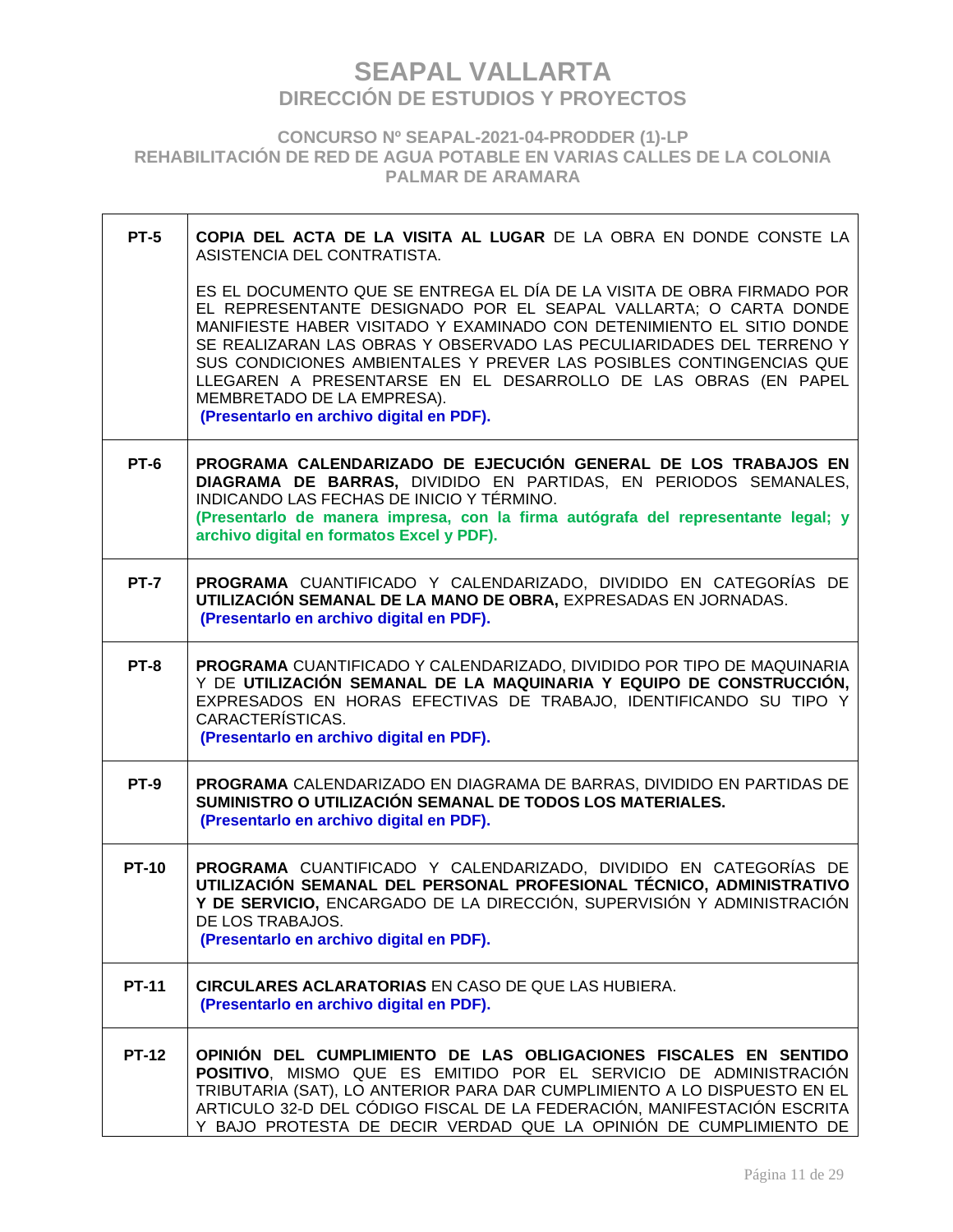| | |
|---|---|
| **PT-5** | **COPIA DEL ACTA DE LA VISITA AL LUGAR** DE LA OBRA EN DONDE CONSTE LA ASISTENCIA DEL CONTRATISTA.<br><br>ES EL DOCUMENTO QUE SE ENTREGA EL DÍA DE LA VISITA DE OBRA FIRMADO POR EL REPRESENTANTE DESIGNADO POR EL SEAPAL VALLARTA; O CARTA DONDE MANIFIESTE HABER VISITADO Y EXAMINADO CON DETENIMIENTO EL SITIO DONDE SE REALIZARAN LAS OBRAS Y OBSERVADO LAS PECULIARIDADES DEL TERRENO Y SUS CONDICIONES AMBIENTALES Y PREVER LAS POSIBLES CONTINGENCIAS QUE LLEGAREN A PRESENTARSE EN EL DESARROLLO DE LAS OBRAS (EN PAPEL MEMBRETADO DE LA EMPRESA).<br>**(Presentarlo en archivo digital en PDF).** |
| **PT-6** | **PROGRAMA CALENDARIZADO DE EJECUCIÓN GENERAL DE LOS TRABAJOS EN DIAGRAMA DE BARRAS,** DIVIDIDO EN PARTIDAS, EN PERIODOS SEMANALES, INDICANDO LAS FECHAS DE INICIO Y TÉRMINO.<br>**(Presentarlo de manera impresa, con la firma autógrafa del representante legal; y archivo digital en formatos Excel y PDF).** |
| **PT-7** | **PROGRAMA** CUANTIFICADO Y CALENDARIZADO, DIVIDIDO EN CATEGORÍAS DE **UTILIZACIÓN SEMANAL DE LA MANO DE OBRA,** EXPRESADAS EN JORNADAS.<br>**(Presentarlo en archivo digital en PDF).** |
| **PT-8** | **PROGRAMA** CUANTIFICADO Y CALENDARIZADO, DIVIDIDO POR TIPO DE MAQUINARIA Y DE **UTILIZACIÓN SEMANAL DE LA MAQUINARIA Y EQUIPO DE CONSTRUCCIÓN,** EXPRESADOS EN HORAS EFECTIVAS DE TRABAJO, IDENTIFICANDO SU TIPO Y CARACTERÍSTICAS.<br>**(Presentarlo en archivo digital en PDF).** |
| **PT-9** | **PROGRAMA** CALENDARIZADO EN DIAGRAMA DE BARRAS, DIVIDIDO EN PARTIDAS DE **SUMINISTRO O UTILIZACIÓN SEMANAL DE TODOS LOS MATERIALES.**<br>**(Presentarlo en archivo digital en PDF).** |
| **PT-10** | **PROGRAMA** CUANTIFICADO Y CALENDARIZADO, DIVIDIDO EN CATEGORÍAS DE **UTILIZACIÓN SEMANAL DEL PERSONAL PROFESIONAL TÉCNICO, ADMINISTRATIVO Y DE SERVICIO,** ENCARGADO DE LA DIRECCIÓN, SUPERVISIÓN Y ADMINISTRACIÓN DE LOS TRABAJOS.<br>**(Presentarlo en archivo digital en PDF).** |
| **PT-11** | **CIRCULARES ACLARATORIAS** EN CASO DE QUE LAS HUBIERA.<br>**(Presentarlo en archivo digital en PDF).** |
| **PT-12** | **OPINIÓN DEL CUMPLIMIENTO DE LAS OBLIGACIONES FISCALES EN SENTIDO POSITIVO**, MISMO QUE ES EMITIDO POR EL SERVICIO DE ADMINISTRACIÓN TRIBUTARIA (SAT), LO ANTERIOR PARA DAR CUMPLIMIENTO A LO DISPUESTO EN EL ARTICULO 32-D DEL CÓDIGO FISCAL DE LA FEDERACIÓN, MANIFESTACIÓN ESCRITA Y BAJO PROTESTA DE DECIR VERDAD QUE LA OPINIÓN DE CUMPLIMIENTO DE |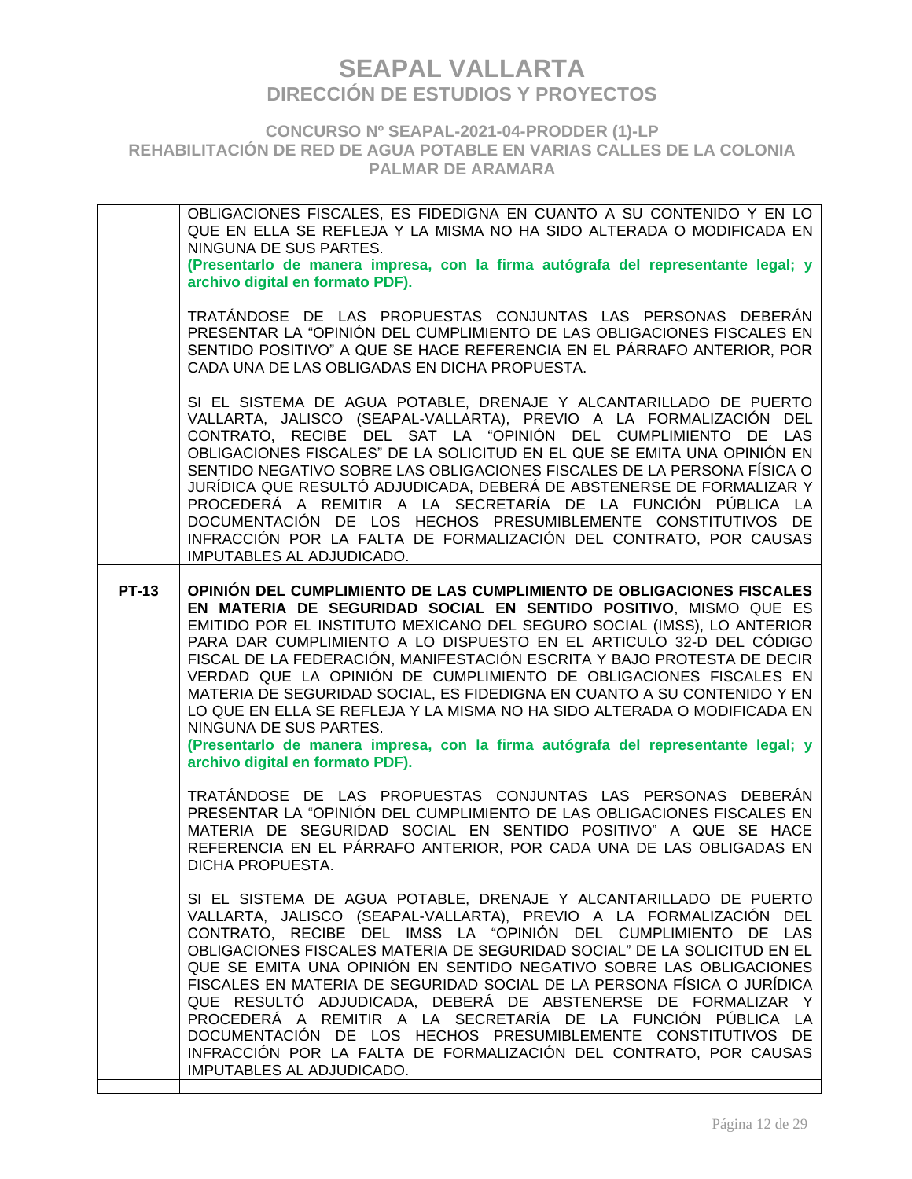| | |
|---|---|
| | OBLIGACIONES FISCALES, ES FIDEDIGNA EN CUANTO A SU CONTENIDO Y EN LO QUE EN ELLA SE REFLEJA Y LA MISMA NO HA SIDO ALTERADA O MODIFICADA EN NINGUNA DE SUS PARTES.<br>**(Presentarlo de manera impresa, con la firma autógrafa del representante legal; y archivo digital en formato PDF).**<br><br>TRATÁNDOSE DE LAS PROPUESTAS CONJUNTAS LAS PERSONAS DEBERÁN PRESENTAR LA "OPINIÓN DEL CUMPLIMIENTO DE LAS OBLIGACIONES FISCALES EN SENTIDO POSITIVO" A QUE SE HACE REFERENCIA EN EL PÁRRAFO ANTERIOR, POR CADA UNA DE LAS OBLIGADAS EN DICHA PROPUESTA.<br><br>SI EL SISTEMA DE AGUA POTABLE, DRENAJE Y ALCANTARILLADO DE PUERTO VALLARTA, JALISCO (SEAPAL-VALLARTA), PREVIO A LA FORMALIZACIÓN DEL CONTRATO, RECIBE DEL SAT LA "OPINIÓN DEL CUMPLIMIENTO DE LAS OBLIGACIONES FISCALES" DE LA SOLICITUD EN EL QUE SE EMITA UNA OPINIÓN EN SENTIDO NEGATIVO SOBRE LAS OBLIGACIONES FISCALES DE LA PERSONA FÍSICA O JURÍDICA QUE RESULTÓ ADJUDICADA, DEBERÁ DE ABSTENERSE DE FORMALIZAR Y PROCEDERÁ A REMITIR A LA SECRETARÍA DE LA FUNCIÓN PÚBLICA LA DOCUMENTACIÓN DE LOS HECHOS PRESUMIBLEMENTE CONSTITUTIVOS DE INFRACCIÓN POR LA FALTA DE FORMALIZACIÓN DEL CONTRATO, POR CAUSAS IMPUTABLES AL ADJUDICADO. |
| **PT-13** | **OPINIÓN DEL CUMPLIMIENTO DE LAS CUMPLIMIENTO DE OBLIGACIONES FISCALES EN MATERIA DE SEGURIDAD SOCIAL EN SENTIDO POSITIVO**, MISMO QUE ES EMITIDO POR EL INSTITUTO MEXICANO DEL SEGURO SOCIAL (IMSS), LO ANTERIOR PARA DAR CUMPLIMIENTO A LO DISPUESTO EN EL ARTICULO 32-D DEL CÓDIGO FISCAL DE LA FEDERACIÓN, MANIFESTACIÓN ESCRITA Y BAJO PROTESTA DE DECIR VERDAD QUE LA OPINIÓN DE CUMPLIMIENTO DE OBLIGACIONES FISCALES EN MATERIA DE SEGURIDAD SOCIAL, ES FIDEDIGNA EN CUANTO A SU CONTENIDO Y EN LO QUE EN ELLA SE REFLEJA Y LA MISMA NO HA SIDO ALTERADA O MODIFICADA EN NINGUNA DE SUS PARTES.<br>**(Presentarlo de manera impresa, con la firma autógrafa del representante legal; y archivo digital en formato PDF).**<br><br>TRATÁNDOSE DE LAS PROPUESTAS CONJUNTAS LAS PERSONAS DEBERÁN PRESENTAR LA "OPINIÓN DEL CUMPLIMIENTO DE LAS OBLIGACIONES FISCALES EN MATERIA DE SEGURIDAD SOCIAL EN SENTIDO POSITIVO" A QUE SE HACE REFERENCIA EN EL PÁRRAFO ANTERIOR, POR CADA UNA DE LAS OBLIGADAS EN DICHA PROPUESTA.<br><br>SI EL SISTEMA DE AGUA POTABLE, DRENAJE Y ALCANTARILLADO DE PUERTO VALLARTA, JALISCO (SEAPAL-VALLARTA), PREVIO A LA FORMALIZACIÓN DEL CONTRATO, RECIBE DEL IMSS LA "OPINIÓN DEL CUMPLIMIENTO DE LAS OBLIGACIONES FISCALES MATERIA DE SEGURIDAD SOCIAL" DE LA SOLICITUD EN EL QUE SE EMITA UNA OPINIÓN EN SENTIDO NEGATIVO SOBRE LAS OBLIGACIONES FISCALES EN MATERIA DE SEGURIDAD SOCIAL DE LA PERSONA FÍSICA O JURÍDICA QUE RESULTÓ ADJUDICADA, DEBERÁ DE ABSTENERSE DE FORMALIZAR Y PROCEDERÁ A REMITIR A LA SECRETARÍA DE LA FUNCIÓN PÚBLICA LA DOCUMENTACIÓN DE LOS HECHOS PRESUMIBLEMENTE CONSTITUTIVOS DE INFRACCIÓN POR LA FALTA DE FORMALIZACIÓN DEL CONTRATO, POR CAUSAS IMPUTABLES AL ADJUDICADO. |
| | |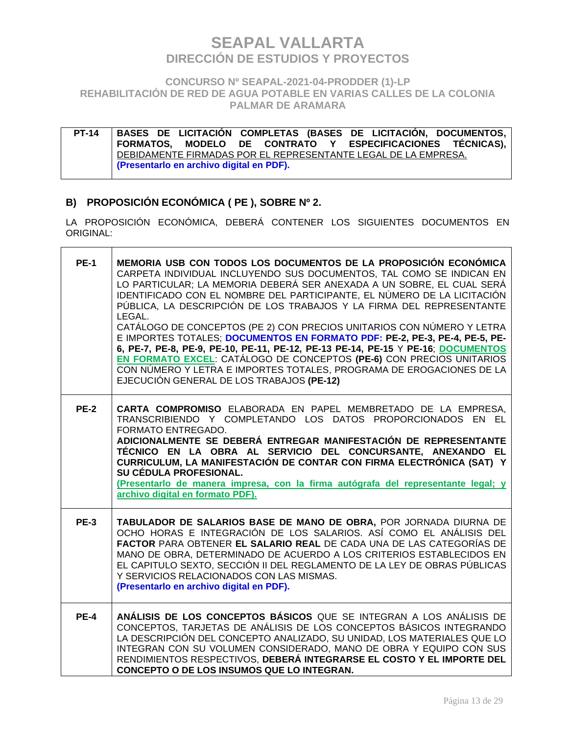# SEAPAL VALLARTA
## DIRECCIÓN DE ESTUDIOS Y PROYECTOS

### CONCURSO Nº SEAPAL-2021-04-PRODDER (1)-LP
### REHABILITACIÓN DE RED DE AGUA POTABLE EN VARIAS CALLES DE LA COLONIA PALMAR DE ARAMARA

| | |
|---|---|
| **PT-14** | **BASES DE LICITACIÓN COMPLETAS (BASES DE LICITACIÓN, DOCUMENTOS, FORMATOS, MODELO DE CONTRATO Y ESPECIFICACIONES TÉCNICAS),** DEBIDAMENTE FIRMADAS POR EL REPRESENTANTE LEGAL DE LA EMPRESA. **(Presentarlo en archivo digital en PDF).** |

## B) PROPOSICIÓN ECONÓMICA ( PE ), SOBRE Nº 2.

LA PROPOSICIÓN ECONÓMICA, DEBERÁ CONTENER LOS SIGUIENTES DOCUMENTOS EN ORIGINAL:

| | |
|---|---|
| **PE-1** | **MEMORIA USB CON TODOS LOS DOCUMENTOS DE LA PROPOSICIÓN ECONÓMICA** CARPETA INDIVIDUAL INCLUYENDO SUS DOCUMENTOS, TAL COMO SE INDICAN EN LO PARTICULAR; LA MEMORIA DEBERÁ SER ANEXADA A UN SOBRE, EL CUAL SERÁ IDENTIFICADO CON EL NOMBRE DEL PARTICIPANTE, EL NÚMERO DE LA LICITACIÓN PÚBLICA, LA DESCRIPCIÓN DE LOS TRABAJOS Y LA FIRMA DEL REPRESENTANTE LEGAL.<br>CATÁLOGO DE CONCEPTOS (PE 2) CON PRECIOS UNITARIOS CON NÚMERO Y LETRA E IMPORTES TOTALES; **DOCUMENTOS EN FORMATO PDF: PE-2, PE-3, PE-4, PE-5, PE-6, PE-7, PE-8, PE-9, PE-10, PE-11, PE-12, PE-13 PE-14, PE-15** Y **PE-16**; **DOCUMENTOS EN FORMATO EXCEL**: CATÁLOGO DE CONCEPTOS **(PE-6)** CON PRECIOS UNITARIOS CON NÚMERO Y LETRA E IMPORTES TOTALES, PROGRAMA DE EROGACIONES DE LA EJECUCIÓN GENERAL DE LOS TRABAJOS **(PE-12)** |
| **PE-2** | **CARTA COMPROMISO** ELABORADA EN PAPEL MEMBRETADO DE LA EMPRESA, TRANSCRIBIENDO Y COMPLETANDO LOS DATOS PROPORCIONADOS EN EL FORMATO ENTREGADO.<br>**ADICIONALMENTE SE DEBERÁ ENTREGAR MANIFESTACIÓN DE REPRESENTANTE TÉCNICO EN LA OBRA AL SERVICIO DEL CONCURSANTE, ANEXANDO EL CURRICULUM, LA MANIFESTACIÓN DE CONTAR CON FIRMA ELECTRÓNICA (SAT) Y SU CÉDULA PROFESIONAL.**<br>**(Presentarlo de manera impresa, con la firma autógrafa del representante legal; y archivo digital en formato PDF).** |
| **PE-3** | **TABULADOR DE SALARIOS BASE DE MANO DE OBRA,** POR JORNADA DIURNA DE OCHO HORAS E INTEGRACIÓN DE LOS SALARIOS. ASÍ COMO EL ANÁLISIS DEL **FACTOR** PARA OBTENER **EL SALARIO REAL** DE CADA UNA DE LAS CATEGORÍAS DE MANO DE OBRA, DETERMINADO DE ACUERDO A LOS CRITERIOS ESTABLECIDOS EN EL CAPITULO SEXTO, SECCIÓN II DEL REGLAMENTO DE LA LEY DE OBRAS PÚBLICAS Y SERVICIOS RELACIONADOS CON LAS MISMAS.<br>**(Presentarlo en archivo digital en PDF).** |
| **PE-4** | **ANÁLISIS DE LOS CONCEPTOS BÁSICOS** QUE SE INTEGRAN A LOS ANÁLISIS DE CONCEPTOS, TARJETAS DE ANÁLISIS DE LOS CONCEPTOS BÁSICOS INTEGRANDO LA DESCRIPCIÓN DEL CONCEPTO ANALIZADO, SU UNIDAD, LOS MATERIALES QUE LO INTEGRAN CON SU VOLUMEN CONSIDERADO, MANO DE OBRA Y EQUIPO CON SUS RENDIMIENTOS RESPECTIVOS, **DEBERÁ INTEGRARSE EL COSTO Y EL IMPORTE DEL CONCEPTO O DE LOS INSUMOS QUE LO INTEGRAN.** |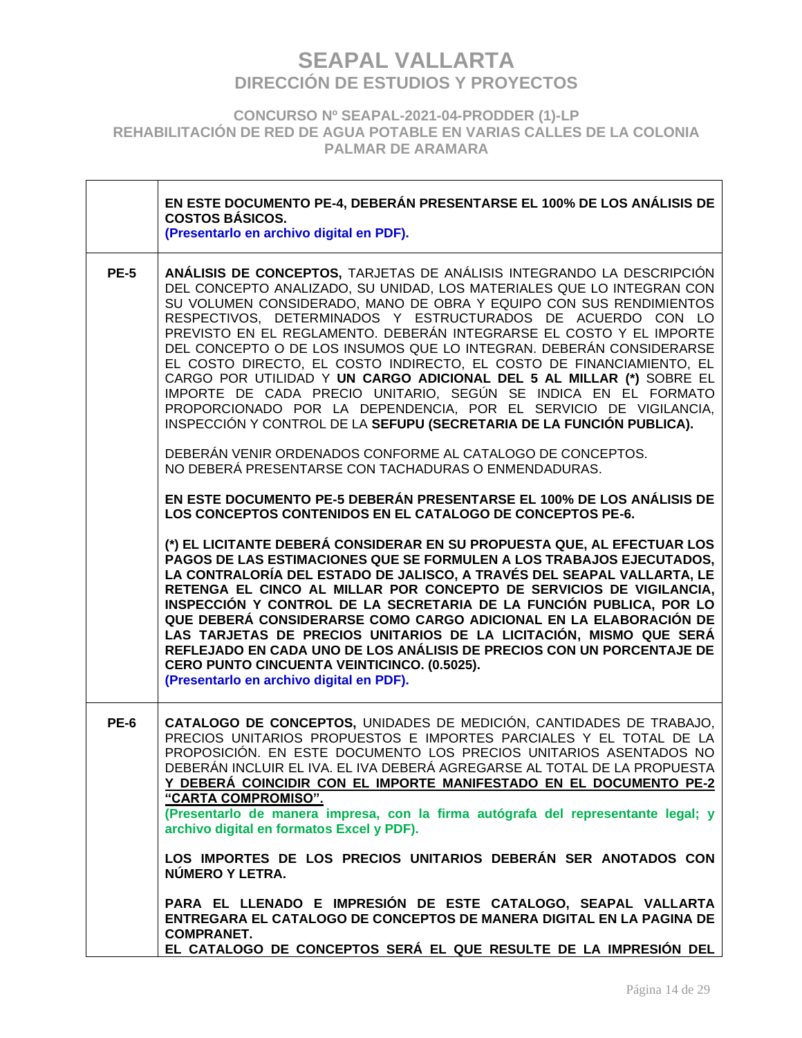# SEAPAL VALLARTA
## DIRECCIÓN DE ESTUDIOS Y PROYECTOS

### CONCURSO Nº SEAPAL-2021-04-PRODDER (1)-LP
### REHABILITACIÓN DE RED DE AGUA POTABLE EN VARIAS CALLES DE LA COLONIA PALMAR DE ARAMARA

| | |
|---|---|
| | **EN ESTE DOCUMENTO PE-4, DEBERÁN PRESENTARSE EL 100% DE LOS ANÁLISIS DE COSTOS BÁSICOS.** <br> **(Presentarlo en archivo digital en PDF).** |
| **PE-5** | **ANÁLISIS DE CONCEPTOS,** TARJETAS DE ANÁLISIS INTEGRANDO LA DESCRIPCIÓN DEL CONCEPTO ANALIZADO, SU UNIDAD, LOS MATERIALES QUE LO INTEGRAN CON SU VOLUMEN CONSIDERADO, MANO DE OBRA Y EQUIPO CON SUS RENDIMIENTOS RESPECTIVOS, DETERMINADOS Y ESTRUCTURADOS DE ACUERDO CON LO PREVISTO EN EL REGLAMENTO. DEBERÁN INTEGRARSE EL COSTO Y EL IMPORTE DEL CONCEPTO O DE LOS INSUMOS QUE LO INTEGRAN. DEBERÁN CONSIDERARSE EL COSTO DIRECTO, EL COSTO INDIRECTO, EL COSTO DE FINANCIAMIENTO, EL CARGO POR UTILIDAD Y **UN CARGO ADICIONAL DEL 5 AL MILLAR (*)** SOBRE EL IMPORTE DE CADA PRECIO UNITARIO, SEGÚN SE INDICA EN EL FORMATO PROPORCIONADO POR LA DEPENDENCIA, POR EL SERVICIO DE VIGILANCIA, INSPECCIÓN Y CONTROL DE LA **SEFUPU (SECRETARIA DE LA FUNCIÓN PUBLICA).** <br><br> DEBERÁN VENIR ORDENADOS CONFORME AL CATALOGO DE CONCEPTOS. <br> NO DEBERÁ PRESENTARSE CON TACHADURAS O ENMENDADURAS. <br><br> **EN ESTE DOCUMENTO PE-5 DEBERÁN PRESENTARSE EL 100% DE LOS ANÁLISIS DE LOS CONCEPTOS CONTENIDOS EN EL CATALOGO DE CONCEPTOS PE-6.** <br><br> **(*) EL LICITANTE DEBERÁ CONSIDERAR EN SU PROPUESTA QUE, AL EFECTUAR LOS PAGOS DE LAS ESTIMACIONES QUE SE FORMULEN A LOS TRABAJOS EJECUTADOS, LA CONTRALORÍA DEL ESTADO DE JALISCO, A TRAVÉS DEL SEAPAL VALLARTA, LE RETENGA EL CINCO AL MILLAR POR CONCEPTO DE SERVICIOS DE VIGILANCIA, INSPECCIÓN Y CONTROL DE LA SECRETARIA DE LA FUNCIÓN PUBLICA, POR LO QUE DEBERÁ CONSIDERARSE COMO CARGO ADICIONAL EN LA ELABORACIÓN DE LAS TARJETAS DE PRECIOS UNITARIOS DE LA LICITACIÓN, MISMO QUE SERÁ REFLEJADO EN CADA UNO DE LOS ANÁLISIS DE PRECIOS CON UN PORCENTAJE DE CERO PUNTO CINCUENTA VEINTICINCO. (0.5025).** <br> **(Presentarlo en archivo digital en PDF).** |
| **PE-6** | **CATALOGO DE CONCEPTOS,** UNIDADES DE MEDICIÓN, CANTIDADES DE TRABAJO, PRECIOS UNITARIOS PROPUESTOS E IMPORTES PARCIALES Y EL TOTAL DE LA PROPOSICIÓN. EN ESTE DOCUMENTO LOS PRECIOS UNITARIOS ASENTADOS NO DEBERÁN INCLUIR EL IVA. EL IVA DEBERÁ AGREGARSE AL TOTAL DE LA PROPUESTA **Y DEBERÁ COINCIDIR CON EL IMPORTE MANIFESTADO EN EL DOCUMENTO PE-2 "CARTA COMPROMISO".** <br> **(Presentarlo de manera impresa, con la firma autógrafa del representante legal; y archivo digital en formatos Excel y PDF).** <br><br> **LOS IMPORTES DE LOS PRECIOS UNITARIOS DEBERÁN SER ANOTADOS CON NÚMERO Y LETRA.** <br><br> **PARA EL LLENADO E IMPRESIÓN DE ESTE CATALOGO, SEAPAL VALLARTA ENTREGARA EL CATALOGO DE CONCEPTOS DE MANERA DIGITAL EN LA PAGINA DE COMPRANET.** <br> **EL CATALOGO DE CONCEPTOS SERÁ EL QUE RESULTE DE LA IMPRESIÓN DEL** |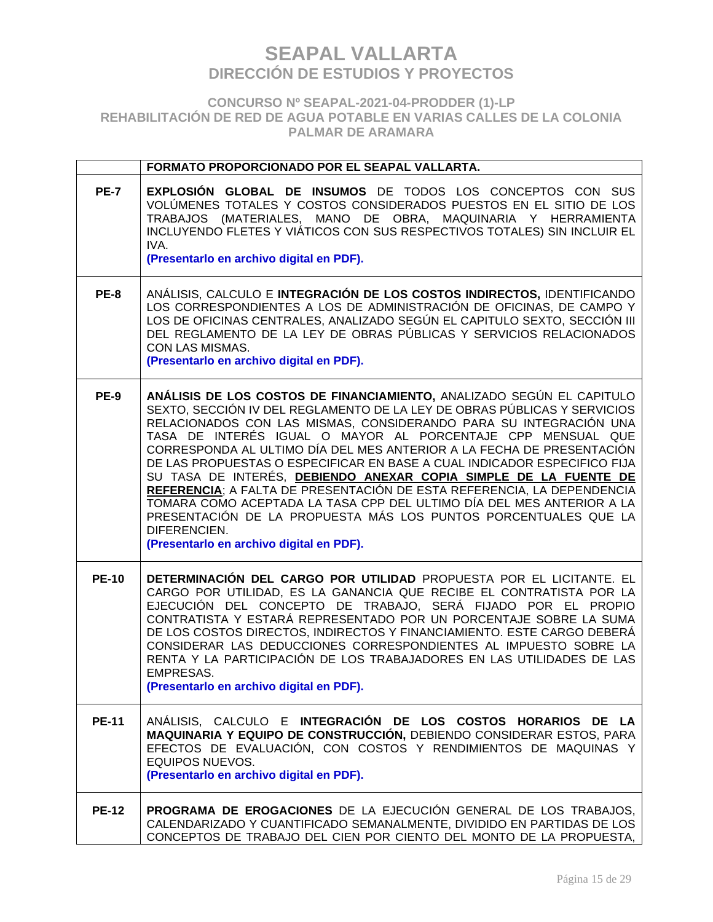| | FORMATO PROPORCIONADO POR EL SEAPAL VALLARTA. |
|---|---|
| **PE-7** | **EXPLOSIÓN GLOBAL DE INSUMOS** DE TODOS LOS CONCEPTOS CON SUS VOLÚMENES TOTALES Y COSTOS CONSIDERADOS PUESTOS EN EL SITIO DE LOS TRABAJOS (MATERIALES, MANO DE OBRA, MAQUINARIA Y HERRAMIENTA INCLUYENDO FLETES Y VIÁTICOS CON SUS RESPECTIVOS TOTALES) SIN INCLUIR EL IVA.<br>**(Presentarlo en archivo digital en PDF).** |
| **PE-8** | ANÁLISIS, CALCULO E **INTEGRACIÓN DE LOS COSTOS INDIRECTOS,** IDENTIFICANDO LOS CORRESPONDIENTES A LOS DE ADMINISTRACIÓN DE OFICINAS, DE CAMPO Y LOS DE OFICINAS CENTRALES, ANALIZADO SEGÚN EL CAPITULO SEXTO, SECCIÓN III DEL REGLAMENTO DE LA LEY DE OBRAS PÚBLICAS Y SERVICIOS RELACIONADOS CON LAS MISMAS.<br>**(Presentarlo en archivo digital en PDF).** |
| **PE-9** | **ANÁLISIS DE LOS COSTOS DE FINANCIAMIENTO,** ANALIZADO SEGÚN EL CAPITULO SEXTO, SECCIÓN IV DEL REGLAMENTO DE LA LEY DE OBRAS PÚBLICAS Y SERVICIOS RELACIONADOS CON LAS MISMAS, CONSIDERANDO PARA SU INTEGRACIÓN UNA TASA DE INTERÉS IGUAL O MAYOR AL PORCENTAJE CPP MENSUAL QUE CORRESPONDA AL ULTIMO DÍA DEL MES ANTERIOR A LA FECHA DE PRESENTACIÓN DE LAS PROPUESTAS O ESPECIFICAR EN BASE A CUAL INDICADOR ESPECIFICO FIJA SU TASA DE INTERÉS, **DEBIENDO ANEXAR COPIA SIMPLE DE LA FUENTE DE REFERENCIA**; A FALTA DE PRESENTACIÓN DE ESTA REFERENCIA, LA DEPENDENCIA TOMARA COMO ACEPTADA LA TASA CPP DEL ULTIMO DÍA DEL MES ANTERIOR A LA PRESENTACIÓN DE LA PROPUESTA MÁS LOS PUNTOS PORCENTUALES QUE LA DIFERENCIEN.<br>**(Presentarlo en archivo digital en PDF).** |
| **PE-10** | **DETERMINACIÓN DEL CARGO POR UTILIDAD** PROPUESTA POR EL LICITANTE. EL CARGO POR UTILIDAD, ES LA GANANCIA QUE RECIBE EL CONTRATISTA POR LA EJECUCIÓN DEL CONCEPTO DE TRABAJO, SERÁ FIJADO POR EL PROPIO CONTRATISTA Y ESTARÁ REPRESENTADO POR UN PORCENTAJE SOBRE LA SUMA DE LOS COSTOS DIRECTOS, INDIRECTOS Y FINANCIAMIENTO. ESTE CARGO DEBERÁ CONSIDERAR LAS DEDUCCIONES CORRESPONDIENTES AL IMPUESTO SOBRE LA RENTA Y LA PARTICIPACIÓN DE LOS TRABAJADORES EN LAS UTILIDADES DE LAS EMPRESAS.<br>**(Presentarlo en archivo digital en PDF).** |
| **PE-11** | ANÁLISIS, CALCULO E **INTEGRACIÓN DE LOS COSTOS HORARIOS DE LA MAQUINARIA Y EQUIPO DE CONSTRUCCIÓN,** DEBIENDO CONSIDERAR ESTOS, PARA EFECTOS DE EVALUACIÓN, CON COSTOS Y RENDIMIENTOS DE MAQUINAS Y EQUIPOS NUEVOS.<br>**(Presentarlo en archivo digital en PDF).** |
| **PE-12** | **PROGRAMA DE EROGACIONES** DE LA EJECUCIÓN GENERAL DE LOS TRABAJOS, CALENDARIZADO Y CUANTIFICADO SEMANALMENTE, DIVIDIDO EN PARTIDAS DE LOS CONCEPTOS DE TRABAJO DEL CIEN POR CIENTO DEL MONTO DE LA PROPUESTA, |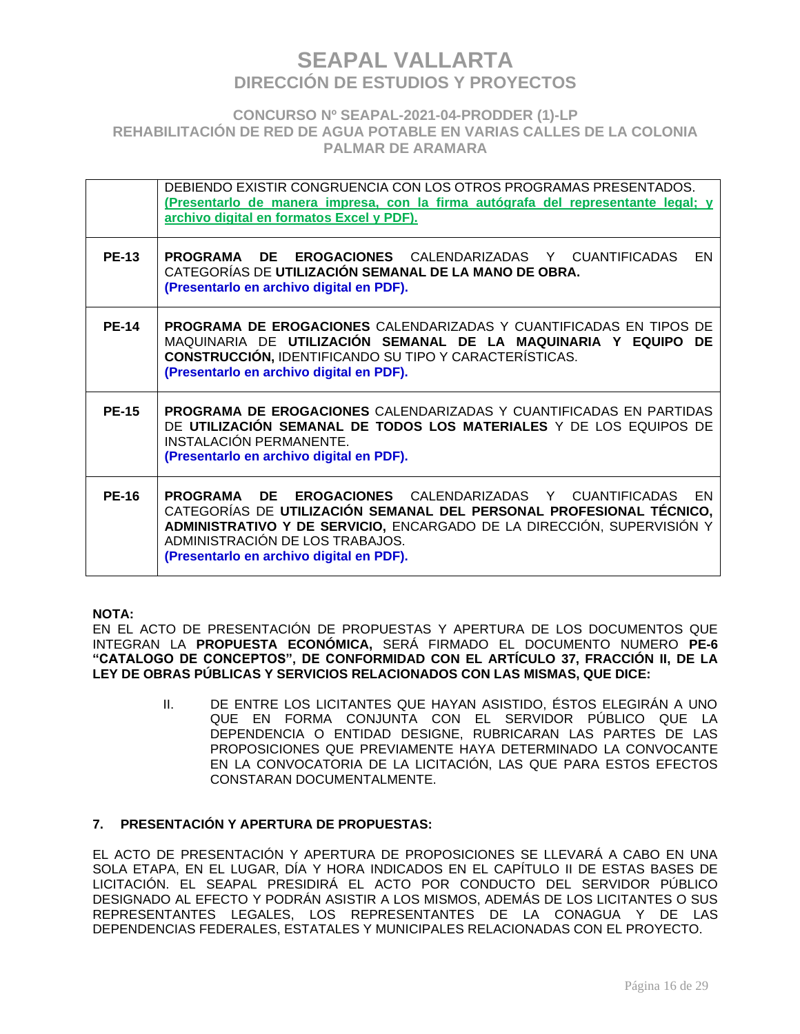| | |
|---|---|
| | DEBIENDO EXISTIR CONGRUENCIA CON LOS OTROS PROGRAMAS PRESENTADOS. **(Presentarlo de manera impresa, con la firma autógrafa del representante legal; y archivo digital en formatos Excel y PDF).** |
| **PE-13** | **PROGRAMA DE EROGACIONES** CALENDARIZADAS Y CUANTIFICADAS EN CATEGORÍAS DE **UTILIZACIÓN SEMANAL DE LA MANO DE OBRA.** **(Presentarlo en archivo digital en PDF).** |
| **PE-14** | **PROGRAMA DE EROGACIONES** CALENDARIZADAS Y CUANTIFICADAS EN TIPOS DE MAQUINARIA DE **UTILIZACIÓN SEMANAL DE LA MAQUINARIA Y EQUIPO DE CONSTRUCCIÓN,** IDENTIFICANDO SU TIPO Y CARACTERÍSTICAS. **(Presentarlo en archivo digital en PDF).** |
| **PE-15** | **PROGRAMA DE EROGACIONES** CALENDARIZADAS Y CUANTIFICADAS EN PARTIDAS DE **UTILIZACIÓN SEMANAL DE TODOS LOS MATERIALES** Y DE LOS EQUIPOS DE INSTALACIÓN PERMANENTE. **(Presentarlo en archivo digital en PDF).** |
| **PE-16** | **PROGRAMA DE EROGACIONES** CALENDARIZADAS Y CUANTIFICADAS EN CATEGORÍAS DE **UTILIZACIÓN SEMANAL DEL PERSONAL PROFESIONAL TÉCNICO, ADMINISTRATIVO Y DE SERVICIO,** ENCARGADO DE LA DIRECCIÓN, SUPERVISIÓN Y ADMINISTRACIÓN DE LOS TRABAJOS. **(Presentarlo en archivo digital en PDF).** |

**NOTA:**
EN EL ACTO DE PRESENTACIÓN DE PROPUESTAS Y APERTURA DE LOS DOCUMENTOS QUE INTEGRAN LA **PROPUESTA ECONÓMICA,** SERÁ FIRMADO EL DOCUMENTO NUMERO **PE-6 "CATALOGO DE CONCEPTOS", DE CONFORMIDAD CON EL ARTÍCULO 37, FRACCIÓN II, DE LA LEY DE OBRAS PÚBLICAS Y SERVICIOS RELACIONADOS CON LAS MISMAS, QUE DICE:**

> II. DE ENTRE LOS LICITANTES QUE HAYAN ASISTIDO, ÉSTOS ELEGIRÁN A UNO QUE EN FORMA CONJUNTA CON EL SERVIDOR PÚBLICO QUE LA DEPENDENCIA O ENTIDAD DESIGNE, RUBRICARAN LAS PARTES DE LAS PROPOSICIONES QUE PREVIAMENTE HAYA DETERMINADO LA CONVOCANTE EN LA CONVOCATORIA DE LA LICITACIÓN, LAS QUE PARA ESTOS EFECTOS CONSTARAN DOCUMENTALMENTE.

## 7. PRESENTACIÓN Y APERTURA DE PROPUESTAS:

EL ACTO DE PRESENTACIÓN Y APERTURA DE PROPOSICIONES SE LLEVARÁ A CABO EN UNA SOLA ETAPA, EN EL LUGAR, DÍA Y HORA INDICADOS EN EL CAPÍTULO II DE ESTAS BASES DE LICITACIÓN. EL SEAPAL PRESIDIRÁ EL ACTO POR CONDUCTO DEL SERVIDOR PÚBLICO DESIGNADO AL EFECTO Y PODRÁN ASISTIR A LOS MISMOS, ADEMÁS DE LOS LICITANTES O SUS REPRESENTANTES LEGALES, LOS REPRESENTANTES DE LA CONAGUA Y DE LAS DEPENDENCIAS FEDERALES, ESTATALES Y MUNICIPALES RELACIONADAS CON EL PROYECTO.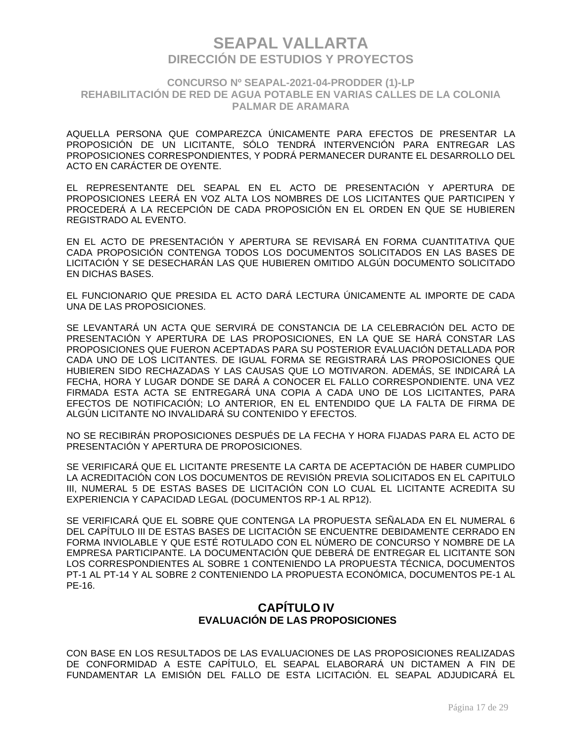AQUELLA PERSONA QUE COMPAREZCA ÚNICAMENTE PARA EFECTOS DE PRESENTAR LA PROPOSICIÓN DE UN LICITANTE, SÓLO TENDRÁ INTERVENCIÓN PARA ENTREGAR LAS PROPOSICIONES CORRESPONDIENTES, Y PODRÁ PERMANECER DURANTE EL DESARROLLO DEL ACTO EN CARÁCTER DE OYENTE.

EL REPRESENTANTE DEL SEAPAL EN EL ACTO DE PRESENTACIÓN Y APERTURA DE PROPOSICIONES LEERÁ EN VOZ ALTA LOS NOMBRES DE LOS LICITANTES QUE PARTICIPEN Y PROCEDERÁ A LA RECEPCIÓN DE CADA PROPOSICIÓN EN EL ORDEN EN QUE SE HUBIEREN REGISTRADO AL EVENTO.

EN EL ACTO DE PRESENTACIÓN Y APERTURA SE REVISARÁ EN FORMA CUANTITATIVA QUE CADA PROPOSICIÓN CONTENGA TODOS LOS DOCUMENTOS SOLICITADOS EN LAS BASES DE LICITACIÓN Y SE DESECHARÁN LAS QUE HUBIEREN OMITIDO ALGÚN DOCUMENTO SOLICITADO EN DICHAS BASES.

EL FUNCIONARIO QUE PRESIDA EL ACTO DARÁ LECTURA ÚNICAMENTE AL IMPORTE DE CADA UNA DE LAS PROPOSICIONES.

SE LEVANTARÁ UN ACTA QUE SERVIRÁ DE CONSTANCIA DE LA CELEBRACIÓN DEL ACTO DE PRESENTACIÓN Y APERTURA DE LAS PROPOSICIONES, EN LA QUE SE HARÁ CONSTAR LAS PROPOSICIONES QUE FUERON ACEPTADAS PARA SU POSTERIOR EVALUACIÓN DETALLADA POR CADA UNO DE LOS LICITANTES. DE IGUAL FORMA SE REGISTRARÁ LAS PROPOSICIONES QUE HUBIEREN SIDO RECHAZADAS Y LAS CAUSAS QUE LO MOTIVARON. ADEMÁS, SE INDICARÁ LA FECHA, HORA Y LUGAR DONDE SE DARÁ A CONOCER EL FALLO CORRESPONDIENTE. UNA VEZ FIRMADA ESTA ACTA SE ENTREGARÁ UNA COPIA A CADA UNO DE LOS LICITANTES, PARA EFECTOS DE NOTIFICACIÓN; LO ANTERIOR, EN EL ENTENDIDO QUE LA FALTA DE FIRMA DE ALGÚN LICITANTE NO INVALIDARÁ SU CONTENIDO Y EFECTOS.

NO SE RECIBIRÁN PROPOSICIONES DESPUÉS DE LA FECHA Y HORA FIJADAS PARA EL ACTO DE PRESENTACIÓN Y APERTURA DE PROPOSICIONES.

SE VERIFICARÁ QUE EL LICITANTE PRESENTE LA CARTA DE ACEPTACIÓN DE HABER CUMPLIDO LA ACREDITACIÓN CON LOS DOCUMENTOS DE REVISIÓN PREVIA SOLICITADOS EN EL CAPITULO III, NUMERAL 5 DE ESTAS BASES DE LICITACIÓN CON LO CUAL EL LICITANTE ACREDITA SU EXPERIENCIA Y CAPACIDAD LEGAL (DOCUMENTOS RP-1 AL RP12).

SE VERIFICARÁ QUE EL SOBRE QUE CONTENGA LA PROPUESTA SEÑALADA EN EL NUMERAL 6 DEL CAPÍTULO III DE ESTAS BASES DE LICITACIÓN SE ENCUENTRE DEBIDAMENTE CERRADO EN FORMA INVIOLABLE Y QUE ESTÉ ROTULADO CON EL NÚMERO DE CONCURSO Y NOMBRE DE LA EMPRESA PARTICIPANTE. LA DOCUMENTACIÓN QUE DEBERÁ DE ENTREGAR EL LICITANTE SON LOS CORRESPONDIENTES AL SOBRE 1 CONTENIENDO LA PROPUESTA TÉCNICA, DOCUMENTOS PT-1 AL PT-14 Y AL SOBRE 2 CONTENIENDO LA PROPUESTA ECONÓMICA, DOCUMENTOS PE-1 AL PE-16.

## CAPÍTULO IV
### EVALUACIÓN DE LAS PROPOSICIONES

CON BASE EN LOS RESULTADOS DE LAS EVALUACIONES DE LAS PROPOSICIONES REALIZADAS DE CONFORMIDAD A ESTE CAPÍTULO, EL SEAPAL ELABORARÁ UN DICTAMEN A FIN DE FUNDAMENTAR LA EMISIÓN DEL FALLO DE ESTA LICITACIÓN. EL SEAPAL ADJUDICARÁ EL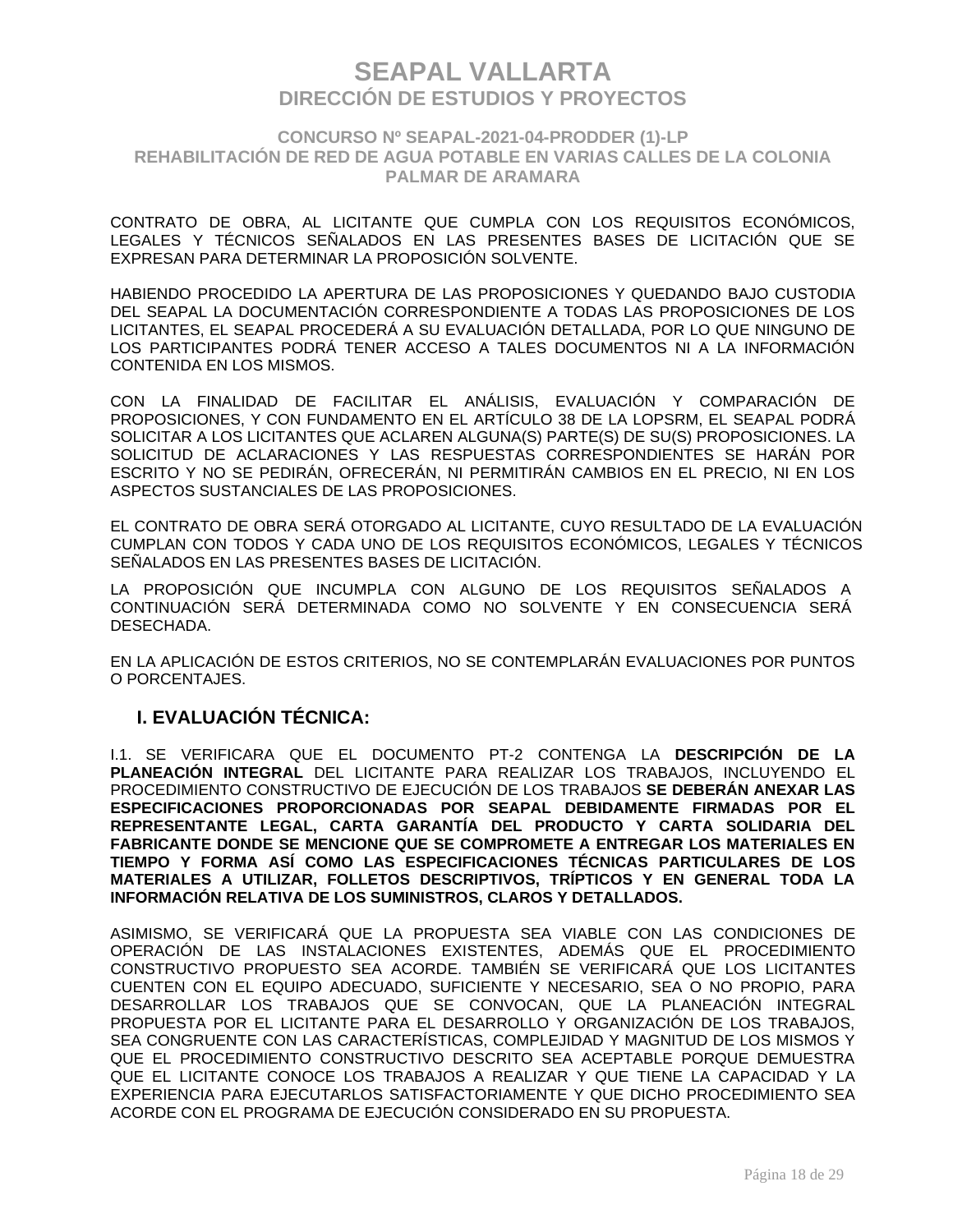CONTRATO DE OBRA, AL LICITANTE QUE CUMPLA CON LOS REQUISITOS ECONÓMICOS, LEGALES Y TÉCNICOS SEÑALADOS EN LAS PRESENTES BASES DE LICITACIÓN QUE SE EXPRESAN PARA DETERMINAR LA PROPOSICIÓN SOLVENTE.

HABIENDO PROCEDIDO LA APERTURA DE LAS PROPOSICIONES Y QUEDANDO BAJO CUSTODIA DEL SEAPAL LA DOCUMENTACIÓN CORRESPONDIENTE A TODAS LAS PROPOSICIONES DE LOS LICITANTES, EL SEAPAL PROCEDERÁ A SU EVALUACIÓN DETALLADA, POR LO QUE NINGUNO DE LOS PARTICIPANTES PODRÁ TENER ACCESO A TALES DOCUMENTOS NI A LA INFORMACIÓN CONTENIDA EN LOS MISMOS.

CON LA FINALIDAD DE FACILITAR EL ANÁLISIS, EVALUACIÓN Y COMPARACIÓN DE PROPOSICIONES, Y CON FUNDAMENTO EN EL ARTÍCULO 38 DE LA LOPSRM, EL SEAPAL PODRÁ SOLICITAR A LOS LICITANTES QUE ACLAREN ALGUNA(S) PARTE(S) DE SU(S) PROPOSICIONES. LA SOLICITUD DE ACLARACIONES Y LAS RESPUESTAS CORRESPONDIENTES SE HARÁN POR ESCRITO Y NO SE PEDIRÁN, OFRECERÁN, NI PERMITIRÁN CAMBIOS EN EL PRECIO, NI EN LOS ASPECTOS SUSTANCIALES DE LAS PROPOSICIONES.

EL CONTRATO DE OBRA SERÁ OTORGADO AL LICITANTE, CUYO RESULTADO DE LA EVALUACIÓN CUMPLAN CON TODOS Y CADA UNO DE LOS REQUISITOS ECONÓMICOS, LEGALES Y TÉCNICOS SEÑALADOS EN LAS PRESENTES BASES DE LICITACIÓN.

LA PROPOSICIÓN QUE INCUMPLA CON ALGUNO DE LOS REQUISITOS SEÑALADOS A CONTINUACIÓN SERÁ DETERMINADA COMO NO SOLVENTE Y EN CONSECUENCIA SERÁ DESECHADA.

EN LA APLICACIÓN DE ESTOS CRITERIOS, NO SE CONTEMPLARÁN EVALUACIONES POR PUNTOS O PORCENTAJES.

## I. EVALUACIÓN TÉCNICA:

I.1. SE VERIFICARA QUE EL DOCUMENTO PT-2 CONTENGA LA **DESCRIPCIÓN DE LA PLANEACIÓN INTEGRAL** DEL LICITANTE PARA REALIZAR LOS TRABAJOS, INCLUYENDO EL PROCEDIMIENTO CONSTRUCTIVO DE EJECUCIÓN DE LOS TRABAJOS **SE DEBERÁN ANEXAR LAS ESPECIFICACIONES PROPORCIONADAS POR SEAPAL DEBIDAMENTE FIRMADAS POR EL REPRESENTANTE LEGAL, CARTA GARANTÍA DEL PRODUCTO Y CARTA SOLIDARIA DEL FABRICANTE DONDE SE MENCIONE QUE SE COMPROMETE A ENTREGAR LOS MATERIALES EN TIEMPO Y FORMA ASÍ COMO LAS ESPECIFICACIONES TÉCNICAS PARTICULARES DE LOS MATERIALES A UTILIZAR, FOLLETOS DESCRIPTIVOS, TRÍPTICOS Y EN GENERAL TODA LA INFORMACIÓN RELATIVA DE LOS SUMINISTROS, CLAROS Y DETALLADOS.**

ASIMISMO, SE VERIFICARÁ QUE LA PROPUESTA SEA VIABLE CON LAS CONDICIONES DE OPERACIÓN DE LAS INSTALACIONES EXISTENTES, ADEMÁS QUE EL PROCEDIMIENTO CONSTRUCTIVO PROPUESTO SEA ACORDE. TAMBIÉN SE VERIFICARÁ QUE LOS LICITANTES CUENTEN CON EL EQUIPO ADECUADO, SUFICIENTE Y NECESARIO, SEA O NO PROPIO, PARA DESARROLLAR LOS TRABAJOS QUE SE CONVOCAN, QUE LA PLANEACIÓN INTEGRAL PROPUESTA POR EL LICITANTE PARA EL DESARROLLO Y ORGANIZACIÓN DE LOS TRABAJOS, SEA CONGRUENTE CON LAS CARACTERÍSTICAS, COMPLEJIDAD Y MAGNITUD DE LOS MISMOS Y QUE EL PROCEDIMIENTO CONSTRUCTIVO DESCRITO SEA ACEPTABLE PORQUE DEMUESTRA QUE EL LICITANTE CONOCE LOS TRABAJOS A REALIZAR Y QUE TIENE LA CAPACIDAD Y LA EXPERIENCIA PARA EJECUTARLOS SATISFACTORIAMENTE Y QUE DICHO PROCEDIMIENTO SEA ACORDE CON EL PROGRAMA DE EJECUCIÓN CONSIDERADO EN SU PROPUESTA.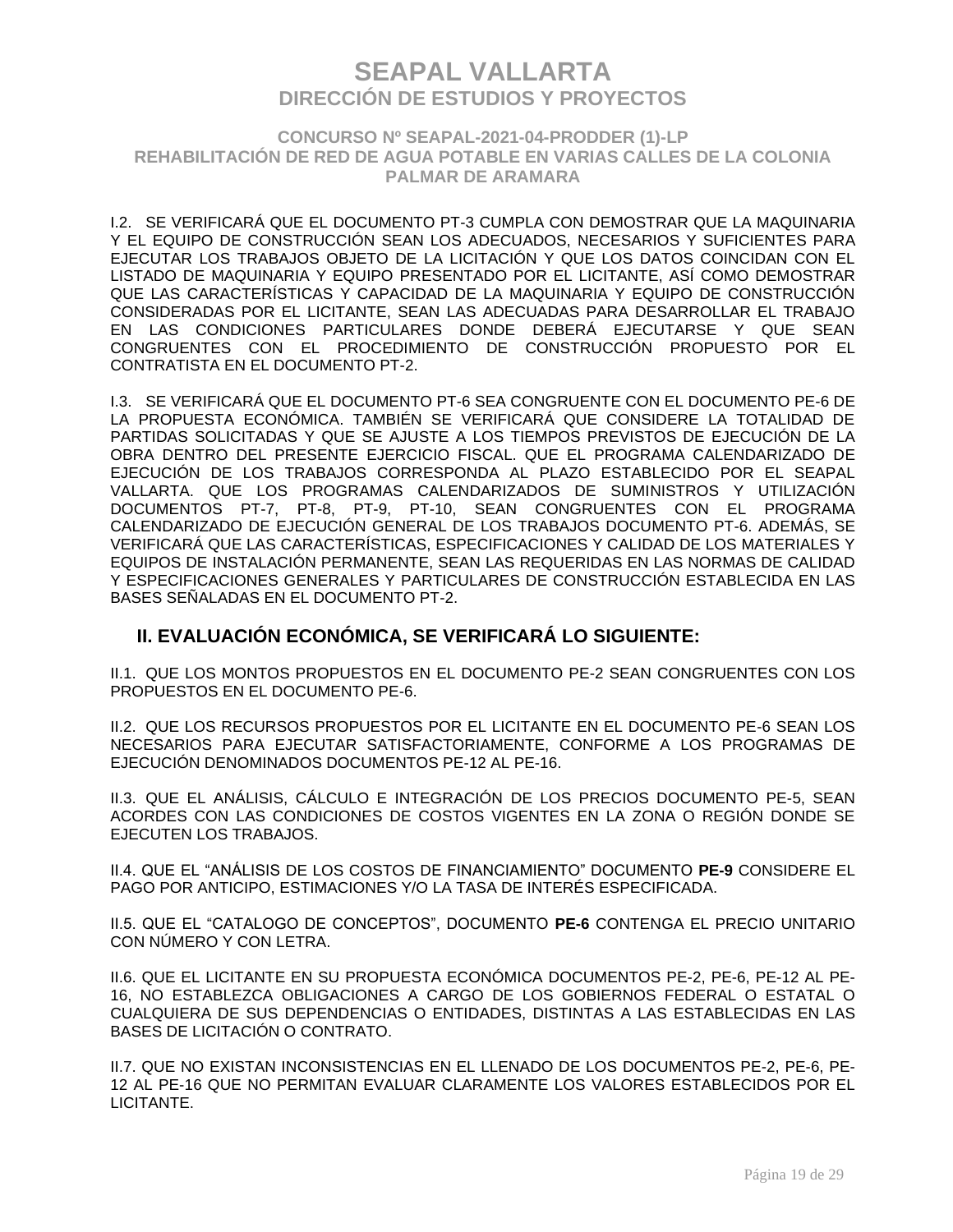I.2. SE VERIFICARÁ QUE EL DOCUMENTO PT-3 CUMPLA CON DEMOSTRAR QUE LA MAQUINARIA Y EL EQUIPO DE CONSTRUCCIÓN SEAN LOS ADECUADOS, NECESARIOS Y SUFICIENTES PARA EJECUTAR LOS TRABAJOS OBJETO DE LA LICITACIÓN Y QUE LOS DATOS COINCIDAN CON EL LISTADO DE MAQUINARIA Y EQUIPO PRESENTADO POR EL LICITANTE, ASÍ COMO DEMOSTRAR QUE LAS CARACTERÍSTICAS Y CAPACIDAD DE LA MAQUINARIA Y EQUIPO DE CONSTRUCCIÓN CONSIDERADAS POR EL LICITANTE, SEAN LAS ADECUADAS PARA DESARROLLAR EL TRABAJO EN LAS CONDICIONES PARTICULARES DONDE DEBERÁ EJECUTARSE Y QUE SEAN CONGRUENTES CON EL PROCEDIMIENTO DE CONSTRUCCIÓN PROPUESTO POR EL CONTRATISTA EN EL DOCUMENTO PT-2.

I.3. SE VERIFICARÁ QUE EL DOCUMENTO PT-6 SEA CONGRUENTE CON EL DOCUMENTO PE-6 DE LA PROPUESTA ECONÓMICA. TAMBIÉN SE VERIFICARÁ QUE CONSIDERE LA TOTALIDAD DE PARTIDAS SOLICITADAS Y QUE SE AJUSTE A LOS TIEMPOS PREVISTOS DE EJECUCIÓN DE LA OBRA DENTRO DEL PRESENTE EJERCICIO FISCAL. QUE EL PROGRAMA CALENDARIZADO DE EJECUCIÓN DE LOS TRABAJOS CORRESPONDA AL PLAZO ESTABLECIDO POR EL SEAPAL VALLARTA. QUE LOS PROGRAMAS CALENDARIZADOS DE SUMINISTROS Y UTILIZACIÓN DOCUMENTOS PT-7, PT-8, PT-9, PT-10, SEAN CONGRUENTES CON EL PROGRAMA CALENDARIZADO DE EJECUCIÓN GENERAL DE LOS TRABAJOS DOCUMENTO PT-6. ADEMÁS, SE VERIFICARÁ QUE LAS CARACTERÍSTICAS, ESPECIFICACIONES Y CALIDAD DE LOS MATERIALES Y EQUIPOS DE INSTALACIÓN PERMANENTE, SEAN LAS REQUERIDAS EN LAS NORMAS DE CALIDAD Y ESPECIFICACIONES GENERALES Y PARTICULARES DE CONSTRUCCIÓN ESTABLECIDA EN LAS BASES SEÑALADAS EN EL DOCUMENTO PT-2.

## II. EVALUACIÓN ECONÓMICA, SE VERIFICARÁ LO SIGUIENTE:

II.1. QUE LOS MONTOS PROPUESTOS EN EL DOCUMENTO PE-2 SEAN CONGRUENTES CON LOS PROPUESTOS EN EL DOCUMENTO PE-6.

II.2. QUE LOS RECURSOS PROPUESTOS POR EL LICITANTE EN EL DOCUMENTO PE-6 SEAN LOS NECESARIOS PARA EJECUTAR SATISFACTORIAMENTE, CONFORME A LOS PROGRAMAS DE EJECUCIÓN DENOMINADOS DOCUMENTOS PE-12 AL PE-16.

II.3. QUE EL ANÁLISIS, CÁLCULO E INTEGRACIÓN DE LOS PRECIOS DOCUMENTO PE-5, SEAN ACORDES CON LAS CONDICIONES DE COSTOS VIGENTES EN LA ZONA O REGIÓN DONDE SE EJECUTEN LOS TRABAJOS.

II.4. QUE EL "ANÁLISIS DE LOS COSTOS DE FINANCIAMIENTO" DOCUMENTO **PE-9** CONSIDERE EL PAGO POR ANTICIPO, ESTIMACIONES Y/O LA TASA DE INTERÉS ESPECIFICADA.

II.5. QUE EL "CATALOGO DE CONCEPTOS", DOCUMENTO **PE-6** CONTENGA EL PRECIO UNITARIO CON NÚMERO Y CON LETRA.

II.6. QUE EL LICITANTE EN SU PROPUESTA ECONÓMICA DOCUMENTOS PE-2, PE-6, PE-12 AL PE-16, NO ESTABLEZCA OBLIGACIONES A CARGO DE LOS GOBIERNOS FEDERAL O ESTATAL O CUALQUIERA DE SUS DEPENDENCIAS O ENTIDADES, DISTINTAS A LAS ESTABLECIDAS EN LAS BASES DE LICITACIÓN O CONTRATO.

II.7. QUE NO EXISTAN INCONSISTENCIAS EN EL LLENADO DE LOS DOCUMENTOS PE-2, PE-6, PE-12 AL PE-16 QUE NO PERMITAN EVALUAR CLARAMENTE LOS VALORES ESTABLECIDOS POR EL LICITANTE.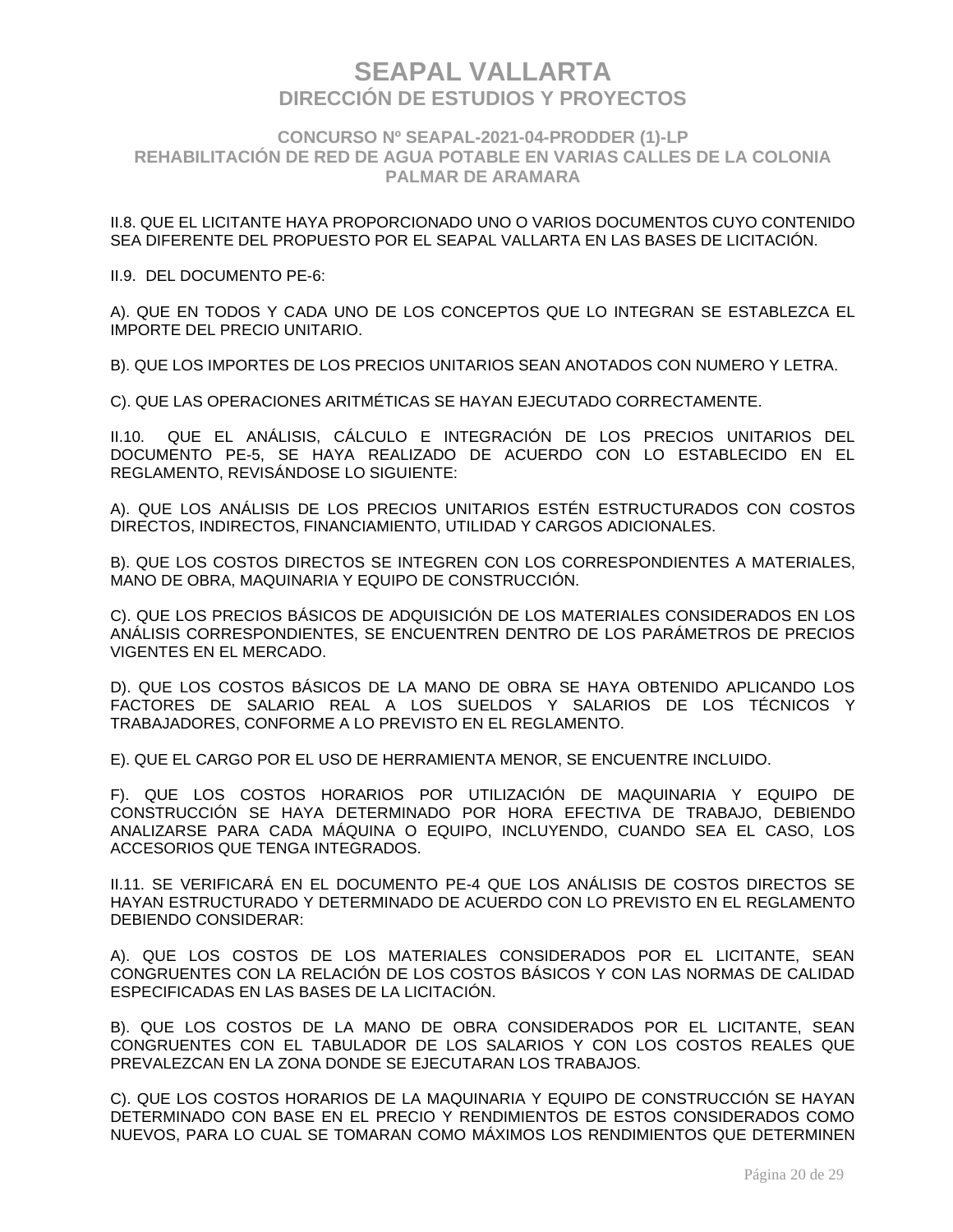II.8. QUE EL LICITANTE HAYA PROPORCIONADO UNO O VARIOS DOCUMENTOS CUYO CONTENIDO SEA DIFERENTE DEL PROPUESTO POR EL SEAPAL VALLARTA EN LAS BASES DE LICITACIÓN.

II.9. DEL DOCUMENTO PE-6:

A). QUE EN TODOS Y CADA UNO DE LOS CONCEPTOS QUE LO INTEGRAN SE ESTABLEZCA EL IMPORTE DEL PRECIO UNITARIO.

B). QUE LOS IMPORTES DE LOS PRECIOS UNITARIOS SEAN ANOTADOS CON NUMERO Y LETRA.

C). QUE LAS OPERACIONES ARITMÉTICAS SE HAYAN EJECUTADO CORRECTAMENTE.

II.10. QUE EL ANÁLISIS, CÁLCULO E INTEGRACIÓN DE LOS PRECIOS UNITARIOS DEL DOCUMENTO PE-5, SE HAYA REALIZADO DE ACUERDO CON LO ESTABLECIDO EN EL REGLAMENTO, REVISÁNDOSE LO SIGUIENTE:

A). QUE LOS ANÁLISIS DE LOS PRECIOS UNITARIOS ESTÉN ESTRUCTURADOS CON COSTOS DIRECTOS, INDIRECTOS, FINANCIAMIENTO, UTILIDAD Y CARGOS ADICIONALES.

B). QUE LOS COSTOS DIRECTOS SE INTEGREN CON LOS CORRESPONDIENTES A MATERIALES, MANO DE OBRA, MAQUINARIA Y EQUIPO DE CONSTRUCCIÓN.

C). QUE LOS PRECIOS BÁSICOS DE ADQUISICIÓN DE LOS MATERIALES CONSIDERADOS EN LOS ANÁLISIS CORRESPONDIENTES, SE ENCUENTREN DENTRO DE LOS PARÁMETROS DE PRECIOS VIGENTES EN EL MERCADO.

D). QUE LOS COSTOS BÁSICOS DE LA MANO DE OBRA SE HAYA OBTENIDO APLICANDO LOS FACTORES DE SALARIO REAL A LOS SUELDOS Y SALARIOS DE LOS TÉCNICOS Y TRABAJADORES, CONFORME A LO PREVISTO EN EL REGLAMENTO.

E). QUE EL CARGO POR EL USO DE HERRAMIENTA MENOR, SE ENCUENTRE INCLUIDO.

F). QUE LOS COSTOS HORARIOS POR UTILIZACIÓN DE MAQUINARIA Y EQUIPO DE CONSTRUCCIÓN SE HAYA DETERMINADO POR HORA EFECTIVA DE TRABAJO, DEBIENDO ANALIZARSE PARA CADA MÁQUINA O EQUIPO, INCLUYENDO, CUANDO SEA EL CASO, LOS ACCESORIOS QUE TENGA INTEGRADOS.

II.11. SE VERIFICARÁ EN EL DOCUMENTO PE-4 QUE LOS ANÁLISIS DE COSTOS DIRECTOS SE HAYAN ESTRUCTURADO Y DETERMINADO DE ACUERDO CON LO PREVISTO EN EL REGLAMENTO DEBIENDO CONSIDERAR:

A). QUE LOS COSTOS DE LOS MATERIALES CONSIDERADOS POR EL LICITANTE, SEAN CONGRUENTES CON LA RELACIÓN DE LOS COSTOS BÁSICOS Y CON LAS NORMAS DE CALIDAD ESPECIFICADAS EN LAS BASES DE LA LICITACIÓN.

B). QUE LOS COSTOS DE LA MANO DE OBRA CONSIDERADOS POR EL LICITANTE, SEAN CONGRUENTES CON EL TABULADOR DE LOS SALARIOS Y CON LOS COSTOS REALES QUE PREVALEZCAN EN LA ZONA DONDE SE EJECUTARAN LOS TRABAJOS.

C). QUE LOS COSTOS HORARIOS DE LA MAQUINARIA Y EQUIPO DE CONSTRUCCIÓN SE HAYAN DETERMINADO CON BASE EN EL PRECIO Y RENDIMIENTOS DE ESTOS CONSIDERADOS COMO NUEVOS, PARA LO CUAL SE TOMARAN COMO MÁXIMOS LOS RENDIMIENTOS QUE DETERMINEN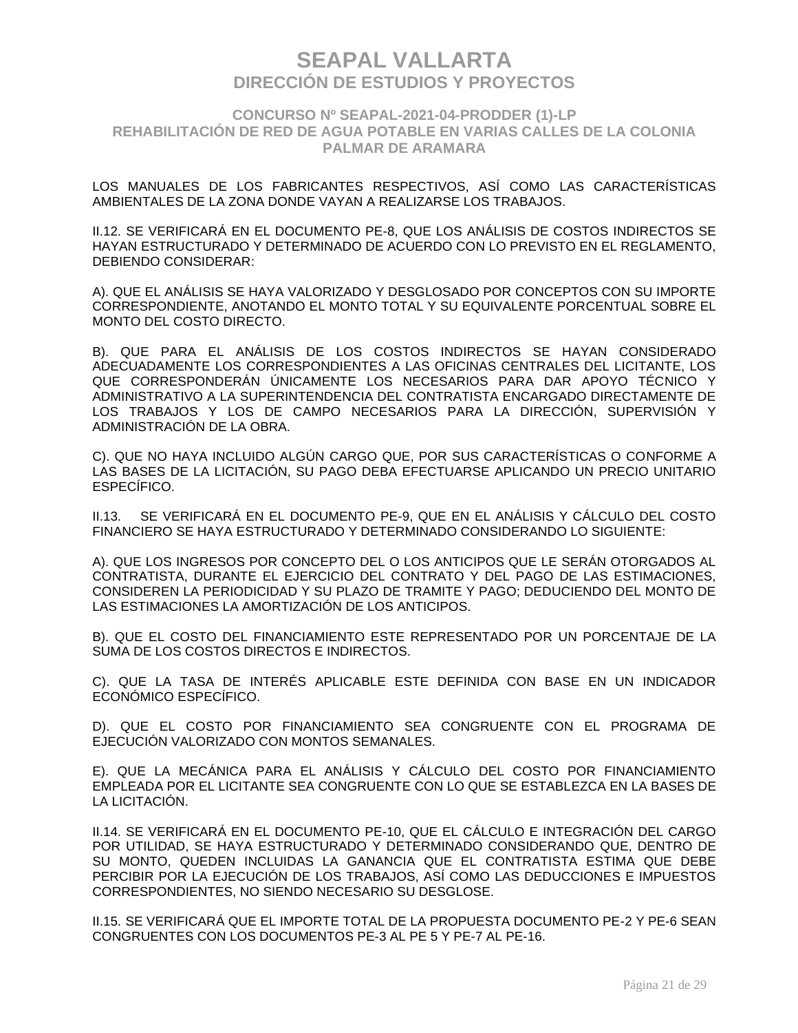LOS MANUALES DE LOS FABRICANTES RESPECTIVOS, ASÍ COMO LAS CARACTERÍSTICAS AMBIENTALES DE LA ZONA DONDE VAYAN A REALIZARSE LOS TRABAJOS.

II.12. SE VERIFICARÁ EN EL DOCUMENTO PE-8, QUE LOS ANÁLISIS DE COSTOS INDIRECTOS SE HAYAN ESTRUCTURADO Y DETERMINADO DE ACUERDO CON LO PREVISTO EN EL REGLAMENTO, DEBIENDO CONSIDERAR:

A). QUE EL ANÁLISIS SE HAYA VALORIZADO Y DESGLOSADO POR CONCEPTOS CON SU IMPORTE CORRESPONDIENTE, ANOTANDO EL MONTO TOTAL Y SU EQUIVALENTE PORCENTUAL SOBRE EL MONTO DEL COSTO DIRECTO.

B). QUE PARA EL ANÁLISIS DE LOS COSTOS INDIRECTOS SE HAYAN CONSIDERADO ADECUADAMENTE LOS CORRESPONDIENTES A LAS OFICINAS CENTRALES DEL LICITANTE, LOS QUE CORRESPONDERÁN ÚNICAMENTE LOS NECESARIOS PARA DAR APOYO TÉCNICO Y ADMINISTRATIVO A LA SUPERINTENDENCIA DEL CONTRATISTA ENCARGADO DIRECTAMENTE DE LOS TRABAJOS Y LOS DE CAMPO NECESARIOS PARA LA DIRECCIÓN, SUPERVISIÓN Y ADMINISTRACIÓN DE LA OBRA.

C). QUE NO HAYA INCLUIDO ALGÚN CARGO QUE, POR SUS CARACTERÍSTICAS O CONFORME A LAS BASES DE LA LICITACIÓN, SU PAGO DEBA EFECTUARSE APLICANDO UN PRECIO UNITARIO ESPECÍFICO.

II.13. SE VERIFICARÁ EN EL DOCUMENTO PE-9, QUE EN EL ANÁLISIS Y CÁLCULO DEL COSTO FINANCIERO SE HAYA ESTRUCTURADO Y DETERMINADO CONSIDERANDO LO SIGUIENTE:

A). QUE LOS INGRESOS POR CONCEPTO DEL O LOS ANTICIPOS QUE LE SERÁN OTORGADOS AL CONTRATISTA, DURANTE EL EJERCICIO DEL CONTRATO Y DEL PAGO DE LAS ESTIMACIONES, CONSIDEREN LA PERIODICIDAD Y SU PLAZO DE TRAMITE Y PAGO; DEDUCIENDO DEL MONTO DE LAS ESTIMACIONES LA AMORTIZACIÓN DE LOS ANTICIPOS.

B). QUE EL COSTO DEL FINANCIAMIENTO ESTE REPRESENTADO POR UN PORCENTAJE DE LA SUMA DE LOS COSTOS DIRECTOS E INDIRECTOS.

C). QUE LA TASA DE INTERÉS APLICABLE ESTE DEFINIDA CON BASE EN UN INDICADOR ECONÓMICO ESPECÍFICO.

D). QUE EL COSTO POR FINANCIAMIENTO SEA CONGRUENTE CON EL PROGRAMA DE EJECUCIÓN VALORIZADO CON MONTOS SEMANALES.

E). QUE LA MECÁNICA PARA EL ANÁLISIS Y CÁLCULO DEL COSTO POR FINANCIAMIENTO EMPLEADA POR EL LICITANTE SEA CONGRUENTE CON LO QUE SE ESTABLEZCA EN LA BASES DE LA LICITACIÓN.

II.14. SE VERIFICARÁ EN EL DOCUMENTO PE-10, QUE EL CÁLCULO E INTEGRACIÓN DEL CARGO POR UTILIDAD, SE HAYA ESTRUCTURADO Y DETERMINADO CONSIDERANDO QUE, DENTRO DE SU MONTO, QUEDEN INCLUIDAS LA GANANCIA QUE EL CONTRATISTA ESTIMA QUE DEBE PERCIBIR POR LA EJECUCIÓN DE LOS TRABAJOS, ASÍ COMO LAS DEDUCCIONES E IMPUESTOS CORRESPONDIENTES, NO SIENDO NECESARIO SU DESGLOSE.

II.15. SE VERIFICARÁ QUE EL IMPORTE TOTAL DE LA PROPUESTA DOCUMENTO PE-2 Y PE-6 SEAN CONGRUENTES CON LOS DOCUMENTOS PE-3 AL PE 5 Y PE-7 AL PE-16.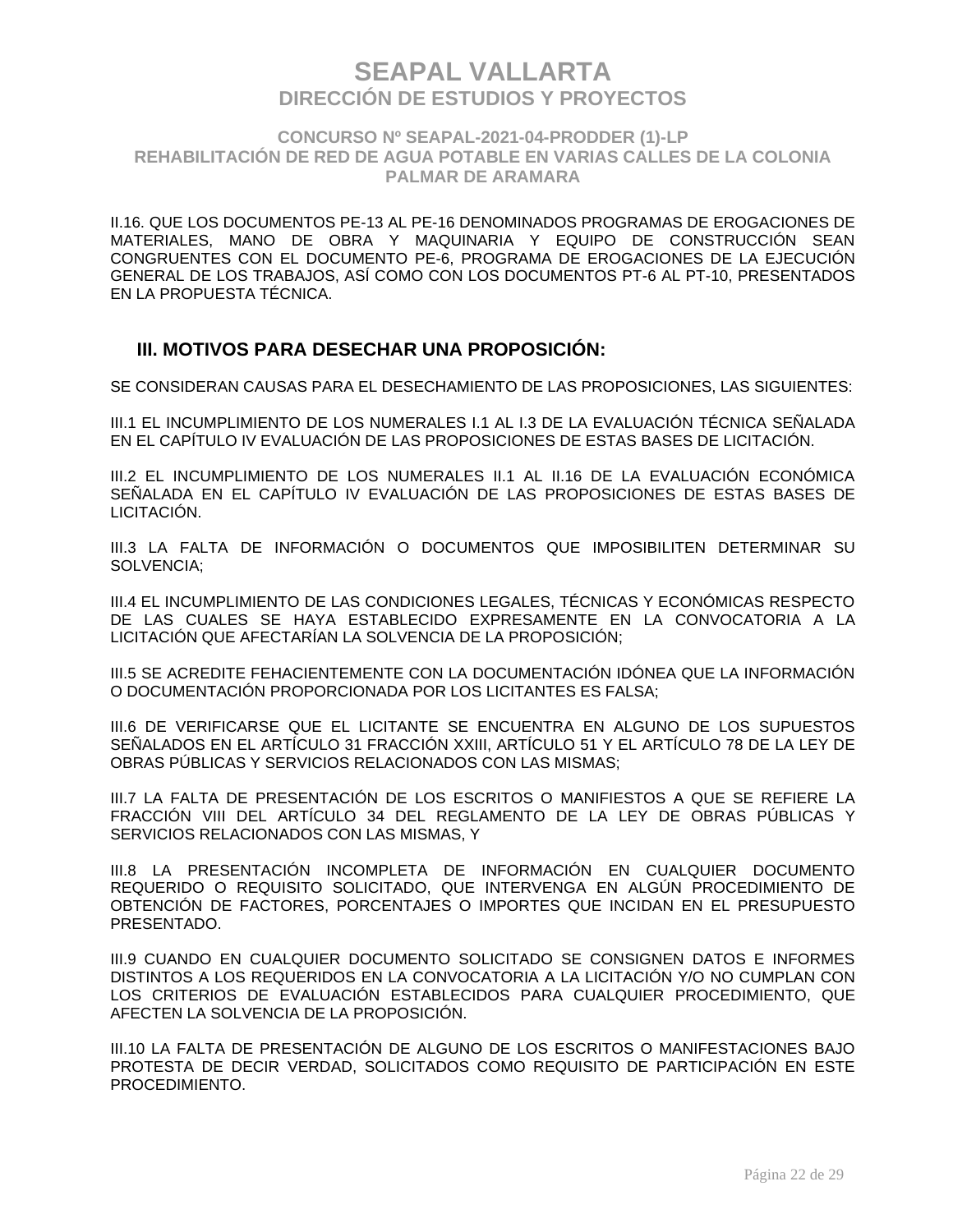II.16. QUE LOS DOCUMENTOS PE-13 AL PE-16 DENOMINADOS PROGRAMAS DE EROGACIONES DE MATERIALES, MANO DE OBRA Y MAQUINARIA Y EQUIPO DE CONSTRUCCIÓN SEAN CONGRUENTES CON EL DOCUMENTO PE-6, PROGRAMA DE EROGACIONES DE LA EJECUCIÓN GENERAL DE LOS TRABAJOS, ASÍ COMO CON LOS DOCUMENTOS PT-6 AL PT-10, PRESENTADOS EN LA PROPUESTA TÉCNICA.

## III. MOTIVOS PARA DESECHAR UNA PROPOSICIÓN:

SE CONSIDERAN CAUSAS PARA EL DESECHAMIENTO DE LAS PROPOSICIONES, LAS SIGUIENTES:

III.1 EL INCUMPLIMIENTO DE LOS NUMERALES I.1 AL I.3 DE LA EVALUACIÓN TÉCNICA SEÑALADA EN EL CAPÍTULO IV EVALUACIÓN DE LAS PROPOSICIONES DE ESTAS BASES DE LICITACIÓN.

III.2 EL INCUMPLIMIENTO DE LOS NUMERALES II.1 AL II.16 DE LA EVALUACIÓN ECONÓMICA SEÑALADA EN EL CAPÍTULO IV EVALUACIÓN DE LAS PROPOSICIONES DE ESTAS BASES DE LICITACIÓN.

III.3 LA FALTA DE INFORMACIÓN O DOCUMENTOS QUE IMPOSIBILITEN DETERMINAR SU SOLVENCIA;

III.4 EL INCUMPLIMIENTO DE LAS CONDICIONES LEGALES, TÉCNICAS Y ECONÓMICAS RESPECTO DE LAS CUALES SE HAYA ESTABLECIDO EXPRESAMENTE EN LA CONVOCATORIA A LA LICITACIÓN QUE AFECTARÍAN LA SOLVENCIA DE LA PROPOSICIÓN;

III.5 SE ACREDITE FEHACIENTEMENTE CON LA DOCUMENTACIÓN IDÓNEA QUE LA INFORMACIÓN O DOCUMENTACIÓN PROPORCIONADA POR LOS LICITANTES ES FALSA;

III.6 DE VERIFICARSE QUE EL LICITANTE SE ENCUENTRA EN ALGUNO DE LOS SUPUESTOS SEÑALADOS EN EL ARTÍCULO 31 FRACCIÓN XXIII, ARTÍCULO 51 Y EL ARTÍCULO 78 DE LA LEY DE OBRAS PÚBLICAS Y SERVICIOS RELACIONADOS CON LAS MISMAS;

III.7 LA FALTA DE PRESENTACIÓN DE LOS ESCRITOS O MANIFIESTOS A QUE SE REFIERE LA FRACCIÓN VIII DEL ARTÍCULO 34 DEL REGLAMENTO DE LA LEY DE OBRAS PÚBLICAS Y SERVICIOS RELACIONADOS CON LAS MISMAS, Y

III.8 LA PRESENTACIÓN INCOMPLETA DE INFORMACIÓN EN CUALQUIER DOCUMENTO REQUERIDO O REQUISITO SOLICITADO, QUE INTERVENGA EN ALGÚN PROCEDIMIENTO DE OBTENCIÓN DE FACTORES, PORCENTAJES O IMPORTES QUE INCIDAN EN EL PRESUPUESTO PRESENTADO.

III.9 CUANDO EN CUALQUIER DOCUMENTO SOLICITADO SE CONSIGNEN DATOS E INFORMES DISTINTOS A LOS REQUERIDOS EN LA CONVOCATORIA A LA LICITACIÓN Y/O NO CUMPLAN CON LOS CRITERIOS DE EVALUACIÓN ESTABLECIDOS PARA CUALQUIER PROCEDIMIENTO, QUE AFECTEN LA SOLVENCIA DE LA PROPOSICIÓN.

III.10 LA FALTA DE PRESENTACIÓN DE ALGUNO DE LOS ESCRITOS O MANIFESTACIONES BAJO PROTESTA DE DECIR VERDAD, SOLICITADOS COMO REQUISITO DE PARTICIPACIÓN EN ESTE PROCEDIMIENTO.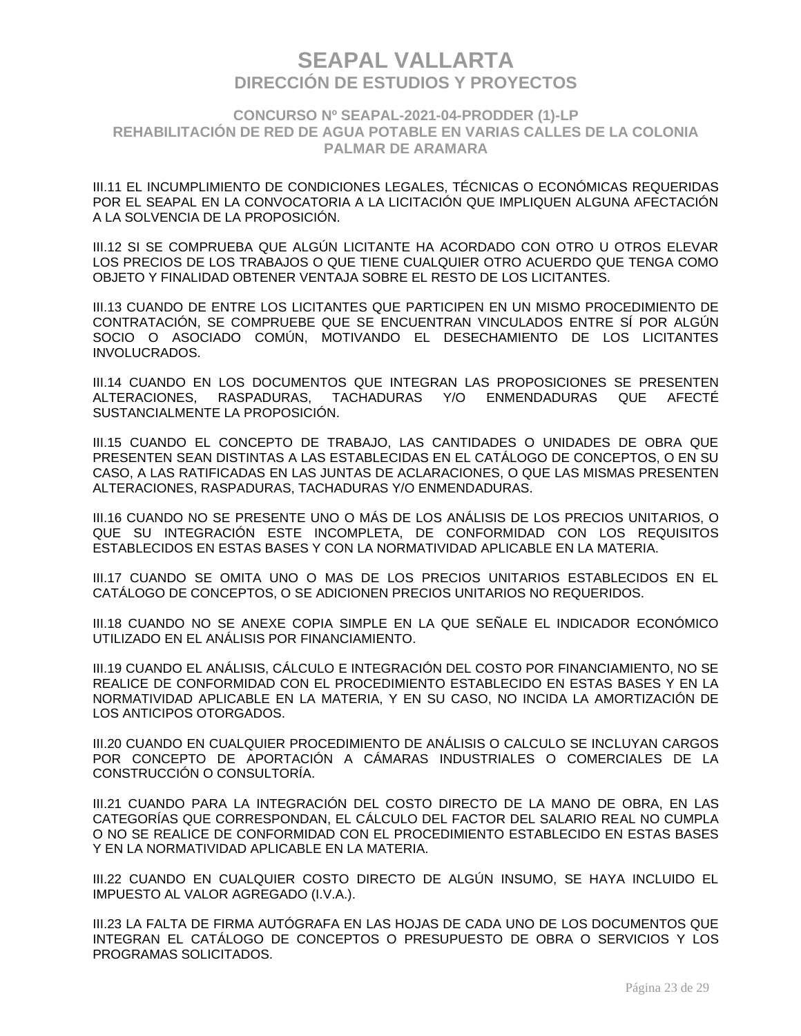III.11 EL INCUMPLIMIENTO DE CONDICIONES LEGALES, TÉCNICAS O ECONÓMICAS REQUERIDAS POR EL SEAPAL EN LA CONVOCATORIA A LA LICITACIÓN QUE IMPLIQUEN ALGUNA AFECTACIÓN A LA SOLVENCIA DE LA PROPOSICIÓN.

III.12 SI SE COMPRUEBA QUE ALGÚN LICITANTE HA ACORDADO CON OTRO U OTROS ELEVAR LOS PRECIOS DE LOS TRABAJOS O QUE TIENE CUALQUIER OTRO ACUERDO QUE TENGA COMO OBJETO Y FINALIDAD OBTENER VENTAJA SOBRE EL RESTO DE LOS LICITANTES.

III.13 CUANDO DE ENTRE LOS LICITANTES QUE PARTICIPEN EN UN MISMO PROCEDIMIENTO DE CONTRATACIÓN, SE COMPRUEBE QUE SE ENCUENTRAN VINCULADOS ENTRE SÍ POR ALGÚN SOCIO O ASOCIADO COMÚN, MOTIVANDO EL DESECHAMIENTO DE LOS LICITANTES INVOLUCRADOS.

III.14 CUANDO EN LOS DOCUMENTOS QUE INTEGRAN LAS PROPOSICIONES SE PRESENTEN ALTERACIONES, RASPADURAS, TACHADURAS Y/O ENMENDADURAS QUE AFECTÉ SUSTANCIALMENTE LA PROPOSICIÓN.

III.15 CUANDO EL CONCEPTO DE TRABAJO, LAS CANTIDADES O UNIDADES DE OBRA QUE PRESENTEN SEAN DISTINTAS A LAS ESTABLECIDAS EN EL CATÁLOGO DE CONCEPTOS, O EN SU CASO, A LAS RATIFICADAS EN LAS JUNTAS DE ACLARACIONES, O QUE LAS MISMAS PRESENTEN ALTERACIONES, RASPADURAS, TACHADURAS Y/O ENMENDADURAS.

III.16 CUANDO NO SE PRESENTE UNO O MÁS DE LOS ANÁLISIS DE LOS PRECIOS UNITARIOS, O QUE SU INTEGRACIÓN ESTE INCOMPLETA, DE CONFORMIDAD CON LOS REQUISITOS ESTABLECIDOS EN ESTAS BASES Y CON LA NORMATIVIDAD APLICABLE EN LA MATERIA.

III.17 CUANDO SE OMITA UNO O MAS DE LOS PRECIOS UNITARIOS ESTABLECIDOS EN EL CATÁLOGO DE CONCEPTOS, O SE ADICIONEN PRECIOS UNITARIOS NO REQUERIDOS.

III.18 CUANDO NO SE ANEXE COPIA SIMPLE EN LA QUE SEÑALE EL INDICADOR ECONÓMICO UTILIZADO EN EL ANÁLISIS POR FINANCIAMIENTO.

III.19 CUANDO EL ANÁLISIS, CÁLCULO E INTEGRACIÓN DEL COSTO POR FINANCIAMIENTO, NO SE REALICE DE CONFORMIDAD CON EL PROCEDIMIENTO ESTABLECIDO EN ESTAS BASES Y EN LA NORMATIVIDAD APLICABLE EN LA MATERIA, Y EN SU CASO, NO INCIDA LA AMORTIZACIÓN DE LOS ANTICIPOS OTORGADOS.

III.20 CUANDO EN CUALQUIER PROCEDIMIENTO DE ANÁLISIS O CALCULO SE INCLUYAN CARGOS POR CONCEPTO DE APORTACIÓN A CÁMARAS INDUSTRIALES O COMERCIALES DE LA CONSTRUCCIÓN O CONSULTORÍA.

III.21 CUANDO PARA LA INTEGRACIÓN DEL COSTO DIRECTO DE LA MANO DE OBRA, EN LAS CATEGORÍAS QUE CORRESPONDAN, EL CÁLCULO DEL FACTOR DEL SALARIO REAL NO CUMPLA O NO SE REALICE DE CONFORMIDAD CON EL PROCEDIMIENTO ESTABLECIDO EN ESTAS BASES Y EN LA NORMATIVIDAD APLICABLE EN LA MATERIA.

III.22 CUANDO EN CUALQUIER COSTO DIRECTO DE ALGÚN INSUMO, SE HAYA INCLUIDO EL IMPUESTO AL VALOR AGREGADO (I.V.A.).

III.23 LA FALTA DE FIRMA AUTÓGRAFA EN LAS HOJAS DE CADA UNO DE LOS DOCUMENTOS QUE INTEGRAN EL CATÁLOGO DE CONCEPTOS O PRESUPUESTO DE OBRA O SERVICIOS Y LOS PROGRAMAS SOLICITADOS.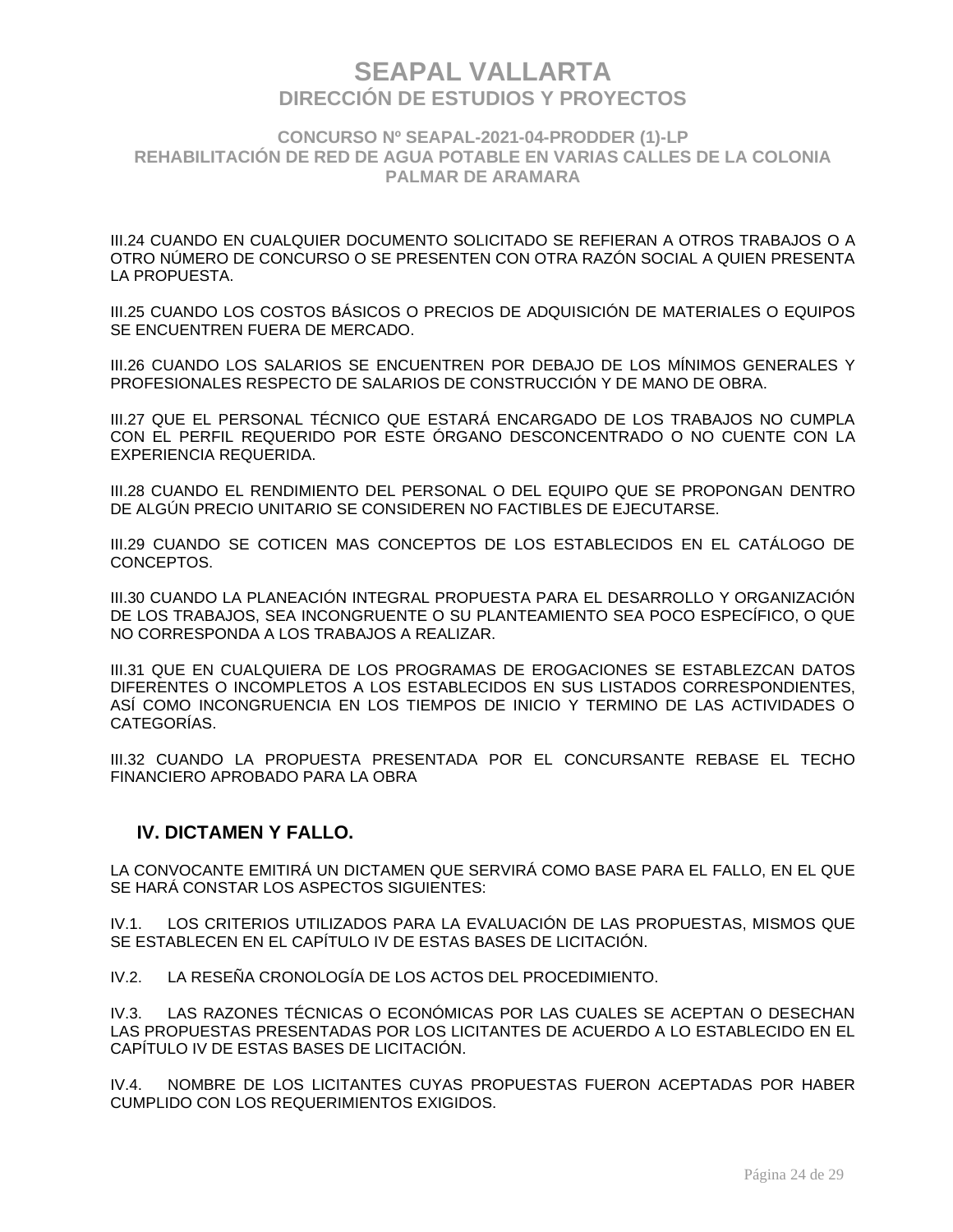III.24 CUANDO EN CUALQUIER DOCUMENTO SOLICITADO SE REFIERAN A OTROS TRABAJOS O A OTRO NÚMERO DE CONCURSO O SE PRESENTEN CON OTRA RAZÓN SOCIAL A QUIEN PRESENTA LA PROPUESTA.

III.25 CUANDO LOS COSTOS BÁSICOS O PRECIOS DE ADQUISICIÓN DE MATERIALES O EQUIPOS SE ENCUENTREN FUERA DE MERCADO.

III.26 CUANDO LOS SALARIOS SE ENCUENTREN POR DEBAJO DE LOS MÍNIMOS GENERALES Y PROFESIONALES RESPECTO DE SALARIOS DE CONSTRUCCIÓN Y DE MANO DE OBRA.

III.27 QUE EL PERSONAL TÉCNICO QUE ESTARÁ ENCARGADO DE LOS TRABAJOS NO CUMPLA CON EL PERFIL REQUERIDO POR ESTE ÓRGANO DESCONCENTRADO O NO CUENTE CON LA EXPERIENCIA REQUERIDA.

III.28 CUANDO EL RENDIMIENTO DEL PERSONAL O DEL EQUIPO QUE SE PROPONGAN DENTRO DE ALGÚN PRECIO UNITARIO SE CONSIDEREN NO FACTIBLES DE EJECUTARSE.

III.29 CUANDO SE COTICEN MAS CONCEPTOS DE LOS ESTABLECIDOS EN EL CATÁLOGO DE CONCEPTOS.

III.30 CUANDO LA PLANEACIÓN INTEGRAL PROPUESTA PARA EL DESARROLLO Y ORGANIZACIÓN DE LOS TRABAJOS, SEA INCONGRUENTE O SU PLANTEAMIENTO SEA POCO ESPECÍFICO, O QUE NO CORRESPONDA A LOS TRABAJOS A REALIZAR.

III.31 QUE EN CUALQUIERA DE LOS PROGRAMAS DE EROGACIONES SE ESTABLEZCAN DATOS DIFERENTES O INCOMPLETOS A LOS ESTABLECIDOS EN SUS LISTADOS CORRESPONDIENTES, ASÍ COMO INCONGRUENCIA EN LOS TIEMPOS DE INICIO Y TERMINO DE LAS ACTIVIDADES O CATEGORÍAS.

III.32 CUANDO LA PROPUESTA PRESENTADA POR EL CONCURSANTE REBASE EL TECHO FINANCIERO APROBADO PARA LA OBRA

## IV. DICTAMEN Y FALLO.

LA CONVOCANTE EMITIRÁ UN DICTAMEN QUE SERVIRÁ COMO BASE PARA EL FALLO, EN EL QUE SE HARÁ CONSTAR LOS ASPECTOS SIGUIENTES:

IV.1. LOS CRITERIOS UTILIZADOS PARA LA EVALUACIÓN DE LAS PROPUESTAS, MISMOS QUE SE ESTABLECEN EN EL CAPÍTULO IV DE ESTAS BASES DE LICITACIÓN.

IV.2. LA RESEÑA CRONOLOGÍA DE LOS ACTOS DEL PROCEDIMIENTO.

IV.3. LAS RAZONES TÉCNICAS O ECONÓMICAS POR LAS CUALES SE ACEPTAN O DESECHAN LAS PROPUESTAS PRESENTADAS POR LOS LICITANTES DE ACUERDO A LO ESTABLECIDO EN EL CAPÍTULO IV DE ESTAS BASES DE LICITACIÓN.

IV.4. NOMBRE DE LOS LICITANTES CUYAS PROPUESTAS FUERON ACEPTADAS POR HABER CUMPLIDO CON LOS REQUERIMIENTOS EXIGIDOS.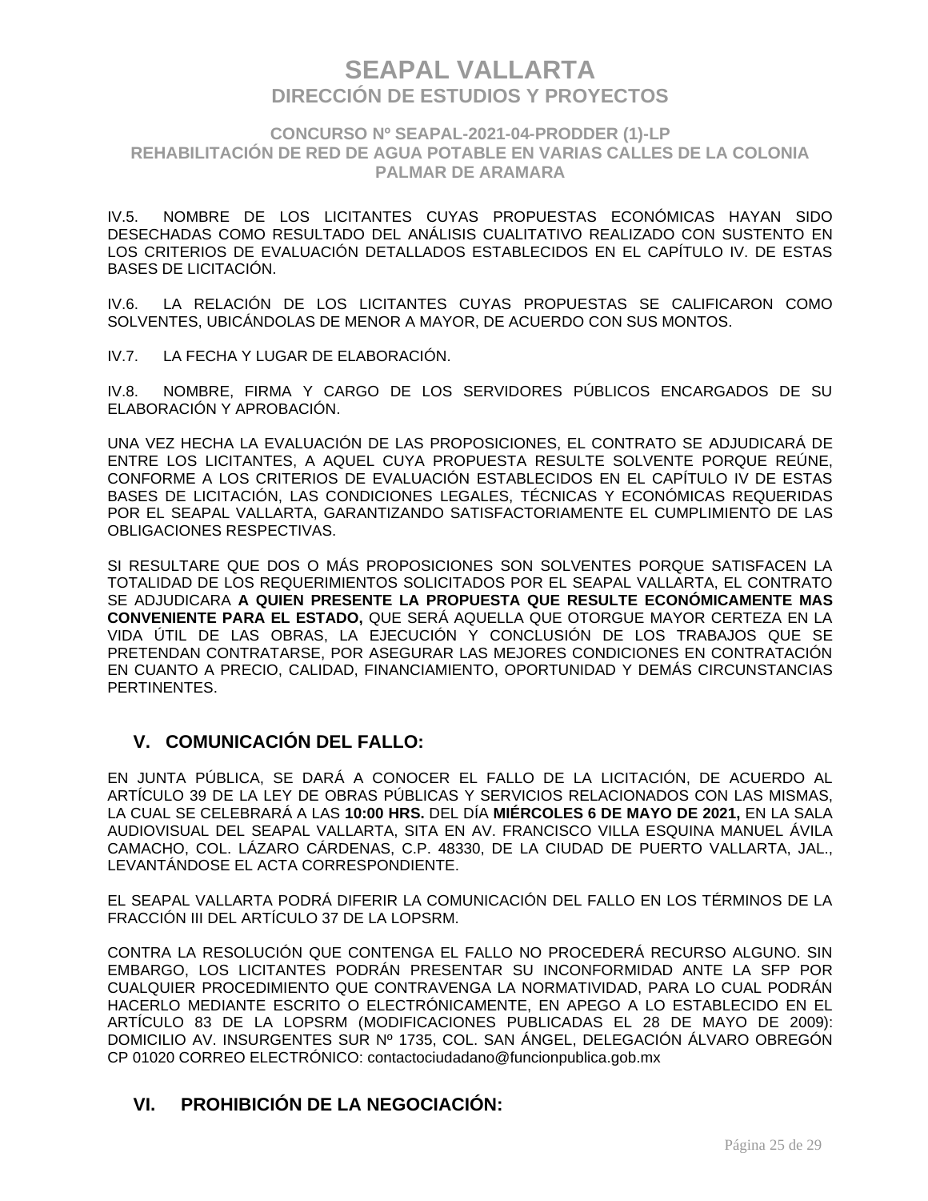IV.5. NOMBRE DE LOS LICITANTES CUYAS PROPUESTAS ECONÓMICAS HAYAN SIDO DESECHADAS COMO RESULTADO DEL ANÁLISIS CUALITATIVO REALIZADO CON SUSTENTO EN LOS CRITERIOS DE EVALUACIÓN DETALLADOS ESTABLECIDOS EN EL CAPÍTULO IV. DE ESTAS BASES DE LICITACIÓN.

IV.6. LA RELACIÓN DE LOS LICITANTES CUYAS PROPUESTAS SE CALIFICARON COMO SOLVENTES, UBICÁNDOLAS DE MENOR A MAYOR, DE ACUERDO CON SUS MONTOS.

IV.7. LA FECHA Y LUGAR DE ELABORACIÓN.

IV.8. NOMBRE, FIRMA Y CARGO DE LOS SERVIDORES PÚBLICOS ENCARGADOS DE SU ELABORACIÓN Y APROBACIÓN.

UNA VEZ HECHA LA EVALUACIÓN DE LAS PROPOSICIONES, EL CONTRATO SE ADJUDICARÁ DE ENTRE LOS LICITANTES, A AQUEL CUYA PROPUESTA RESULTE SOLVENTE PORQUE REÚNE, CONFORME A LOS CRITERIOS DE EVALUACIÓN ESTABLECIDOS EN EL CAPÍTULO IV DE ESTAS BASES DE LICITACIÓN, LAS CONDICIONES LEGALES, TÉCNICAS Y ECONÓMICAS REQUERIDAS POR EL SEAPAL VALLARTA, GARANTIZANDO SATISFACTORIAMENTE EL CUMPLIMIENTO DE LAS OBLIGACIONES RESPECTIVAS.

SI RESULTARE QUE DOS O MÁS PROPOSICIONES SON SOLVENTES PORQUE SATISFACEN LA TOTALIDAD DE LOS REQUERIMIENTOS SOLICITADOS POR EL SEAPAL VALLARTA, EL CONTRATO SE ADJUDICARA **A QUIEN PRESENTE LA PROPUESTA QUE RESULTE ECONÓMICAMENTE MAS CONVENIENTE PARA EL ESTADO,** QUE SERÁ AQUELLA QUE OTORGUE MAYOR CERTEZA EN LA VIDA ÚTIL DE LAS OBRAS, LA EJECUCIÓN Y CONCLUSIÓN DE LOS TRABAJOS QUE SE PRETENDAN CONTRATARSE, POR ASEGURAR LAS MEJORES CONDICIONES EN CONTRATACIÓN EN CUANTO A PRECIO, CALIDAD, FINANCIAMIENTO, OPORTUNIDAD Y DEMÁS CIRCUNSTANCIAS PERTINENTES.

## V. COMUNICACIÓN DEL FALLO:

EN JUNTA PÚBLICA, SE DARÁ A CONOCER EL FALLO DE LA LICITACIÓN, DE ACUERDO AL ARTÍCULO 39 DE LA LEY DE OBRAS PÚBLICAS Y SERVICIOS RELACIONADOS CON LAS MISMAS, LA CUAL SE CELEBRARÁ A LAS **10:00 HRS.** DEL DÍA **MIÉRCOLES 6 DE MAYO DE 2021,** EN LA SALA AUDIOVISUAL DEL SEAPAL VALLARTA, SITA EN AV. FRANCISCO VILLA ESQUINA MANUEL ÁVILA CAMACHO, COL. LÁZARO CÁRDENAS, C.P. 48330, DE LA CIUDAD DE PUERTO VALLARTA, JAL., LEVANTÁNDOSE EL ACTA CORRESPONDIENTE.

EL SEAPAL VALLARTA PODRÁ DIFERIR LA COMUNICACIÓN DEL FALLO EN LOS TÉRMINOS DE LA FRACCIÓN III DEL ARTÍCULO 37 DE LA LOPSRM.

CONTRA LA RESOLUCIÓN QUE CONTENGA EL FALLO NO PROCEDERÁ RECURSO ALGUNO. SIN EMBARGO, LOS LICITANTES PODRÁN PRESENTAR SU INCONFORMIDAD ANTE LA SFP POR CUALQUIER PROCEDIMIENTO QUE CONTRAVENGA LA NORMATIVIDAD, PARA LO CUAL PODRÁN HACERLO MEDIANTE ESCRITO O ELECTRÓNICAMENTE, EN APEGO A LO ESTABLECIDO EN EL ARTÍCULO 83 DE LA LOPSRM (MODIFICACIONES PUBLICADAS EL 28 DE MAYO DE 2009): DOMICILIO AV. INSURGENTES SUR Nº 1735, COL. SAN ÁNGEL, DELEGACIÓN ÁLVARO OBREGÓN CP 01020 CORREO ELECTRÓNICO: contactociudadano@funcionpublica.gob.mx

## VI. PROHIBICIÓN DE LA NEGOCIACIÓN: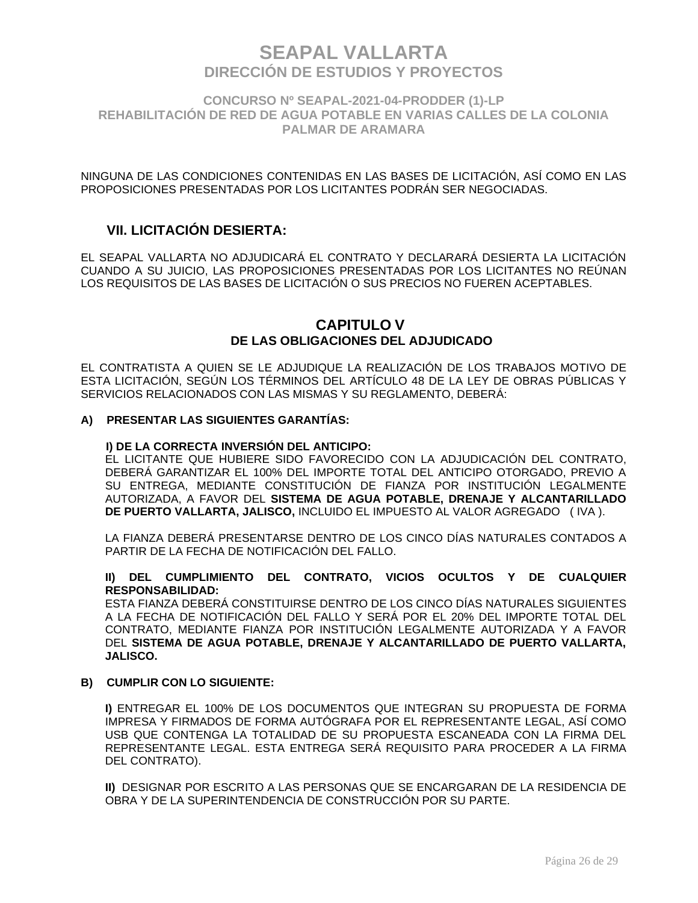NINGUNA DE LAS CONDICIONES CONTENIDAS EN LAS BASES DE LICITACIÓN, ASÍ COMO EN LAS PROPOSICIONES PRESENTADAS POR LOS LICITANTES PODRÁN SER NEGOCIADAS.

## VII. LICITACIÓN DESIERTA:

EL SEAPAL VALLARTA NO ADJUDICARÁ EL CONTRATO Y DECLARARÁ DESIERTA LA LICITACIÓN CUANDO A SU JUICIO, LAS PROPOSICIONES PRESENTADAS POR LOS LICITANTES NO REÚNAN LOS REQUISITOS DE LAS BASES DE LICITACIÓN O SUS PRECIOS NO FUEREN ACEPTABLES.

# CAPITULO V
## DE LAS OBLIGACIONES DEL ADJUDICADO

EL CONTRATISTA A QUIEN SE LE ADJUDIQUE LA REALIZACIÓN DE LOS TRABAJOS MOTIVO DE ESTA LICITACIÓN, SEGÚN LOS TÉRMINOS DEL ARTÍCULO 48 DE LA LEY DE OBRAS PÚBLICAS Y SERVICIOS RELACIONADOS CON LAS MISMAS Y SU REGLAMENTO, DEBERÁ:

**A) PRESENTAR LAS SIGUIENTES GARANTÍAS:**

**I) DE LA CORRECTA INVERSIÓN DEL ANTICIPO:**
EL LICITANTE QUE HUBIERE SIDO FAVORECIDO CON LA ADJUDICACIÓN DEL CONTRATO, DEBERÁ GARANTIZAR EL 100% DEL IMPORTE TOTAL DEL ANTICIPO OTORGADO, PREVIO A SU ENTREGA, MEDIANTE CONSTITUCIÓN DE FIANZA POR INSTITUCIÓN LEGALMENTE AUTORIZADA, A FAVOR DEL **SISTEMA DE AGUA POTABLE, DRENAJE Y ALCANTARILLADO DE PUERTO VALLARTA, JALISCO,** INCLUIDO EL IMPUESTO AL VALOR AGREGADO ( IVA ).

LA FIANZA DEBERÁ PRESENTARSE DENTRO DE LOS CINCO DÍAS NATURALES CONTADOS A PARTIR DE LA FECHA DE NOTIFICACIÓN DEL FALLO.

**II) DEL CUMPLIMIENTO DEL CONTRATO, VICIOS OCULTOS Y DE CUALQUIER RESPONSABILIDAD:**
ESTA FIANZA DEBERÁ CONSTITUIRSE DENTRO DE LOS CINCO DÍAS NATURALES SIGUIENTES A LA FECHA DE NOTIFICACIÓN DEL FALLO Y SERÁ POR EL 20% DEL IMPORTE TOTAL DEL CONTRATO, MEDIANTE FIANZA POR INSTITUCIÓN LEGALMENTE AUTORIZADA Y A FAVOR DEL **SISTEMA DE AGUA POTABLE, DRENAJE Y ALCANTARILLADO DE PUERTO VALLARTA, JALISCO.**

**B) CUMPLIR CON LO SIGUIENTE:**

**I)** ENTREGAR EL 100% DE LOS DOCUMENTOS QUE INTEGRAN SU PROPUESTA DE FORMA IMPRESA Y FIRMADOS DE FORMA AUTÓGRAFA POR EL REPRESENTANTE LEGAL, ASÍ COMO USB QUE CONTENGA LA TOTALIDAD DE SU PROPUESTA ESCANEADA CON LA FIRMA DEL REPRESENTANTE LEGAL. ESTA ENTREGA SERÁ REQUISITO PARA PROCEDER A LA FIRMA DEL CONTRATO).

**II)** DESIGNAR POR ESCRITO A LAS PERSONAS QUE SE ENCARGARAN DE LA RESIDENCIA DE OBRA Y DE LA SUPERINTENDENCIA DE CONSTRUCCIÓN POR SU PARTE.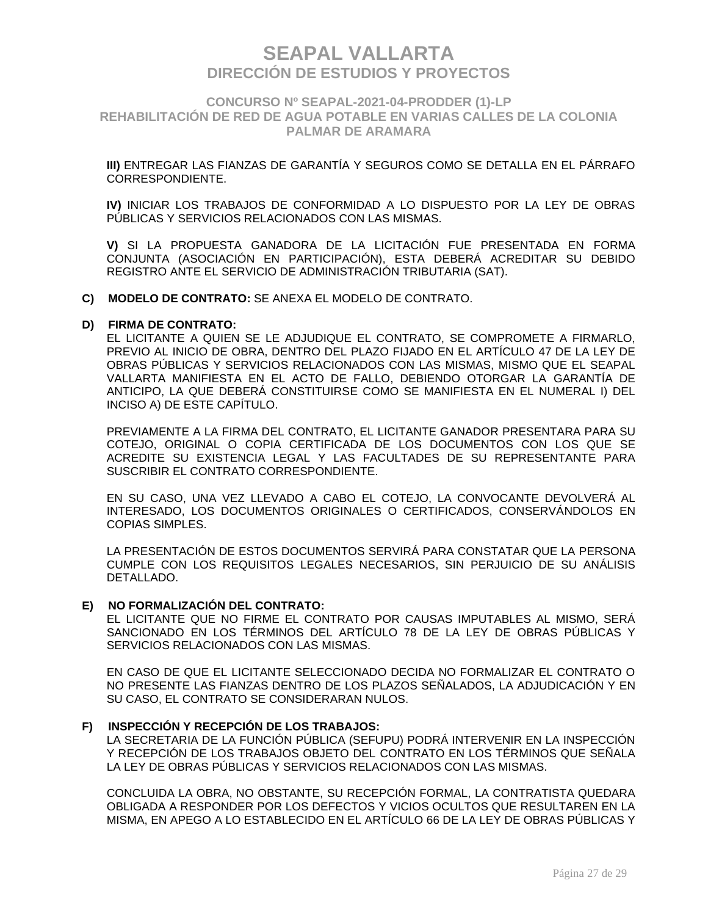**III)** ENTREGAR LAS FIANZAS DE GARANTÍA Y SEGUROS COMO SE DETALLA EN EL PÁRRAFO CORRESPONDIENTE.

**IV)** INICIAR LOS TRABAJOS DE CONFORMIDAD A LO DISPUESTO POR LA LEY DE OBRAS PÚBLICAS Y SERVICIOS RELACIONADOS CON LAS MISMAS.

**V)** SI LA PROPUESTA GANADORA DE LA LICITACIÓN FUE PRESENTADA EN FORMA CONJUNTA (ASOCIACIÓN EN PARTICIPACIÓN), ESTA DEBERÁ ACREDITAR SU DEBIDO REGISTRO ANTE EL SERVICIO DE ADMINISTRACIÓN TRIBUTARIA (SAT).

**C) MODELO DE CONTRATO:** SE ANEXA EL MODELO DE CONTRATO.

**D) FIRMA DE CONTRATO:**

EL LICITANTE A QUIEN SE LE ADJUDIQUE EL CONTRATO, SE COMPROMETE A FIRMARLO, PREVIO AL INICIO DE OBRA, DENTRO DEL PLAZO FIJADO EN EL ARTÍCULO 47 DE LA LEY DE OBRAS PÚBLICAS Y SERVICIOS RELACIONADOS CON LAS MISMAS, MISMO QUE EL SEAPAL VALLARTA MANIFIESTA EN EL ACTO DE FALLO, DEBIENDO OTORGAR LA GARANTÍA DE ANTICIPO, LA QUE DEBERÁ CONSTITUIRSE COMO SE MANIFIESTA EN EL NUMERAL I) DEL INCISO A) DE ESTE CAPÍTULO.

PREVIAMENTE A LA FIRMA DEL CONTRATO, EL LICITANTE GANADOR PRESENTARA PARA SU COTEJO, ORIGINAL O COPIA CERTIFICADA DE LOS DOCUMENTOS CON LOS QUE SE ACREDITE SU EXISTENCIA LEGAL Y LAS FACULTADES DE SU REPRESENTANTE PARA SUSCRIBIR EL CONTRATO CORRESPONDIENTE.

EN SU CASO, UNA VEZ LLEVADO A CABO EL COTEJO, LA CONVOCANTE DEVOLVERÁ AL INTERESADO, LOS DOCUMENTOS ORIGINALES O CERTIFICADOS, CONSERVÁNDOLOS EN COPIAS SIMPLES.

LA PRESENTACIÓN DE ESTOS DOCUMENTOS SERVIRÁ PARA CONSTATAR QUE LA PERSONA CUMPLE CON LOS REQUISITOS LEGALES NECESARIOS, SIN PERJUICIO DE SU ANÁLISIS DETALLADO.

**E) NO FORMALIZACIÓN DEL CONTRATO:**

EL LICITANTE QUE NO FIRME EL CONTRATO POR CAUSAS IMPUTABLES AL MISMO, SERÁ SANCIONADO EN LOS TÉRMINOS DEL ARTÍCULO 78 DE LA LEY DE OBRAS PÚBLICAS Y SERVICIOS RELACIONADOS CON LAS MISMAS.

EN CASO DE QUE EL LICITANTE SELECCIONADO DECIDA NO FORMALIZAR EL CONTRATO O NO PRESENTE LAS FIANZAS DENTRO DE LOS PLAZOS SEÑALADOS, LA ADJUDICACIÓN Y EN SU CASO, EL CONTRATO SE CONSIDERARAN NULOS.

**F) INSPECCIÓN Y RECEPCIÓN DE LOS TRABAJOS:**

LA SECRETARIA DE LA FUNCIÓN PÚBLICA (SEFUPU) PODRÁ INTERVENIR EN LA INSPECCIÓN Y RECEPCIÓN DE LOS TRABAJOS OBJETO DEL CONTRATO EN LOS TÉRMINOS QUE SEÑALA LA LEY DE OBRAS PÚBLICAS Y SERVICIOS RELACIONADOS CON LAS MISMAS.

CONCLUIDA LA OBRA, NO OBSTANTE, SU RECEPCIÓN FORMAL, LA CONTRATISTA QUEDARA OBLIGADA A RESPONDER POR LOS DEFECTOS Y VICIOS OCULTOS QUE RESULTAREN EN LA MISMA, EN APEGO A LO ESTABLECIDO EN EL ARTÍCULO 66 DE LA LEY DE OBRAS PÚBLICAS Y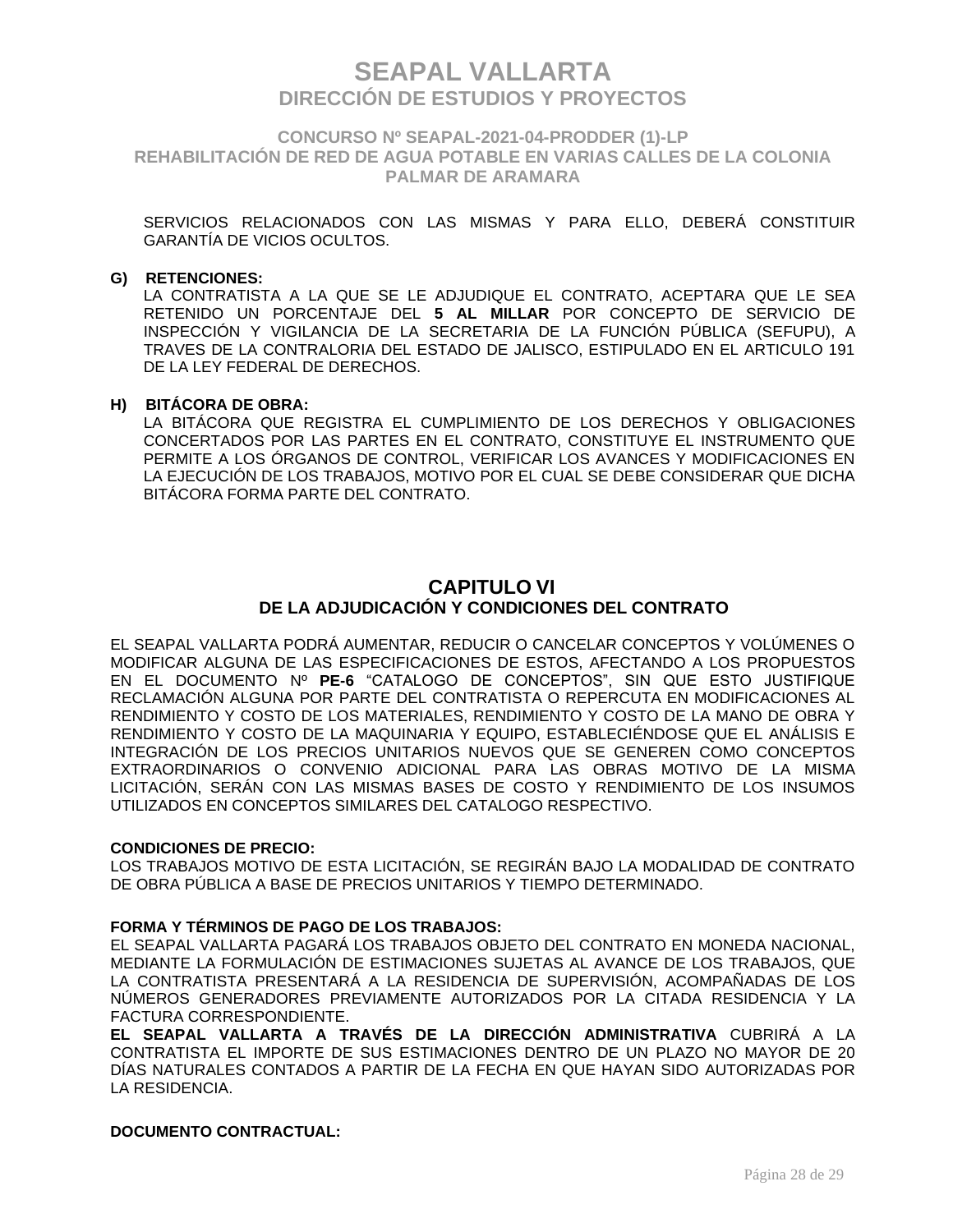SERVICIOS RELACIONADOS CON LAS MISMAS Y PARA ELLO, DEBERÁ CONSTITUIR GARANTÍA DE VICIOS OCULTOS.

**G) RETENCIONES:**

LA CONTRATISTA A LA QUE SE LE ADJUDIQUE EL CONTRATO, ACEPTARA QUE LE SEA RETENIDO UN PORCENTAJE DEL **5 AL MILLAR** POR CONCEPTO DE SERVICIO DE INSPECCIÓN Y VIGILANCIA DE LA SECRETARIA DE LA FUNCIÓN PÚBLICA (SEFUPU), A TRAVES DE LA CONTRALORIA DEL ESTADO DE JALISCO, ESTIPULADO EN EL ARTICULO 191 DE LA LEY FEDERAL DE DERECHOS.

**H) BITÁCORA DE OBRA:**

LA BITÁCORA QUE REGISTRA EL CUMPLIMIENTO DE LOS DERECHOS Y OBLIGACIONES CONCERTADOS POR LAS PARTES EN EL CONTRATO, CONSTITUYE EL INSTRUMENTO QUE PERMITE A LOS ÓRGANOS DE CONTROL, VERIFICAR LOS AVANCES Y MODIFICACIONES EN LA EJECUCIÓN DE LOS TRABAJOS, MOTIVO POR EL CUAL SE DEBE CONSIDERAR QUE DICHA BITÁCORA FORMA PARTE DEL CONTRATO.

## CAPITULO VI
## DE LA ADJUDICACIÓN Y CONDICIONES DEL CONTRATO

EL SEAPAL VALLARTA PODRÁ AUMENTAR, REDUCIR O CANCELAR CONCEPTOS Y VOLÚMENES O MODIFICAR ALGUNA DE LAS ESPECIFICACIONES DE ESTOS, AFECTANDO A LOS PROPUESTOS EN EL DOCUMENTO Nº **PE-6** "CATALOGO DE CONCEPTOS", SIN QUE ESTO JUSTIFIQUE RECLAMACIÓN ALGUNA POR PARTE DEL CONTRATISTA O REPERCUTA EN MODIFICACIONES AL RENDIMIENTO Y COSTO DE LOS MATERIALES, RENDIMIENTO Y COSTO DE LA MANO DE OBRA Y RENDIMIENTO Y COSTO DE LA MAQUINARIA Y EQUIPO, ESTABLECIÉNDOSE QUE EL ANÁLISIS E INTEGRACIÓN DE LOS PRECIOS UNITARIOS NUEVOS QUE SE GENEREN COMO CONCEPTOS EXTRAORDINARIOS O CONVENIO ADICIONAL PARA LAS OBRAS MOTIVO DE LA MISMA LICITACIÓN, SERÁN CON LAS MISMAS BASES DE COSTO Y RENDIMIENTO DE LOS INSUMOS UTILIZADOS EN CONCEPTOS SIMILARES DEL CATALOGO RESPECTIVO.

**CONDICIONES DE PRECIO:**

LOS TRABAJOS MOTIVO DE ESTA LICITACIÓN, SE REGIRÁN BAJO LA MODALIDAD DE CONTRATO DE OBRA PÚBLICA A BASE DE PRECIOS UNITARIOS Y TIEMPO DETERMINADO.

**FORMA Y TÉRMINOS DE PAGO DE LOS TRABAJOS:**

EL SEAPAL VALLARTA PAGARÁ LOS TRABAJOS OBJETO DEL CONTRATO EN MONEDA NACIONAL, MEDIANTE LA FORMULACIÓN DE ESTIMACIONES SUJETAS AL AVANCE DE LOS TRABAJOS, QUE LA CONTRATISTA PRESENTARÁ A LA RESIDENCIA DE SUPERVISIÓN, ACOMPAÑADAS DE LOS NÚMEROS GENERADORES PREVIAMENTE AUTORIZADOS POR LA CITADA RESIDENCIA Y LA FACTURA CORRESPONDIENTE.

**EL SEAPAL VALLARTA A TRAVÉS DE LA DIRECCIÓN ADMINISTRATIVA** CUBRIRÁ A LA CONTRATISTA EL IMPORTE DE SUS ESTIMACIONES DENTRO DE UN PLAZO NO MAYOR DE 20 DÍAS NATURALES CONTADOS A PARTIR DE LA FECHA EN QUE HAYAN SIDO AUTORIZADAS POR LA RESIDENCIA.

**DOCUMENTO CONTRACTUAL:**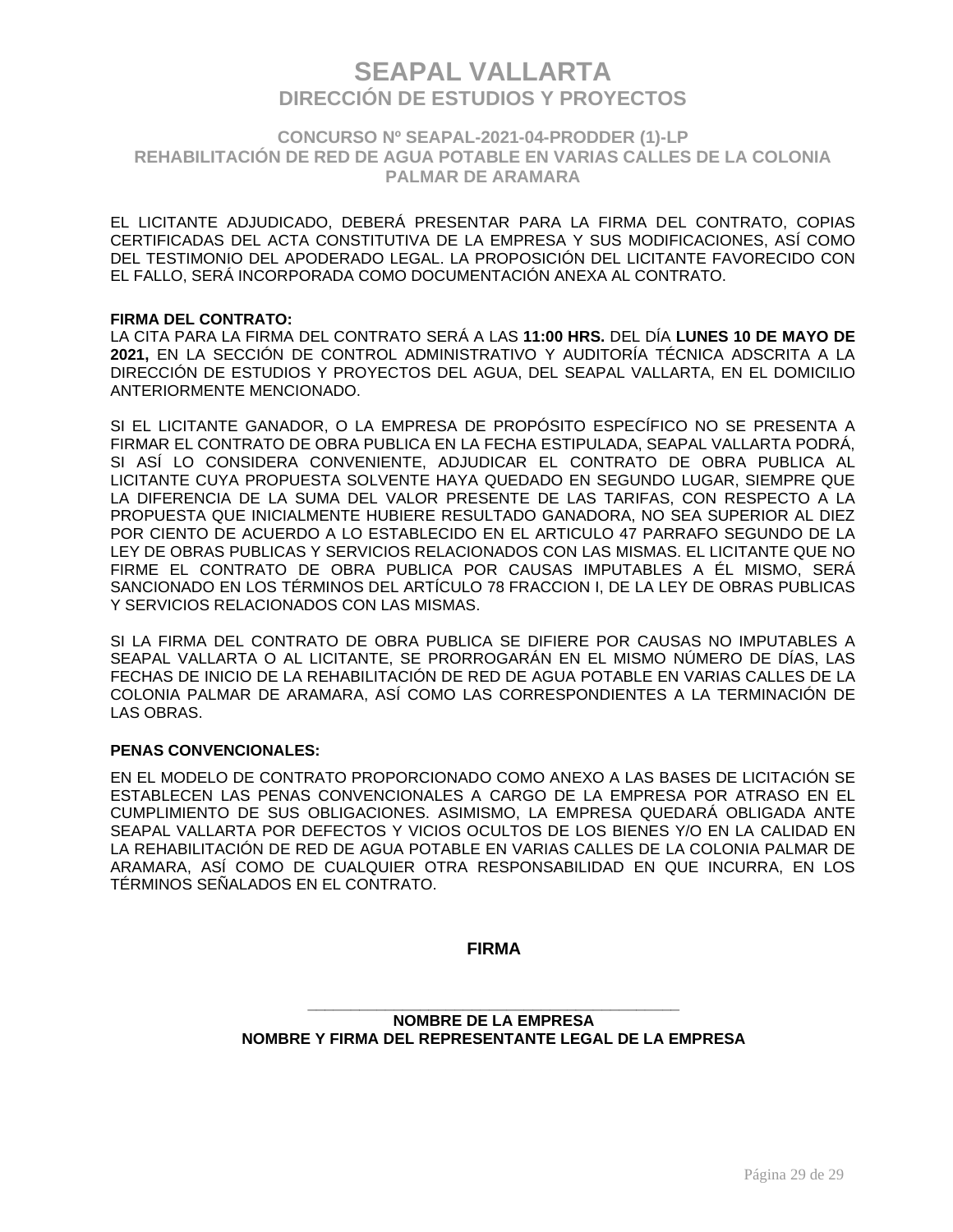EL LICITANTE ADJUDICADO, DEBERÁ PRESENTAR PARA LA FIRMA DEL CONTRATO, COPIAS CERTIFICADAS DEL ACTA CONSTITUTIVA DE LA EMPRESA Y SUS MODIFICACIONES, ASÍ COMO DEL TESTIMONIO DEL APODERADO LEGAL. LA PROPOSICIÓN DEL LICITANTE FAVORECIDO CON EL FALLO, SERÁ INCORPORADA COMO DOCUMENTACIÓN ANEXA AL CONTRATO.

**FIRMA DEL CONTRATO:**

LA CITA PARA LA FIRMA DEL CONTRATO SERÁ A LAS **11:00 HRS.** DEL DÍA **LUNES 10 DE MAYO DE 2021,** EN LA SECCIÓN DE CONTROL ADMINISTRATIVO Y AUDITORÍA TÉCNICA ADSCRITA A LA DIRECCIÓN DE ESTUDIOS Y PROYECTOS DEL AGUA, DEL SEAPAL VALLARTA, EN EL DOMICILIO ANTERIORMENTE MENCIONADO.

SI EL LICITANTE GANADOR, O LA EMPRESA DE PROPÓSITO ESPECÍFICO NO SE PRESENTA A FIRMAR EL CONTRATO DE OBRA PUBLICA EN LA FECHA ESTIPULADA, SEAPAL VALLARTA PODRÁ, SI ASÍ LO CONSIDERA CONVENIENTE, ADJUDICAR EL CONTRATO DE OBRA PUBLICA AL LICITANTE CUYA PROPUESTA SOLVENTE HAYA QUEDADO EN SEGUNDO LUGAR, SIEMPRE QUE LA DIFERENCIA DE LA SUMA DEL VALOR PRESENTE DE LAS TARIFAS, CON RESPECTO A LA PROPUESTA QUE INICIALMENTE HUBIERE RESULTADO GANADORA, NO SEA SUPERIOR AL DIEZ POR CIENTO DE ACUERDO A LO ESTABLECIDO EN EL ARTICULO 47 PARRAFO SEGUNDO DE LA LEY DE OBRAS PUBLICAS Y SERVICIOS RELACIONADOS CON LAS MISMAS. EL LICITANTE QUE NO FIRME EL CONTRATO DE OBRA PUBLICA POR CAUSAS IMPUTABLES A ÉL MISMO, SERÁ SANCIONADO EN LOS TÉRMINOS DEL ARTÍCULO 78 FRACCION I, DE LA LEY DE OBRAS PUBLICAS Y SERVICIOS RELACIONADOS CON LAS MISMAS.

SI LA FIRMA DEL CONTRATO DE OBRA PUBLICA SE DIFIERE POR CAUSAS NO IMPUTABLES A SEAPAL VALLARTA O AL LICITANTE, SE PRORROGARÁN EN EL MISMO NÚMERO DE DÍAS, LAS FECHAS DE INICIO DE LA REHABILITACIÓN DE RED DE AGUA POTABLE EN VARIAS CALLES DE LA COLONIA PALMAR DE ARAMARA, ASÍ COMO LAS CORRESPONDIENTES A LA TERMINACIÓN DE LAS OBRAS.

**PENAS CONVENCIONALES:**

EN EL MODELO DE CONTRATO PROPORCIONADO COMO ANEXO A LAS BASES DE LICITACIÓN SE ESTABLECEN LAS PENAS CONVENCIONALES A CARGO DE LA EMPRESA POR ATRASO EN EL CUMPLIMIENTO DE SUS OBLIGACIONES. ASIMISMO, LA EMPRESA QUEDARÁ OBLIGADA ANTE SEAPAL VALLARTA POR DEFECTOS Y VICIOS OCULTOS DE LOS BIENES Y/O EN LA CALIDAD EN LA REHABILITACIÓN DE RED DE AGUA POTABLE EN VARIAS CALLES DE LA COLONIA PALMAR DE ARAMARA, ASÍ COMO DE CUALQUIER OTRA RESPONSABILIDAD EN QUE INCURRA, EN LOS TÉRMINOS SEÑALADOS EN EL CONTRATO.

**FIRMA**

\_\_\_\_\_\_\_\_\_\_\_\_\_\_\_\_\_\_\_\_\_\_\_\_\_\_\_\_\_\_\_\_\_\_\_\_\_\_\_\_\_\_

**NOMBRE DE LA EMPRESA**

**NOMBRE Y FIRMA DEL REPRESENTANTE LEGAL DE LA EMPRESA**